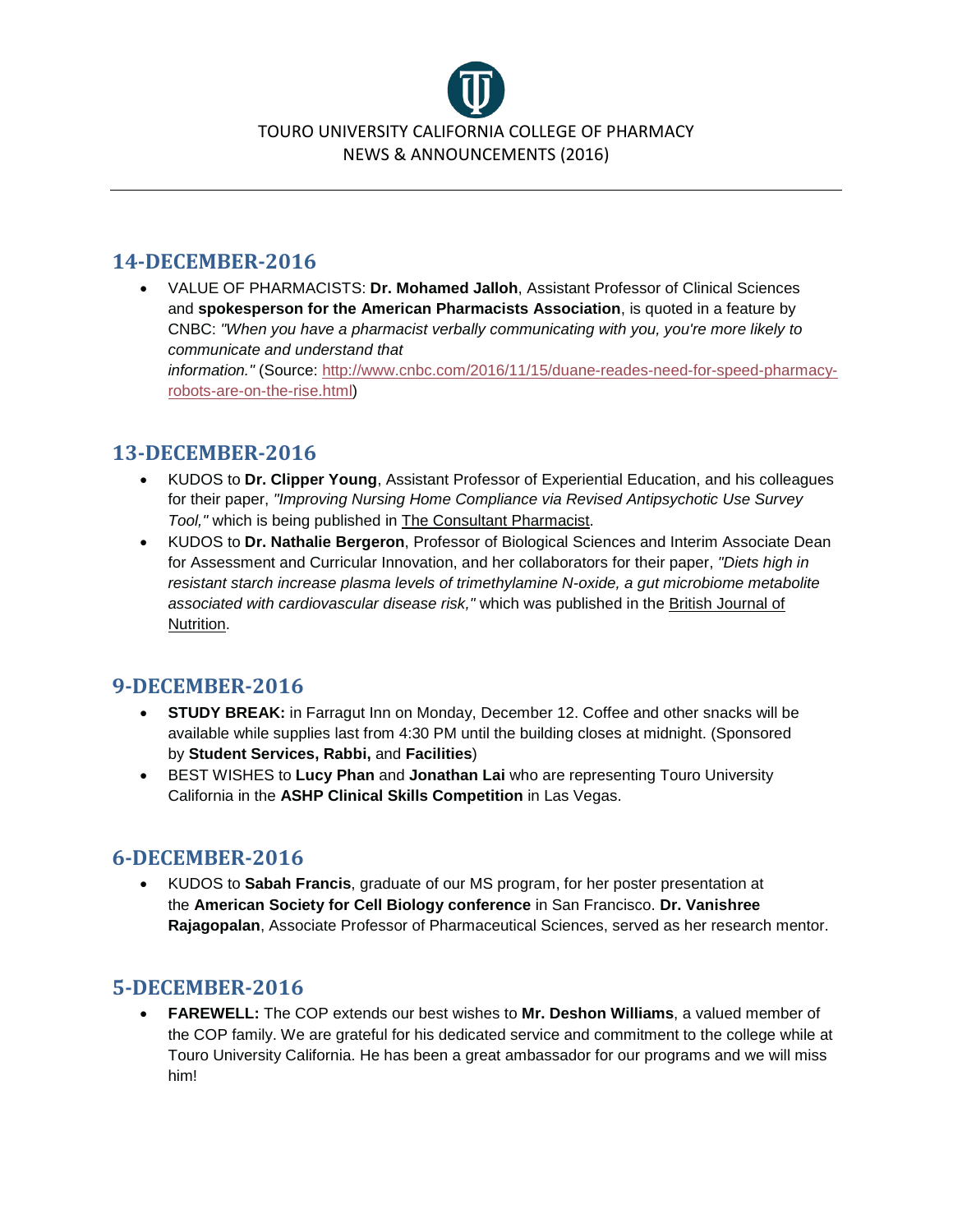TOURO UNIVERSITY CALIFORNIA COLLEGE OF PHARMACY
NEWS & ANNOUNCEMENTS (2016)

---

## 14-DECEMBER-2016

- VALUE OF PHARMACISTS: **Dr. Mohamed Jalloh**, Assistant Professor of Clinical Sciences and **spokesperson for the American Pharmacists Association**, is quoted in a feature by CNBC: *"When you have a pharmacist verbally communicating with you, you're more likely to communicate and understand that information."* (Source: http://www.cnbc.com/2016/11/15/duane-reades-need-for-speed-pharmacy-robots-are-on-the-rise.html)

## 13-DECEMBER-2016

- KUDOS to **Dr. Clipper Young**, Assistant Professor of Experiential Education, and his colleagues for their paper, *"Improving Nursing Home Compliance via Revised Antipsychotic Use Survey Tool,"* which is being published in The Consultant Pharmacist.
- KUDOS to **Dr. Nathalie Bergeron**, Professor of Biological Sciences and Interim Associate Dean for Assessment and Curricular Innovation, and her collaborators for their paper, *"Diets high in resistant starch increase plasma levels of trimethylamine N-oxide, a gut microbiome metabolite associated with cardiovascular disease risk,"* which was published in the British Journal of Nutrition.

## 9-DECEMBER-2016

- **STUDY BREAK:** in Farragut Inn on Monday, December 12. Coffee and other snacks will be available while supplies last from 4:30 PM until the building closes at midnight. (Sponsored by **Student Services, Rabbi,** and **Facilities**)
- BEST WISHES to **Lucy Phan** and **Jonathan Lai** who are representing Touro University California in the **ASHP Clinical Skills Competition** in Las Vegas.

## 6-DECEMBER-2016

- KUDOS to **Sabah Francis**, graduate of our MS program, for her poster presentation at the **American Society for Cell Biology conference** in San Francisco. **Dr. Vanishree Rajagopalan**, Associate Professor of Pharmaceutical Sciences, served as her research mentor.

## 5-DECEMBER-2016

- **FAREWELL:** The COP extends our best wishes to **Mr. Deshon Williams**, a valued member of the COP family. We are grateful for his dedicated service and commitment to the college while at Touro University California. He has been a great ambassador for our programs and we will miss him!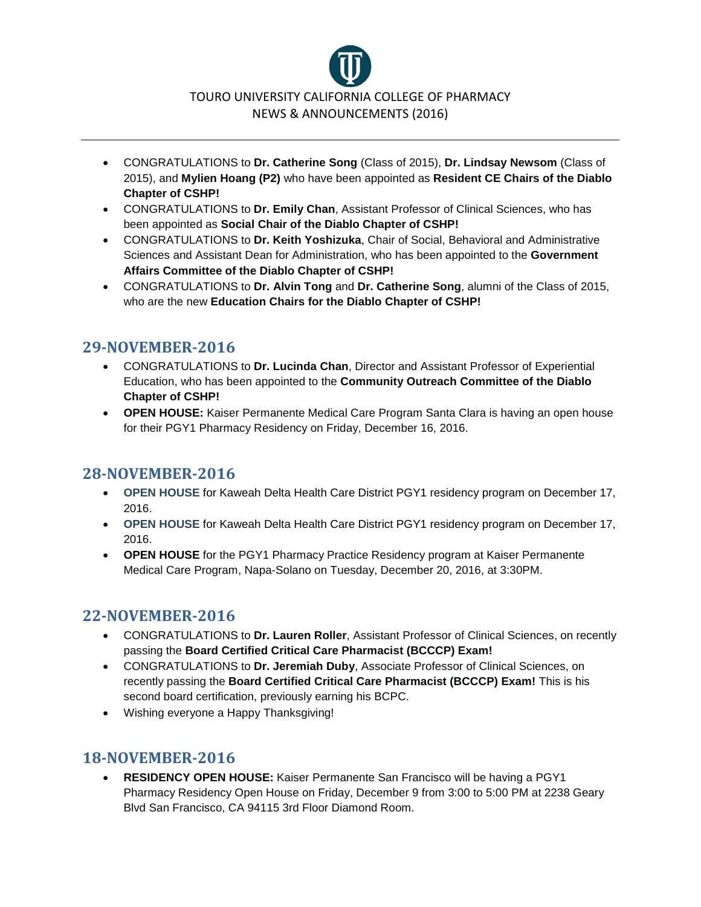TOURO UNIVERSITY CALIFORNIA COLLEGE OF PHARMACY
NEWS & ANNOUNCEMENTS (2016)

---

- CONGRATULATIONS to **Dr. Catherine Song** (Class of 2015), **Dr. Lindsay Newsom** (Class of 2015), and **Mylien Hoang (P2)** who have been appointed as **Resident CE Chairs of the Diablo Chapter of CSHP!**
- CONGRATULATIONS to **Dr. Emily Chan**, Assistant Professor of Clinical Sciences, who has been appointed as **Social Chair of the Diablo Chapter of CSHP!**
- CONGRATULATIONS to **Dr. Keith Yoshizuka**, Chair of Social, Behavioral and Administrative Sciences and Assistant Dean for Administration, who has been appointed to the **Government Affairs Committee of the Diablo Chapter of CSHP!**
- CONGRATULATIONS to **Dr. Alvin Tong** and **Dr. Catherine Song**, alumni of the Class of 2015, who are the new **Education Chairs for the Diablo Chapter of CSHP!**

## 29-NOVEMBER-2016

- CONGRATULATIONS to **Dr. Lucinda Chan**, Director and Assistant Professor of Experiential Education, who has been appointed to the **Community Outreach Committee of the Diablo Chapter of CSHP!**
- **OPEN HOUSE:** Kaiser Permanente Medical Care Program Santa Clara is having an open house for their PGY1 Pharmacy Residency on Friday, December 16, 2016.

## 28-NOVEMBER-2016

- **OPEN HOUSE** for Kaweah Delta Health Care District PGY1 residency program on December 17, 2016.
- **OPEN HOUSE** for Kaweah Delta Health Care District PGY1 residency program on December 17, 2016.
- **OPEN HOUSE** for the PGY1 Pharmacy Practice Residency program at Kaiser Permanente Medical Care Program, Napa-Solano on Tuesday, December 20, 2016, at 3:30PM.

## 22-NOVEMBER-2016

- CONGRATULATIONS to **Dr. Lauren Roller**, Assistant Professor of Clinical Sciences, on recently passing the **Board Certified Critical Care Pharmacist (BCCCP) Exam!**
- CONGRATULATIONS to **Dr. Jeremiah Duby**, Associate Professor of Clinical Sciences, on recently passing the **Board Certified Critical Care Pharmacist (BCCCP) Exam!** This is his second board certification, previously earning his BCPC.
- Wishing everyone a Happy Thanksgiving!

## 18-NOVEMBER-2016

- **RESIDENCY OPEN HOUSE:** Kaiser Permanente San Francisco will be having a PGY1 Pharmacy Residency Open House on Friday, December 9 from 3:00 to 5:00 PM at 2238 Geary Blvd San Francisco, CA 94115 3rd Floor Diamond Room.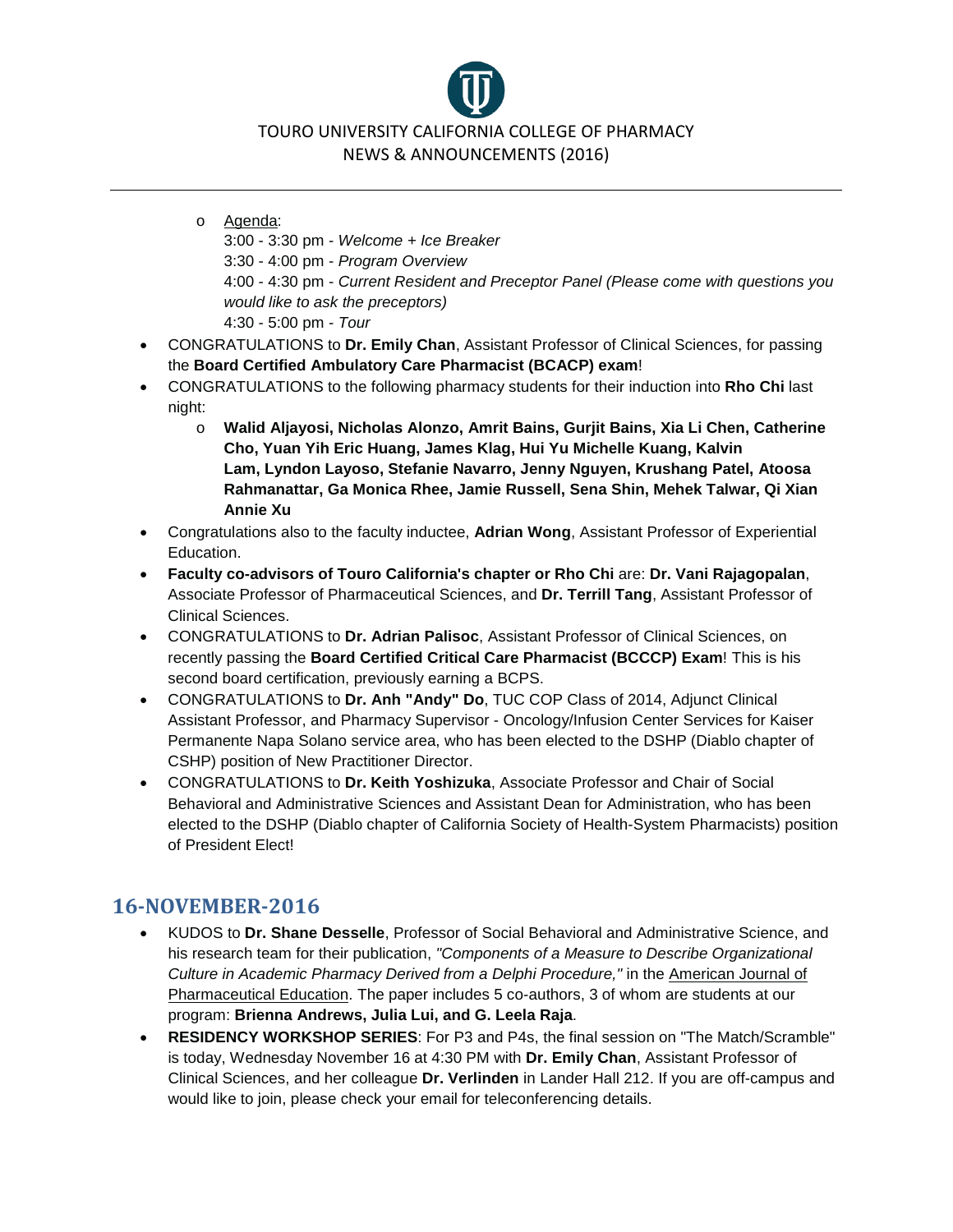- Agenda:
  3:00 - 3:30 pm - *Welcome + Ice Breaker*
  3:30 - 4:00 pm - *Program Overview*
  4:00 - 4:30 pm - *Current Resident and Preceptor Panel (Please come with questions you would like to ask the preceptors)*
  4:30 - 5:00 pm - *Tour*
- CONGRATULATIONS to **Dr. Emily Chan**, Assistant Professor of Clinical Sciences, for passing the **Board Certified Ambulatory Care Pharmacist (BCACP) exam**!
- CONGRATULATIONS to the following pharmacy students for their induction into **Rho Chi** last night:
  - **Walid Aljayosi, Nicholas Alonzo, Amrit Bains, Gurjit Bains, Xia Li Chen, Catherine Cho, Yuan Yih Eric Huang, James Klag, Hui Yu Michelle Kuang, Kalvin Lam, Lyndon Layoso, Stefanie Navarro, Jenny Nguyen, Krushang Patel, Atoosa Rahmanattar, Ga Monica Rhee, Jamie Russell, Sena Shin, Mehek Talwar, Qi Xian Annie Xu**
- Congratulations also to the faculty inductee, **Adrian Wong**, Assistant Professor of Experiential Education.
- **Faculty co-advisors of Touro California's chapter or Rho Chi** are: **Dr. Vani Rajagopalan**, Associate Professor of Pharmaceutical Sciences, and **Dr. Terrill Tang**, Assistant Professor of Clinical Sciences.
- CONGRATULATIONS to **Dr. Adrian Palisoc**, Assistant Professor of Clinical Sciences, on recently passing the **Board Certified Critical Care Pharmacist (BCCCP) Exam**! This is his second board certification, previously earning a BCPS.
- CONGRATULATIONS to **Dr. Anh "Andy" Do**, TUC COP Class of 2014, Adjunct Clinical Assistant Professor, and Pharmacy Supervisor - Oncology/Infusion Center Services for Kaiser Permanente Napa Solano service area, who has been elected to the DSHP (Diablo chapter of CSHP) position of New Practitioner Director.
- CONGRATULATIONS to **Dr. Keith Yoshizuka**, Associate Professor and Chair of Social Behavioral and Administrative Sciences and Assistant Dean for Administration, who has been elected to the DSHP (Diablo chapter of California Society of Health-System Pharmacists) position of President Elect!

## 16-NOVEMBER-2016

- KUDOS to **Dr. Shane Desselle**, Professor of Social Behavioral and Administrative Science, and his research team for their publication, *"Components of a Measure to Describe Organizational Culture in Academic Pharmacy Derived from a Delphi Procedure,"* in the American Journal of Pharmaceutical Education. The paper includes 5 co-authors, 3 of whom are students at our program: **Brienna Andrews, Julia Lui, and G. Leela Raja**.
- **RESIDENCY WORKSHOP SERIES**: For P3 and P4s, the final session on "The Match/Scramble" is today, Wednesday November 16 at 4:30 PM with **Dr. Emily Chan**, Assistant Professor of Clinical Sciences, and her colleague **Dr. Verlinden** in Lander Hall 212. If you are off-campus and would like to join, please check your email for teleconferencing details.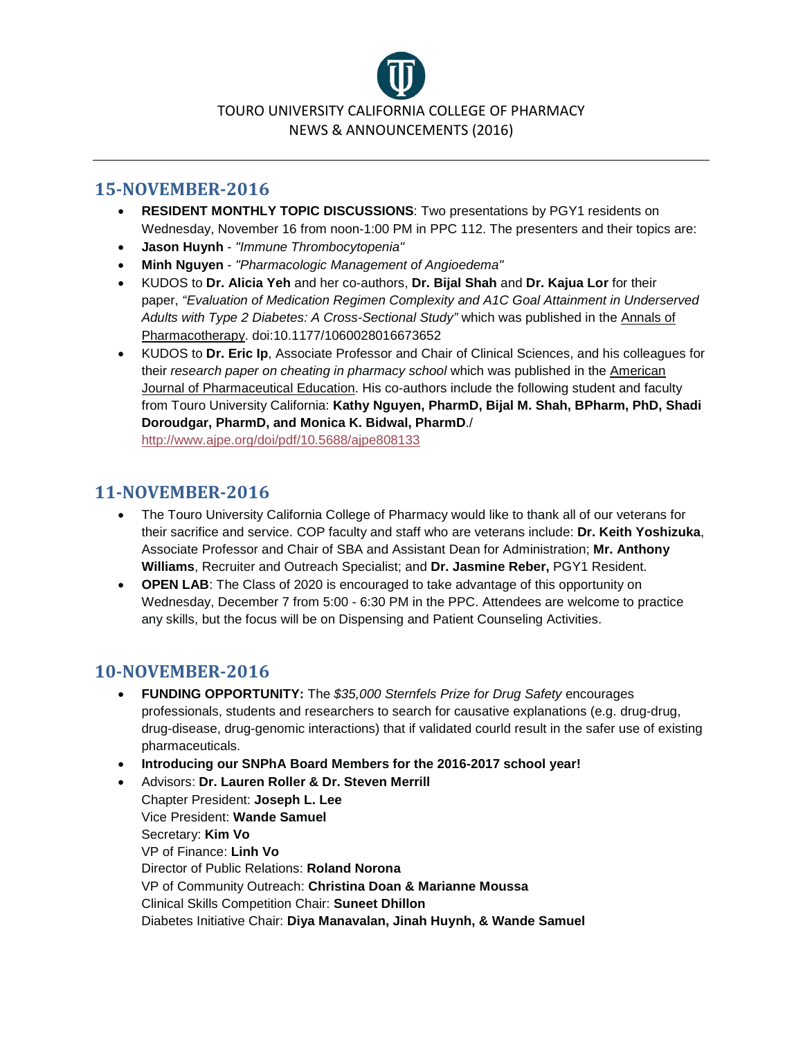TOURO UNIVERSITY CALIFORNIA COLLEGE OF PHARMACY
NEWS & ANNOUNCEMENTS (2016)

## 15-NOVEMBER-2016

- **RESIDENT MONTHLY TOPIC DISCUSSIONS**: Two presentations by PGY1 residents on Wednesday, November 16 from noon-1:00 PM in PPC 112. The presenters and their topics are:
- **Jason Huynh** - *"Immune Thrombocytopenia"*
- **Minh Nguyen** - *"Pharmacologic Management of Angioedema"*
- KUDOS to **Dr. Alicia Yeh** and her co-authors, **Dr. Bijal Shah** and **Dr. Kajua Lor** for their paper, *"Evaluation of Medication Regimen Complexity and A1C Goal Attainment in Underserved Adults with Type 2 Diabetes: A Cross-Sectional Study"* which was published in the Annals of Pharmacotherapy. doi:10.1177/1060028016673652
- KUDOS to **Dr. Eric Ip**, Associate Professor and Chair of Clinical Sciences, and his colleagues for their *research paper on cheating in pharmacy school* which was published in the American Journal of Pharmaceutical Education. His co-authors include the following student and faculty from Touro University California: **Kathy Nguyen, PharmD, Bijal M. Shah, BPharm, PhD, Shadi Doroudgar, PharmD, and Monica K. Bidwal, PharmD**./ http://www.ajpe.org/doi/pdf/10.5688/ajpe808133

## 11-NOVEMBER-2016

- The Touro University California College of Pharmacy would like to thank all of our veterans for their sacrifice and service. COP faculty and staff who are veterans include: **Dr. Keith Yoshizuka**, Associate Professor and Chair of SBA and Assistant Dean for Administration; **Mr. Anthony Williams**, Recruiter and Outreach Specialist; and **Dr. Jasmine Reber,** PGY1 Resident.
- **OPEN LAB**: The Class of 2020 is encouraged to take advantage of this opportunity on Wednesday, December 7 from 5:00 - 6:30 PM in the PPC. Attendees are welcome to practice any skills, but the focus will be on Dispensing and Patient Counseling Activities.

## 10-NOVEMBER-2016

- **FUNDING OPPORTUNITY:** The *$35,000 Sternfels Prize for Drug Safety* encourages professionals, students and researchers to search for causative explanations (e.g. drug-drug, drug-disease, drug-genomic interactions) that if validated courld result in the safer use of existing pharmaceuticals.
- **Introducing our SNPhA Board Members for the 2016-2017 school year!**
- Advisors: **Dr. Lauren Roller & Dr. Steven Merrill**
  Chapter President: **Joseph L. Lee**
  Vice President: **Wande Samuel**
  Secretary: **Kim Vo**
  VP of Finance: **Linh Vo**
  Director of Public Relations: **Roland Norona**
  VP of Community Outreach: **Christina Doan & Marianne Moussa**
  Clinical Skills Competition Chair: **Suneet Dhillon**
  Diabetes Initiative Chair: **Diya Manavalan, Jinah Huynh, & Wande Samuel**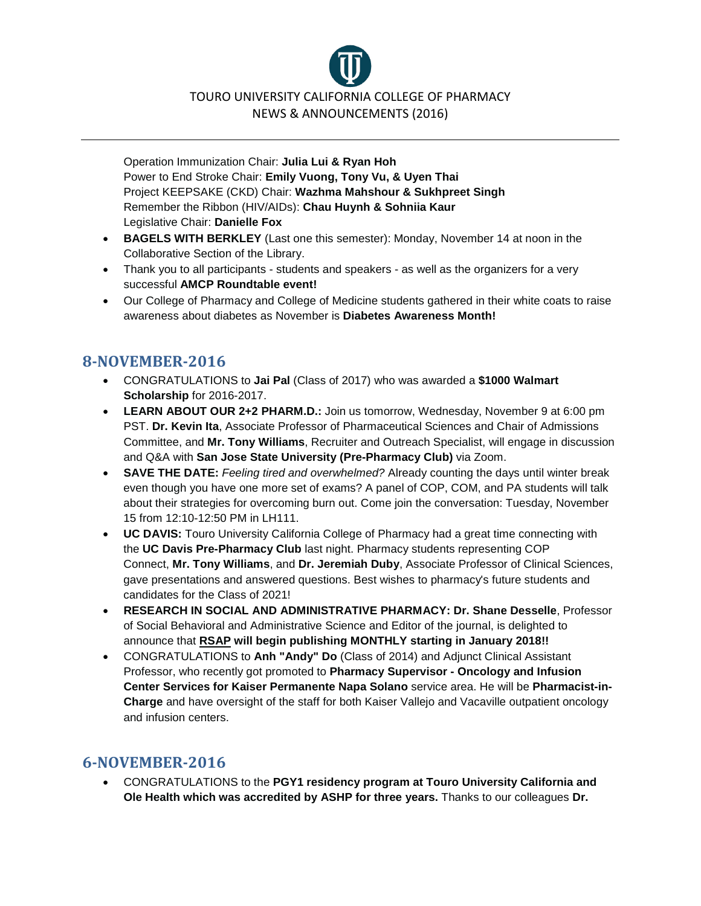Operation Immunization Chair: **Julia Lui & Ryan Hoh**
Power to End Stroke Chair: **Emily Vuong, Tony Vu, & Uyen Thai**
Project KEEPSAKE (CKD) Chair: **Wazhma Mahshour & Sukhpreet Singh**
Remember the Ribbon (HIV/AIDs): **Chau Huynh & Sohniia Kaur**
Legislative Chair: **Danielle Fox**

- **BAGELS WITH BERKLEY** (Last one this semester): Monday, November 14 at noon in the Collaborative Section of the Library.
- Thank you to all participants - students and speakers - as well as the organizers for a very successful **AMCP Roundtable event!**
- Our College of Pharmacy and College of Medicine students gathered in their white coats to raise awareness about diabetes as November is **Diabetes Awareness Month!**

## 8-NOVEMBER-2016

- CONGRATULATIONS to **Jai Pal** (Class of 2017) who was awarded a **$1000 Walmart Scholarship** for 2016-2017.
- **LEARN ABOUT OUR 2+2 PHARM.D.:** Join us tomorrow, Wednesday, November 9 at 6:00 pm PST. **Dr. Kevin Ita**, Associate Professor of Pharmaceutical Sciences and Chair of Admissions Committee, and **Mr. Tony Williams**, Recruiter and Outreach Specialist, will engage in discussion and Q&A with **San Jose State University (Pre-Pharmacy Club)** via Zoom.
- **SAVE THE DATE:** *Feeling tired and overwhelmed?* Already counting the days until winter break even though you have one more set of exams? A panel of COP, COM, and PA students will talk about their strategies for overcoming burn out. Come join the conversation: Tuesday, November 15 from 12:10-12:50 PM in LH111.
- **UC DAVIS:** Touro University California College of Pharmacy had a great time connecting with the **UC Davis Pre-Pharmacy Club** last night. Pharmacy students representing COP Connect, **Mr. Tony Williams**, and **Dr. Jeremiah Duby**, Associate Professor of Clinical Sciences, gave presentations and answered questions. Best wishes to pharmacy's future students and candidates for the Class of 2021!
- **RESEARCH IN SOCIAL AND ADMINISTRATIVE PHARMACY: Dr. Shane Desselle**, Professor of Social Behavioral and Administrative Science and Editor of the journal, is delighted to announce that **RSAP will begin publishing MONTHLY starting in January 2018!!**
- CONGRATULATIONS to **Anh "Andy" Do** (Class of 2014) and Adjunct Clinical Assistant Professor, who recently got promoted to **Pharmacy Supervisor - Oncology and Infusion Center Services for Kaiser Permanente Napa Solano** service area. He will be **Pharmacist-in-Charge** and have oversight of the staff for both Kaiser Vallejo and Vacaville outpatient oncology and infusion centers.

## 6-NOVEMBER-2016

- CONGRATULATIONS to the **PGY1 residency program at Touro University California and Ole Health which was accredited by ASHP for three years.** Thanks to our colleagues **Dr.**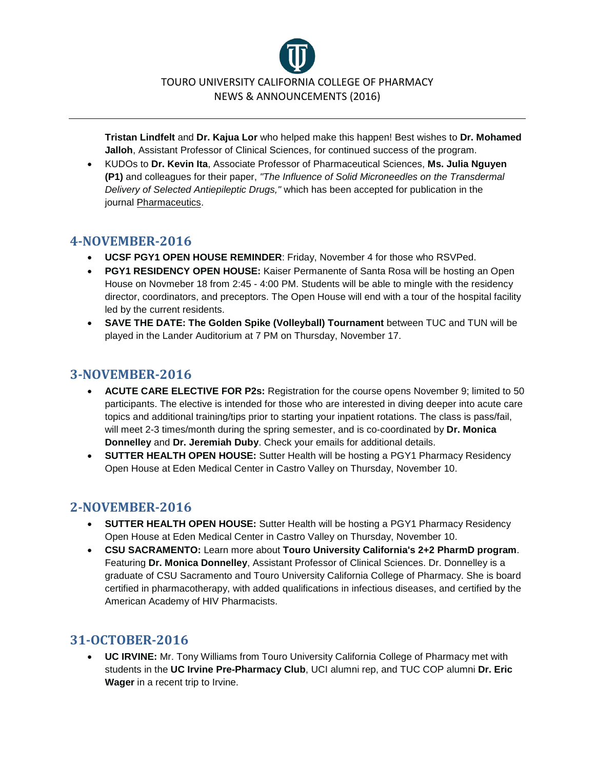**Tristan Lindfelt** and **Dr. Kajua Lor** who helped make this happen! Best wishes to **Dr. Mohamed Jalloh**, Assistant Professor of Clinical Sciences, for continued success of the program.

- KUDOs to **Dr. Kevin Ita**, Associate Professor of Pharmaceutical Sciences, **Ms. Julia Nguyen (P1)** and colleagues for their paper, *"The Influence of Solid Microneedles on the Transdermal Delivery of Selected Antiepileptic Drugs,"* which has been accepted for publication in the journal Pharmaceutics.

## 4-NOVEMBER-2016

- **UCSF PGY1 OPEN HOUSE REMINDER**: Friday, November 4 for those who RSVPed.
- **PGY1 RESIDENCY OPEN HOUSE:** Kaiser Permanente of Santa Rosa will be hosting an Open House on Novmeber 18 from 2:45 - 4:00 PM. Students will be able to mingle with the residency director, coordinators, and preceptors. The Open House will end with a tour of the hospital facility led by the current residents.
- **SAVE THE DATE: The Golden Spike (Volleyball) Tournament** between TUC and TUN will be played in the Lander Auditorium at 7 PM on Thursday, November 17.

## 3-NOVEMBER-2016

- **ACUTE CARE ELECTIVE FOR P2s:** Registration for the course opens November 9; limited to 50 participants. The elective is intended for those who are interested in diving deeper into acute care topics and additional training/tips prior to starting your inpatient rotations. The class is pass/fail, will meet 2-3 times/month during the spring semester, and is co-coordinated by **Dr. Monica Donnelley** and **Dr. Jeremiah Duby**. Check your emails for additional details.
- **SUTTER HEALTH OPEN HOUSE:** Sutter Health will be hosting a PGY1 Pharmacy Residency Open House at Eden Medical Center in Castro Valley on Thursday, November 10.

## 2-NOVEMBER-2016

- **SUTTER HEALTH OPEN HOUSE:** Sutter Health will be hosting a PGY1 Pharmacy Residency Open House at Eden Medical Center in Castro Valley on Thursday, November 10.
- **CSU SACRAMENTO:** Learn more about **Touro University California's 2+2 PharmD program**. Featuring **Dr. Monica Donnelley**, Assistant Professor of Clinical Sciences. Dr. Donnelley is a graduate of CSU Sacramento and Touro University California College of Pharmacy. She is board certified in pharmacotherapy, with added qualifications in infectious diseases, and certified by the American Academy of HIV Pharmacists.

## 31-OCTOBER-2016

- **UC IRVINE:** Mr. Tony Williams from Touro University California College of Pharmacy met with students in the **UC Irvine Pre-Pharmacy Club**, UCI alumni rep, and TUC COP alumni **Dr. Eric Wager** in a recent trip to Irvine.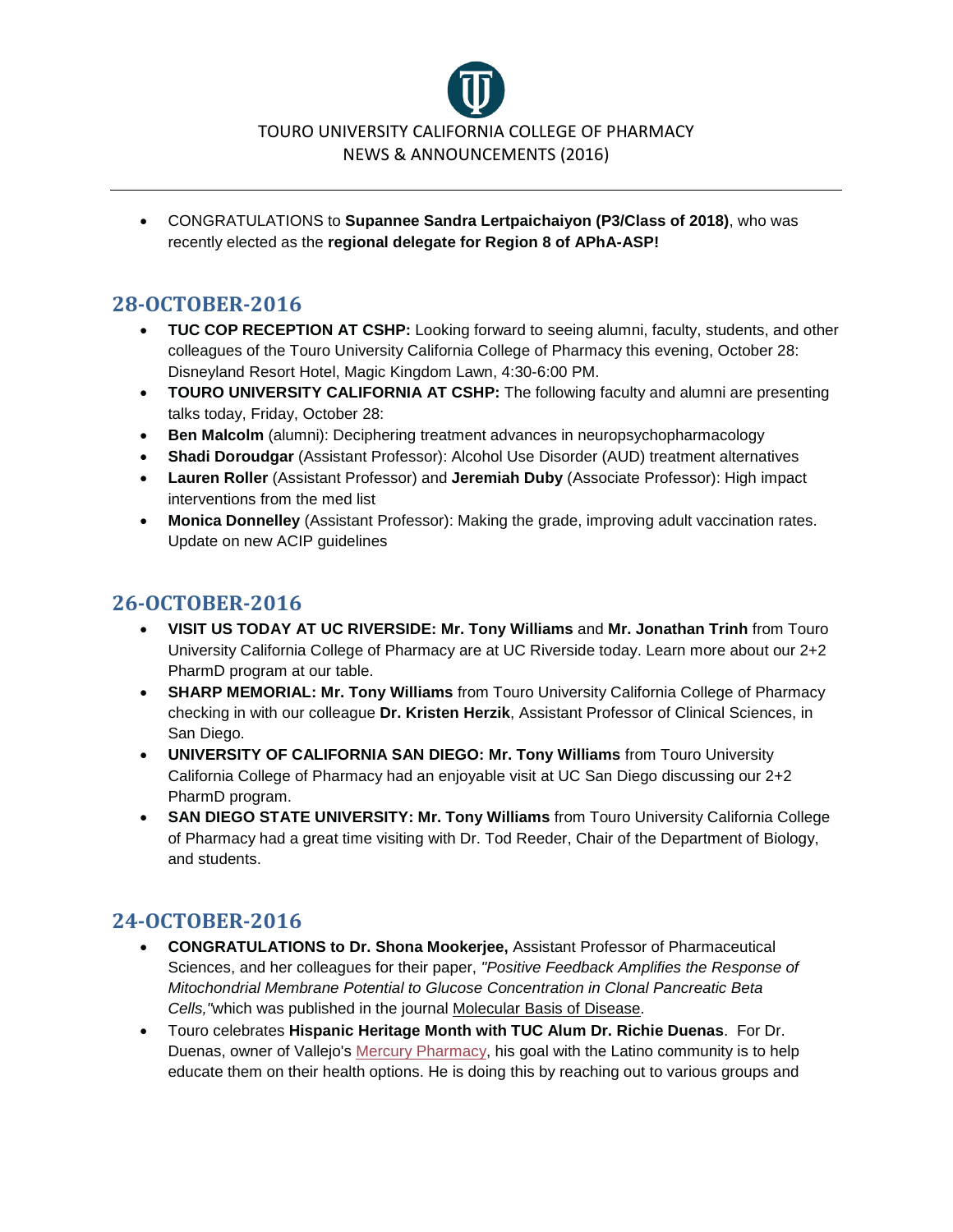- CONGRATULATIONS to **Supannee Sandra Lertpaichaiyon (P3/Class of 2018)**, who was recently elected as the **regional delegate for Region 8 of APhA-ASP!**

## 28-OCTOBER-2016

- **TUC COP RECEPTION AT CSHP:** Looking forward to seeing alumni, faculty, students, and other colleagues of the Touro University California College of Pharmacy this evening, October 28: Disneyland Resort Hotel, Magic Kingdom Lawn, 4:30-6:00 PM.
- **TOURO UNIVERSITY CALIFORNIA AT CSHP:** The following faculty and alumni are presenting talks today, Friday, October 28:
- **Ben Malcolm** (alumni): Deciphering treatment advances in neuropsychopharmacology
- **Shadi Doroudgar** (Assistant Professor): Alcohol Use Disorder (AUD) treatment alternatives
- **Lauren Roller** (Assistant Professor) and **Jeremiah Duby** (Associate Professor): High impact interventions from the med list
- **Monica Donnelley** (Assistant Professor): Making the grade, improving adult vaccination rates. Update on new ACIP guidelines

## 26-OCTOBER-2016

- **VISIT US TODAY AT UC RIVERSIDE: Mr. Tony Williams** and **Mr. Jonathan Trinh** from Touro University California College of Pharmacy are at UC Riverside today. Learn more about our 2+2 PharmD program at our table.
- **SHARP MEMORIAL: Mr. Tony Williams** from Touro University California College of Pharmacy checking in with our colleague **Dr. Kristen Herzik**, Assistant Professor of Clinical Sciences, in San Diego.
- **UNIVERSITY OF CALIFORNIA SAN DIEGO: Mr. Tony Williams** from Touro University California College of Pharmacy had an enjoyable visit at UC San Diego discussing our 2+2 PharmD program.
- **SAN DIEGO STATE UNIVERSITY: Mr. Tony Williams** from Touro University California College of Pharmacy had a great time visiting with Dr. Tod Reeder, Chair of the Department of Biology, and students.

## 24-OCTOBER-2016

- **CONGRATULATIONS to Dr. Shona Mookerjee,** Assistant Professor of Pharmaceutical Sciences, and her colleagues for their paper, *"Positive Feedback Amplifies the Response of Mitochondrial Membrane Potential to Glucose Concentration in Clonal Pancreatic Beta Cells,"* which was published in the journal Molecular Basis of Disease.
- Touro celebrates **Hispanic Heritage Month with TUC Alum Dr. Richie Duenas**. For Dr. Duenas, owner of Vallejo's Mercury Pharmacy, his goal with the Latino community is to help educate them on their health options. He is doing this by reaching out to various groups and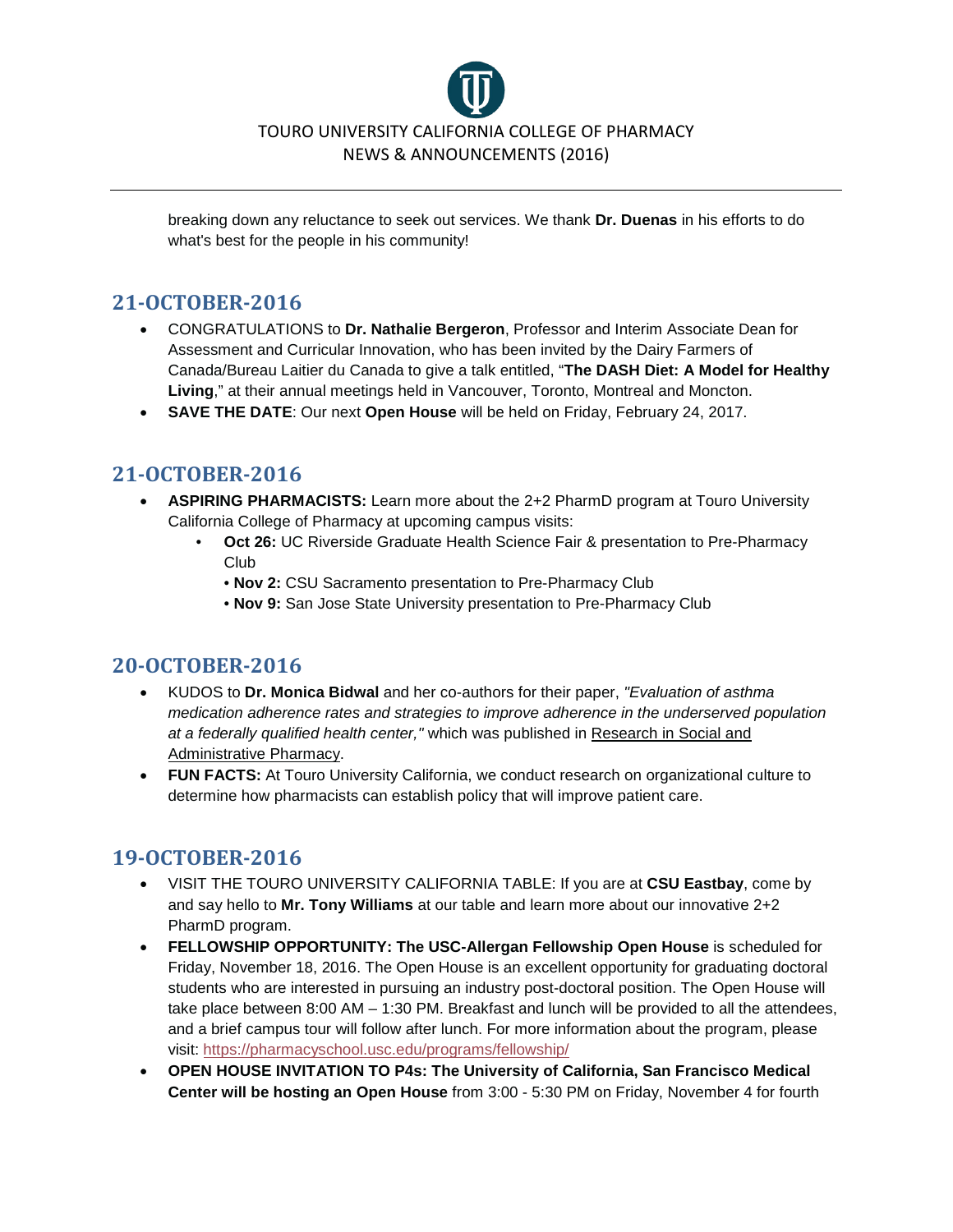breaking down any reluctance to seek out services. We thank **Dr. Duenas** in his efforts to do what's best for the people in his community!

## 21-OCTOBER-2016

- CONGRATULATIONS to **Dr. Nathalie Bergeron**, Professor and Interim Associate Dean for Assessment and Curricular Innovation, who has been invited by the Dairy Farmers of Canada/Bureau Laitier du Canada to give a talk entitled, "**The DASH Diet: A Model for Healthy Living**," at their annual meetings held in Vancouver, Toronto, Montreal and Moncton.
- **SAVE THE DATE**: Our next **Open House** will be held on Friday, February 24, 2017.

## 21-OCTOBER-2016

- **ASPIRING PHARMACISTS:** Learn more about the 2+2 PharmD program at Touro University California College of Pharmacy at upcoming campus visits:
  - **Oct 26:** UC Riverside Graduate Health Science Fair & presentation to Pre-Pharmacy Club
  - **Nov 2:** CSU Sacramento presentation to Pre-Pharmacy Club
  - **Nov 9:** San Jose State University presentation to Pre-Pharmacy Club

## 20-OCTOBER-2016

- KUDOS to **Dr. Monica Bidwal** and her co-authors for their paper, *"Evaluation of asthma medication adherence rates and strategies to improve adherence in the underserved population at a federally qualified health center,"* which was published in Research in Social and Administrative Pharmacy.
- **FUN FACTS:** At Touro University California, we conduct research on organizational culture to determine how pharmacists can establish policy that will improve patient care.

## 19-OCTOBER-2016

- VISIT THE TOURO UNIVERSITY CALIFORNIA TABLE: If you are at **CSU Eastbay**, come by and say hello to **Mr. Tony Williams** at our table and learn more about our innovative 2+2 PharmD program.
- **FELLOWSHIP OPPORTUNITY: The USC-Allergan Fellowship Open House** is scheduled for Friday, November 18, 2016. The Open House is an excellent opportunity for graduating doctoral students who are interested in pursuing an industry post-doctoral position. The Open House will take place between 8:00 AM – 1:30 PM. Breakfast and lunch will be provided to all the attendees, and a brief campus tour will follow after lunch. For more information about the program, please visit: https://pharmacyschool.usc.edu/programs/fellowship/
- **OPEN HOUSE INVITATION TO P4s: The University of California, San Francisco Medical Center will be hosting an Open House** from 3:00 - 5:30 PM on Friday, November 4 for fourth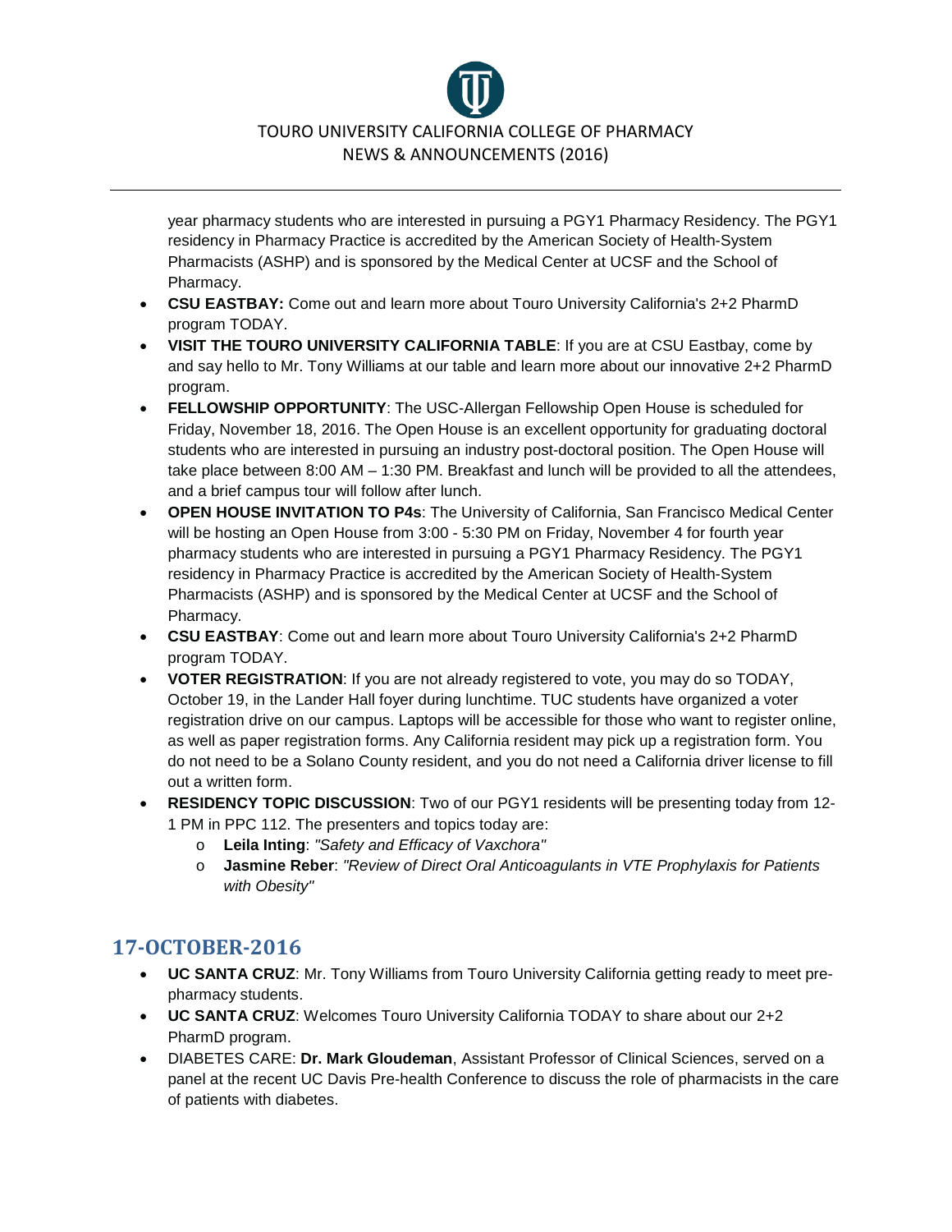year pharmacy students who are interested in pursuing a PGY1 Pharmacy Residency. The PGY1 residency in Pharmacy Practice is accredited by the American Society of Health-System Pharmacists (ASHP) and is sponsored by the Medical Center at UCSF and the School of Pharmacy.

- **CSU EASTBAY:** Come out and learn more about Touro University California's 2+2 PharmD program TODAY.
- **VISIT THE TOURO UNIVERSITY CALIFORNIA TABLE**: If you are at CSU Eastbay, come by and say hello to Mr. Tony Williams at our table and learn more about our innovative 2+2 PharmD program.
- **FELLOWSHIP OPPORTUNITY**: The USC-Allergan Fellowship Open House is scheduled for Friday, November 18, 2016. The Open House is an excellent opportunity for graduating doctoral students who are interested in pursuing an industry post-doctoral position. The Open House will take place between 8:00 AM – 1:30 PM. Breakfast and lunch will be provided to all the attendees, and a brief campus tour will follow after lunch.
- **OPEN HOUSE INVITATION TO P4s**: The University of California, San Francisco Medical Center will be hosting an Open House from 3:00 - 5:30 PM on Friday, November 4 for fourth year pharmacy students who are interested in pursuing a PGY1 Pharmacy Residency. The PGY1 residency in Pharmacy Practice is accredited by the American Society of Health-System Pharmacists (ASHP) and is sponsored by the Medical Center at UCSF and the School of Pharmacy.
- **CSU EASTBAY**: Come out and learn more about Touro University California's 2+2 PharmD program TODAY.
- **VOTER REGISTRATION**: If you are not already registered to vote, you may do so TODAY, October 19, in the Lander Hall foyer during lunchtime. TUC students have organized a voter registration drive on our campus. Laptops will be accessible for those who want to register online, as well as paper registration forms. Any California resident may pick up a registration form. You do not need to be a Solano County resident, and you do not need a California driver license to fill out a written form.
- **RESIDENCY TOPIC DISCUSSION**: Two of our PGY1 residents will be presenting today from 12-1 PM in PPC 112. The presenters and topics today are:
  - **Leila Inting**: *"Safety and Efficacy of Vaxchora"*
  - **Jasmine Reber**: *"Review of Direct Oral Anticoagulants in VTE Prophylaxis for Patients with Obesity"*

## 17-OCTOBER-2016

- **UC SANTA CRUZ**: Mr. Tony Williams from Touro University California getting ready to meet pre-pharmacy students.
- **UC SANTA CRUZ**: Welcomes Touro University California TODAY to share about our 2+2 PharmD program.
- DIABETES CARE: **Dr. Mark Gloudeman**, Assistant Professor of Clinical Sciences, served on a panel at the recent UC Davis Pre-health Conference to discuss the role of pharmacists in the care of patients with diabetes.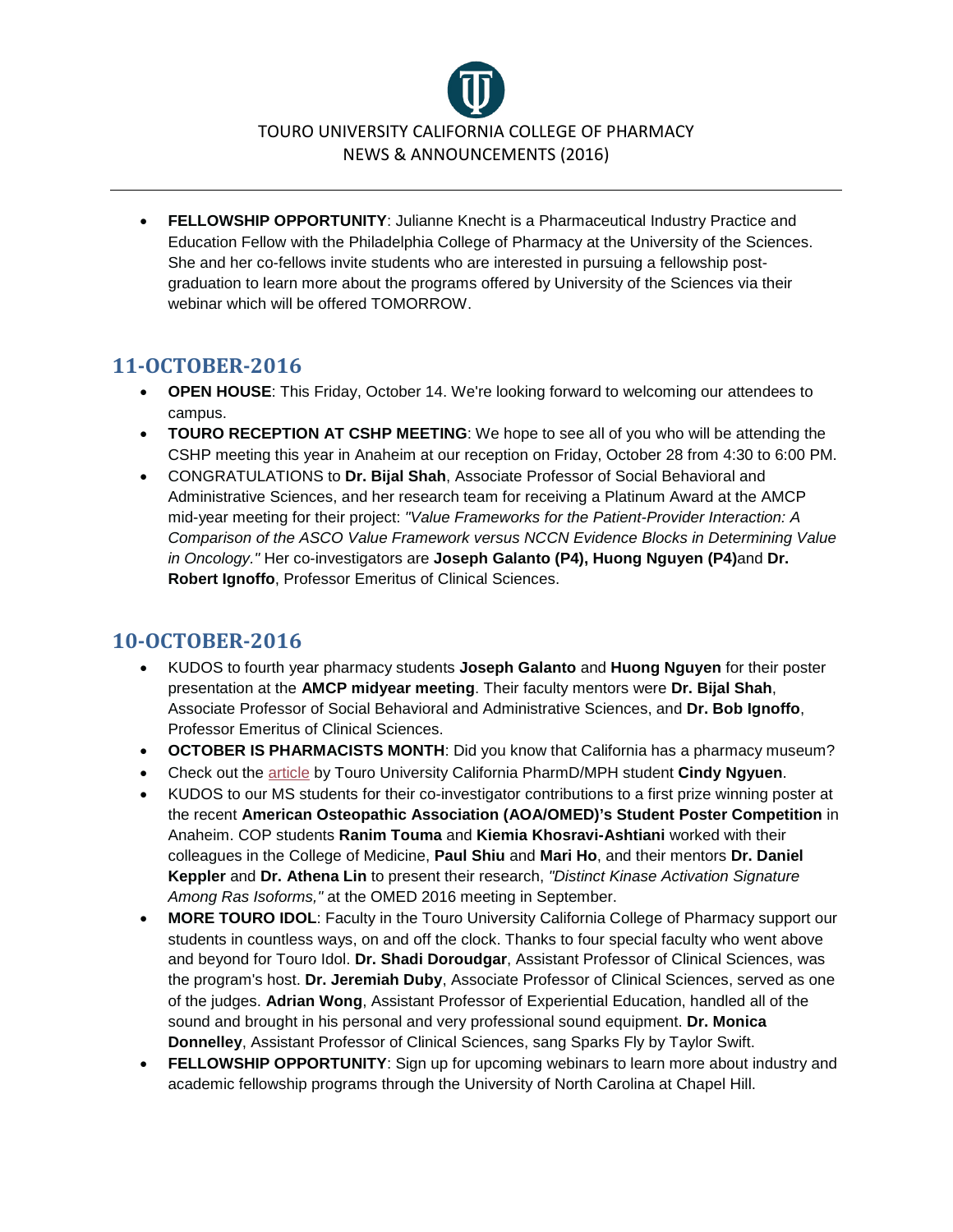- **FELLOWSHIP OPPORTUNITY**: Julianne Knecht is a Pharmaceutical Industry Practice and Education Fellow with the Philadelphia College of Pharmacy at the University of the Sciences. She and her co-fellows invite students who are interested in pursuing a fellowship post-graduation to learn more about the programs offered by University of the Sciences via their webinar which will be offered TOMORROW.

## 11-OCTOBER-2016

- **OPEN HOUSE**: This Friday, October 14. We're looking forward to welcoming our attendees to campus.
- **TOURO RECEPTION AT CSHP MEETING**: We hope to see all of you who will be attending the CSHP meeting this year in Anaheim at our reception on Friday, October 28 from 4:30 to 6:00 PM.
- CONGRATULATIONS to **Dr. Bijal Shah**, Associate Professor of Social Behavioral and Administrative Sciences, and her research team for receiving a Platinum Award at the AMCP mid-year meeting for their project: *"Value Frameworks for the Patient-Provider Interaction: A Comparison of the ASCO Value Framework versus NCCN Evidence Blocks in Determining Value in Oncology."* Her co-investigators are **Joseph Galanto (P4), Huong Nguyen (P4)** and **Dr. Robert Ignoffo**, Professor Emeritus of Clinical Sciences.

## 10-OCTOBER-2016

- KUDOS to fourth year pharmacy students **Joseph Galanto** and **Huong Nguyen** for their poster presentation at the **AMCP midyear meeting**. Their faculty mentors were **Dr. Bijal Shah**, Associate Professor of Social Behavioral and Administrative Sciences, and **Dr. Bob Ignoffo**, Professor Emeritus of Clinical Sciences.
- **OCTOBER IS PHARMACISTS MONTH**: Did you know that California has a pharmacy museum?
- Check out the article by Touro University California PharmD/MPH student **Cindy Ngyuen**.
- KUDOS to our MS students for their co-investigator contributions to a first prize winning poster at the recent **American Osteopathic Association (AOA/OMED)'s Student Poster Competition** in Anaheim. COP students **Ranim Touma** and **Kiemia Khosravi-Ashtiani** worked with their colleagues in the College of Medicine, **Paul Shiu** and **Mari Ho**, and their mentors **Dr. Daniel Keppler** and **Dr. Athena Lin** to present their research, *"Distinct Kinase Activation Signature Among Ras Isoforms,"* at the OMED 2016 meeting in September.
- **MORE TOURO IDOL**: Faculty in the Touro University California College of Pharmacy support our students in countless ways, on and off the clock. Thanks to four special faculty who went above and beyond for Touro Idol. **Dr. Shadi Doroudgar**, Assistant Professor of Clinical Sciences, was the program's host. **Dr. Jeremiah Duby**, Associate Professor of Clinical Sciences, served as one of the judges. **Adrian Wong**, Assistant Professor of Experiential Education, handled all of the sound and brought in his personal and very professional sound equipment. **Dr. Monica Donnelley**, Assistant Professor of Clinical Sciences, sang Sparks Fly by Taylor Swift.
- **FELLOWSHIP OPPORTUNITY**: Sign up for upcoming webinars to learn more about industry and academic fellowship programs through the University of North Carolina at Chapel Hill.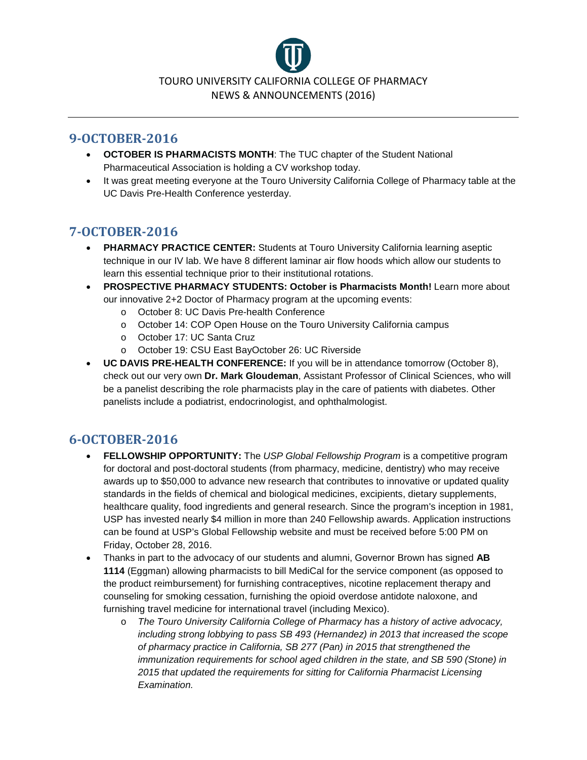# 9-OCTOBER-2016

- **OCTOBER IS PHARMACISTS MONTH**: The TUC chapter of the Student National Pharmaceutical Association is holding a CV workshop today.
- It was great meeting everyone at the Touro University California College of Pharmacy table at the UC Davis Pre-Health Conference yesterday.

# 7-OCTOBER-2016

- **PHARMACY PRACTICE CENTER:** Students at Touro University California learning aseptic technique in our IV lab. We have 8 different laminar air flow hoods which allow our students to learn this essential technique prior to their institutional rotations.
- **PROSPECTIVE PHARMACY STUDENTS: October is Pharmacists Month!** Learn more about our innovative 2+2 Doctor of Pharmacy program at the upcoming events:
  - October 8: UC Davis Pre-health Conference
  - October 14: COP Open House on the Touro University California campus
  - October 17: UC Santa Cruz
  - October 19: CSU East BayOctober 26: UC Riverside
- **UC DAVIS PRE-HEALTH CONFERENCE:** If you will be in attendance tomorrow (October 8), check out our very own **Dr. Mark Gloudeman**, Assistant Professor of Clinical Sciences, who will be a panelist describing the role pharmacists play in the care of patients with diabetes. Other panelists include a podiatrist, endocrinologist, and ophthalmologist.

# 6-OCTOBER-2016

- **FELLOWSHIP OPPORTUNITY:** The *USP Global Fellowship Program* is a competitive program for doctoral and post-doctoral students (from pharmacy, medicine, dentistry) who may receive awards up to $50,000 to advance new research that contributes to innovative or updated quality standards in the fields of chemical and biological medicines, excipients, dietary supplements, healthcare quality, food ingredients and general research. Since the program's inception in 1981, USP has invested nearly $4 million in more than 240 Fellowship awards. Application instructions can be found at USP's Global Fellowship website and must be received before 5:00 PM on Friday, October 28, 2016.
- Thanks in part to the advocacy of our students and alumni, Governor Brown has signed **AB 1114** (Eggman) allowing pharmacists to bill MediCal for the service component (as opposed to the product reimbursement) for furnishing contraceptives, nicotine replacement therapy and counseling for smoking cessation, furnishing the opioid overdose antidote naloxone, and furnishing travel medicine for international travel (including Mexico).
  - *The Touro University California College of Pharmacy has a history of active advocacy, including strong lobbying to pass SB 493 (Hernandez) in 2013 that increased the scope of pharmacy practice in California, SB 277 (Pan) in 2015 that strengthened the immunization requirements for school aged children in the state, and SB 590 (Stone) in 2015 that updated the requirements for sitting for California Pharmacist Licensing Examination.*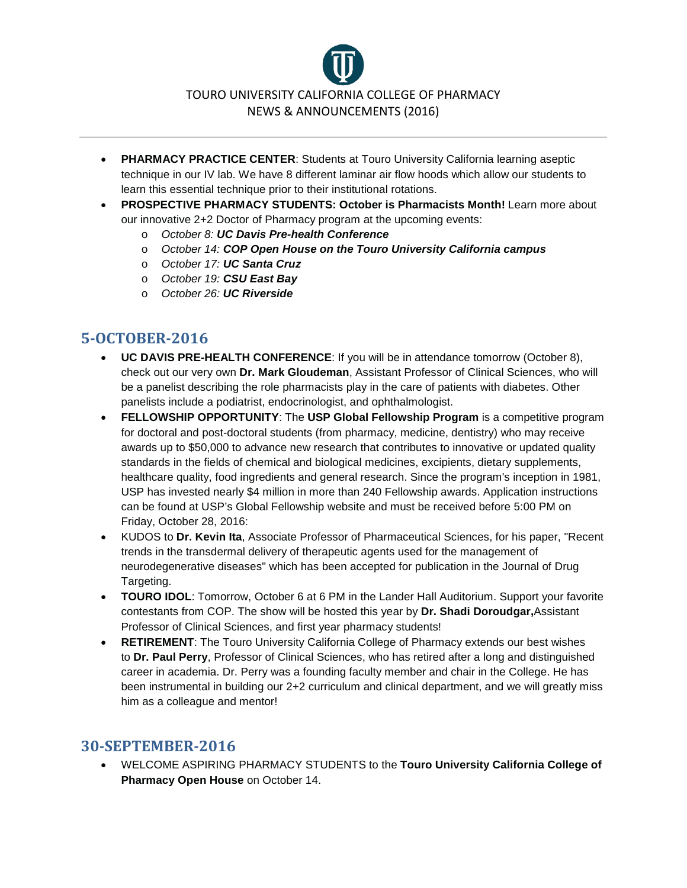- **PHARMACY PRACTICE CENTER**: Students at Touro University California learning aseptic technique in our IV lab. We have 8 different laminar air flow hoods which allow our students to learn this essential technique prior to their institutional rotations.
- **PROSPECTIVE PHARMACY STUDENTS: October is Pharmacists Month!** Learn more about our innovative 2+2 Doctor of Pharmacy program at the upcoming events:
  - *October 8:* ***UC Davis Pre-health Conference***
  - *October 14:* ***COP Open House on the Touro University California campus***
  - *October 17:* ***UC Santa Cruz***
  - *October 19:* ***CSU East Bay***
  - *October 26:* ***UC Riverside***

## 5-OCTOBER-2016

- **UC DAVIS PRE-HEALTH CONFERENCE**: If you will be in attendance tomorrow (October 8), check out our very own **Dr. Mark Gloudeman**, Assistant Professor of Clinical Sciences, who will be a panelist describing the role pharmacists play in the care of patients with diabetes. Other panelists include a podiatrist, endocrinologist, and ophthalmologist.
- **FELLOWSHIP OPPORTUNITY**: The **USP Global Fellowship Program** is a competitive program for doctoral and post-doctoral students (from pharmacy, medicine, dentistry) who may receive awards up to $50,000 to advance new research that contributes to innovative or updated quality standards in the fields of chemical and biological medicines, excipients, dietary supplements, healthcare quality, food ingredients and general research. Since the program's inception in 1981, USP has invested nearly $4 million in more than 240 Fellowship awards. Application instructions can be found at USP's Global Fellowship website and must be received before 5:00 PM on Friday, October 28, 2016:
- KUDOS to **Dr. Kevin Ita**, Associate Professor of Pharmaceutical Sciences, for his paper, "Recent trends in the transdermal delivery of therapeutic agents used for the management of neurodegenerative diseases" which has been accepted for publication in the Journal of Drug Targeting.
- **TOURO IDOL**: Tomorrow, October 6 at 6 PM in the Lander Hall Auditorium. Support your favorite contestants from COP. The show will be hosted this year by **Dr. Shadi Doroudgar,**Assistant Professor of Clinical Sciences, and first year pharmacy students!
- **RETIREMENT**: The Touro University California College of Pharmacy extends our best wishes to **Dr. Paul Perry**, Professor of Clinical Sciences, who has retired after a long and distinguished career in academia. Dr. Perry was a founding faculty member and chair in the College. He has been instrumental in building our 2+2 curriculum and clinical department, and we will greatly miss him as a colleague and mentor!

## 30-SEPTEMBER-2016

- WELCOME ASPIRING PHARMACY STUDENTS to the **Touro University California College of Pharmacy Open House** on October 14.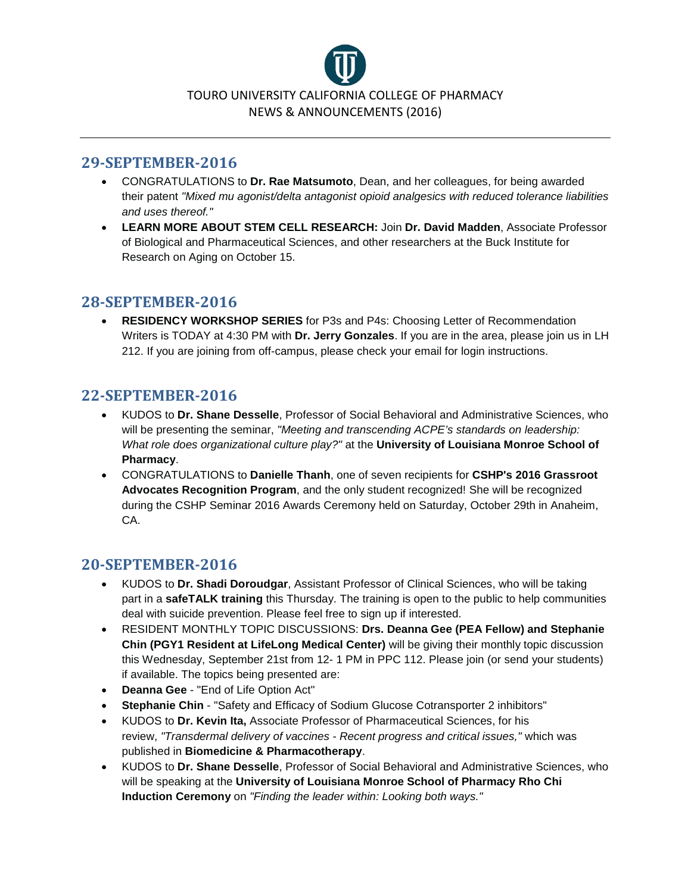TOURO UNIVERSITY CALIFORNIA COLLEGE OF PHARMACY
NEWS & ANNOUNCEMENTS (2016)

## 29-SEPTEMBER-2016

- CONGRATULATIONS to **Dr. Rae Matsumoto**, Dean, and her colleagues, for being awarded their patent *"Mixed mu agonist/delta antagonist opioid analgesics with reduced tolerance liabilities and uses thereof."*
- **LEARN MORE ABOUT STEM CELL RESEARCH:** Join **Dr. David Madden**, Associate Professor of Biological and Pharmaceutical Sciences, and other researchers at the Buck Institute for Research on Aging on October 15.

## 28-SEPTEMBER-2016

- **RESIDENCY WORKSHOP SERIES** for P3s and P4s: Choosing Letter of Recommendation Writers is TODAY at 4:30 PM with **Dr. Jerry Gonzales**. If you are in the area, please join us in LH 212. If you are joining from off-campus, please check your email for login instructions.

## 22-SEPTEMBER-2016

- KUDOS to **Dr. Shane Desselle**, Professor of Social Behavioral and Administrative Sciences, who will be presenting the seminar, *"Meeting and transcending ACPE's standards on leadership: What role does organizational culture play?"* at the **University of Louisiana Monroe School of Pharmacy**.
- CONGRATULATIONS to **Danielle Thanh**, one of seven recipients for **CSHP's 2016 Grassroot Advocates Recognition Program**, and the only student recognized! She will be recognized during the CSHP Seminar 2016 Awards Ceremony held on Saturday, October 29th in Anaheim, CA.

## 20-SEPTEMBER-2016

- KUDOS to **Dr. Shadi Doroudgar**, Assistant Professor of Clinical Sciences, who will be taking part in a **safeTALK training** this Thursday. The training is open to the public to help communities deal with suicide prevention. Please feel free to sign up if interested.
- RESIDENT MONTHLY TOPIC DISCUSSIONS: **Drs. Deanna Gee (PEA Fellow) and Stephanie Chin (PGY1 Resident at LifeLong Medical Center)** will be giving their monthly topic discussion this Wednesday, September 21st from 12- 1 PM in PPC 112. Please join (or send your students) if available. The topics being presented are:
- **Deanna Gee** - "End of Life Option Act"
- **Stephanie Chin** - "Safety and Efficacy of Sodium Glucose Cotransporter 2 inhibitors"
- KUDOS to **Dr. Kevin Ita,** Associate Professor of Pharmaceutical Sciences, for his review, *"Transdermal delivery of vaccines - Recent progress and critical issues,"* which was published in **Biomedicine & Pharmacotherapy**.
- KUDOS to **Dr. Shane Desselle**, Professor of Social Behavioral and Administrative Sciences, who will be speaking at the **University of Louisiana Monroe School of Pharmacy Rho Chi Induction Ceremony** on *"Finding the leader within: Looking both ways."*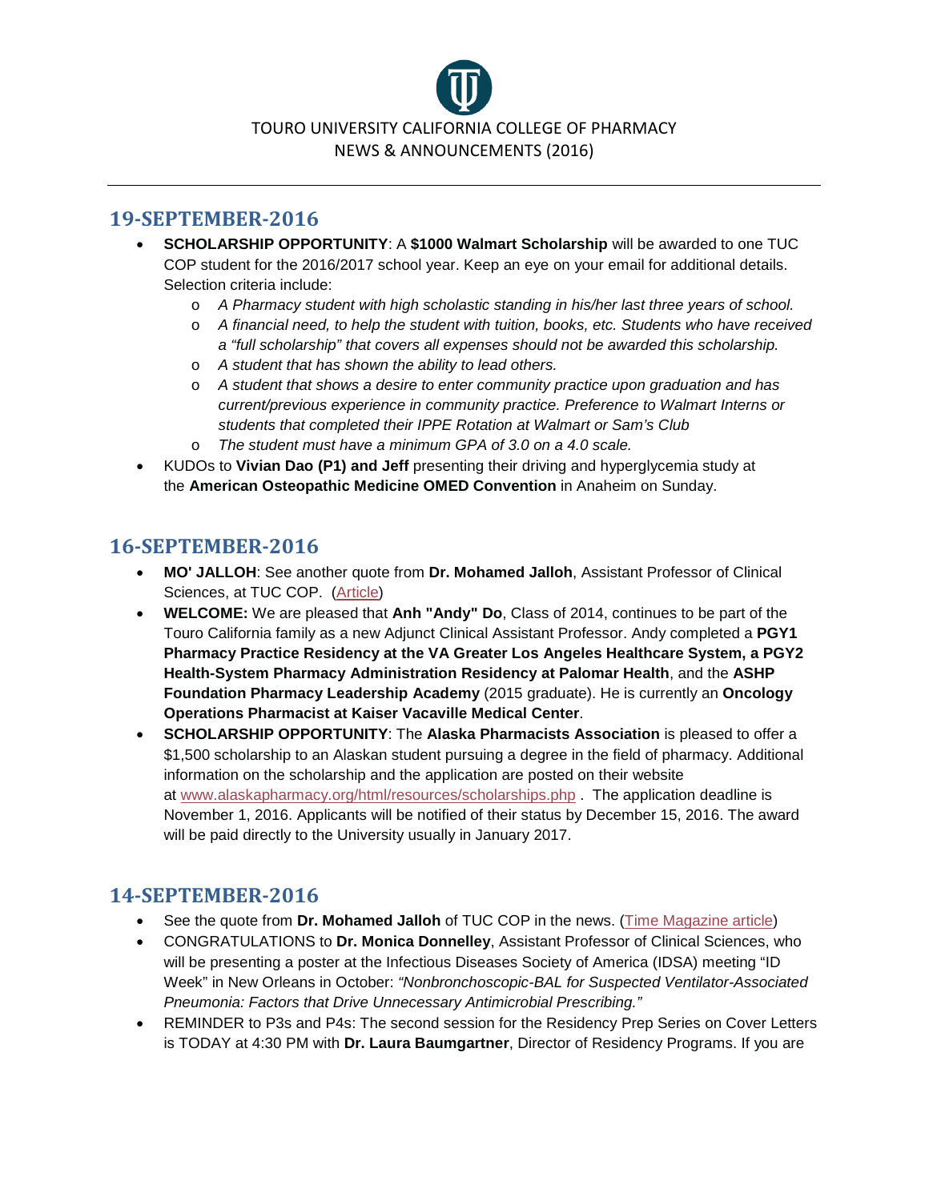TOURO UNIVERSITY CALIFORNIA COLLEGE OF PHARMACY
NEWS & ANNOUNCEMENTS (2016)

---

## 19-SEPTEMBER-2016

- **SCHOLARSHIP OPPORTUNITY**: A **$1000 Walmart Scholarship** will be awarded to one TUC COP student for the 2016/2017 school year. Keep an eye on your email for additional details. Selection criteria include:
    - *A Pharmacy student with high scholastic standing in his/her last three years of school.*
    - *A financial need, to help the student with tuition, books, etc. Students who have received a "full scholarship" that covers all expenses should not be awarded this scholarship.*
    - *A student that has shown the ability to lead others.*
    - *A student that shows a desire to enter community practice upon graduation and has current/previous experience in community practice. Preference to Walmart Interns or students that completed their IPPE Rotation at Walmart or Sam's Club*
    - *The student must have a minimum GPA of 3.0 on a 4.0 scale.*
- KUDOs to **Vivian Dao (P1) and Jeff** presenting their driving and hyperglycemia study at the **American Osteopathic Medicine OMED Convention** in Anaheim on Sunday.

## 16-SEPTEMBER-2016

- **MO' JALLOH**: See another quote from **Dr. Mohamed Jalloh**, Assistant Professor of Clinical Sciences, at TUC COP. (Article)
- **WELCOME:** We are pleased that **Anh "Andy" Do**, Class of 2014, continues to be part of the Touro California family as a new Adjunct Clinical Assistant Professor. Andy completed a **PGY1 Pharmacy Practice Residency at the VA Greater Los Angeles Healthcare System, a PGY2 Health-System Pharmacy Administration Residency at Palomar Health**, and the **ASHP Foundation Pharmacy Leadership Academy** (2015 graduate). He is currently an **Oncology Operations Pharmacist at Kaiser Vacaville Medical Center**.
- **SCHOLARSHIP OPPORTUNITY**: The **Alaska Pharmacists Association** is pleased to offer a $1,500 scholarship to an Alaskan student pursuing a degree in the field of pharmacy. Additional information on the scholarship and the application are posted on their website at www.alaskapharmacy.org/html/resources/scholarships.php . The application deadline is November 1, 2016. Applicants will be notified of their status by December 15, 2016. The award will be paid directly to the University usually in January 2017.

## 14-SEPTEMBER-2016

- See the quote from **Dr. Mohamed Jalloh** of TUC COP in the news. (Time Magazine article)
- CONGRATULATIONS to **Dr. Monica Donnelley**, Assistant Professor of Clinical Sciences, who will be presenting a poster at the Infectious Diseases Society of America (IDSA) meeting "ID Week" in New Orleans in October: *"Nonbronchoscopic-BAL for Suspected Ventilator-Associated Pneumonia: Factors that Drive Unnecessary Antimicrobial Prescribing."*
- REMINDER to P3s and P4s: The second session for the Residency Prep Series on Cover Letters is TODAY at 4:30 PM with **Dr. Laura Baumgartner**, Director of Residency Programs. If you are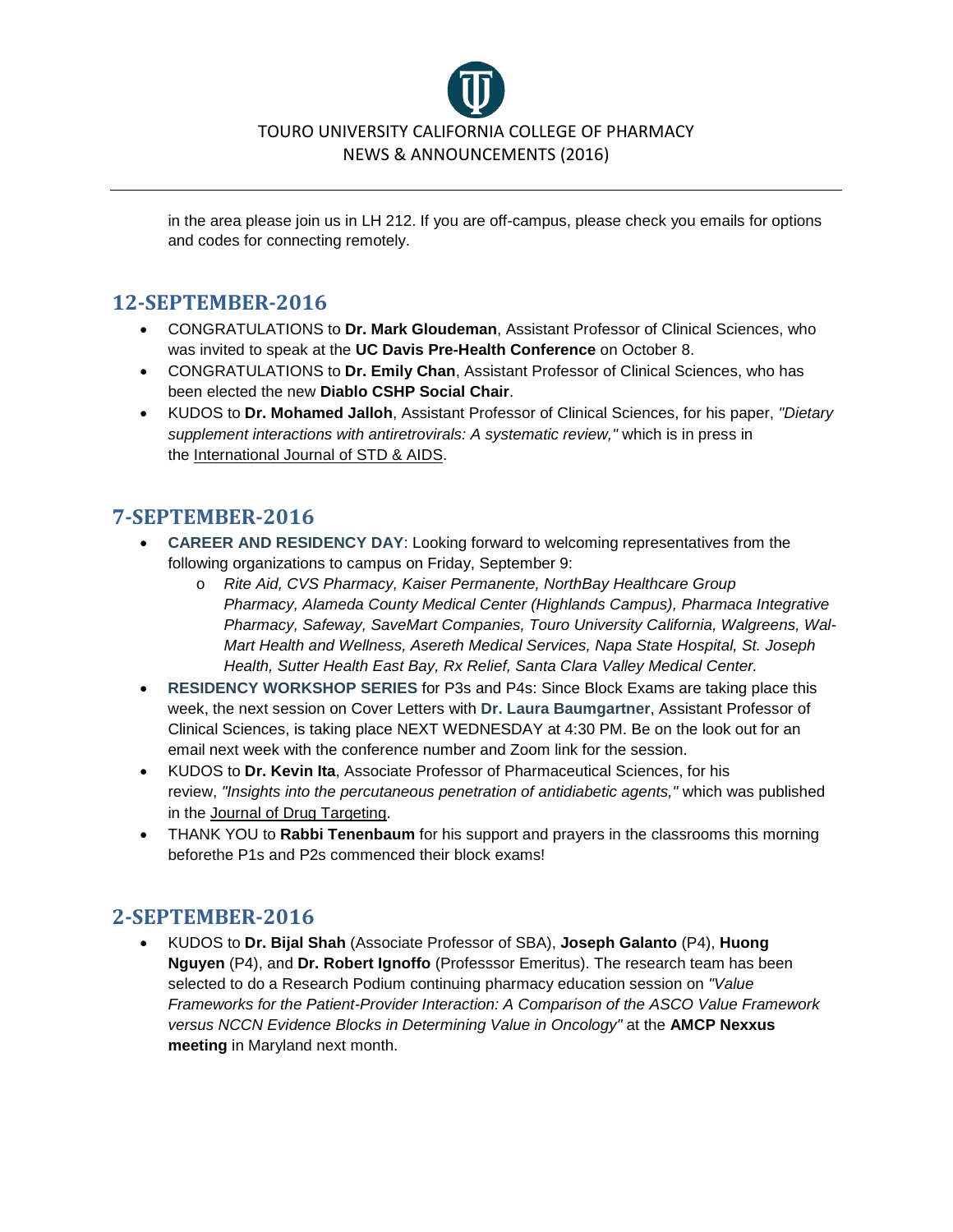in the area please join us in LH 212. If you are off-campus, please check you emails for options and codes for connecting remotely.

## 12-SEPTEMBER-2016

- CONGRATULATIONS to **Dr. Mark Gloudeman**, Assistant Professor of Clinical Sciences, who was invited to speak at the **UC Davis Pre-Health Conference** on October 8.
- CONGRATULATIONS to **Dr. Emily Chan**, Assistant Professor of Clinical Sciences, who has been elected the new **Diablo CSHP Social Chair**.
- KUDOS to **Dr. Mohamed Jalloh**, Assistant Professor of Clinical Sciences, for his paper, *"Dietary supplement interactions with antiretrovirals: A systematic review,"* which is in press in the International Journal of STD & AIDS.

## 7-SEPTEMBER-2016

- **CAREER AND RESIDENCY DAY**: Looking forward to welcoming representatives from the following organizations to campus on Friday, September 9:
  - *Rite Aid, CVS Pharmacy, Kaiser Permanente, NorthBay Healthcare Group Pharmacy, Alameda County Medical Center (Highlands Campus), Pharmaca Integrative Pharmacy, Safeway, SaveMart Companies, Touro University California, Walgreens, Wal-Mart Health and Wellness, Asereth Medical Services, Napa State Hospital, St. Joseph Health, Sutter Health East Bay, Rx Relief, Santa Clara Valley Medical Center.*
- **RESIDENCY WORKSHOP SERIES** for P3s and P4s: Since Block Exams are taking place this week, the next session on Cover Letters with **Dr. Laura Baumgartner**, Assistant Professor of Clinical Sciences, is taking place NEXT WEDNESDAY at 4:30 PM. Be on the look out for an email next week with the conference number and Zoom link for the session.
- KUDOS to **Dr. Kevin Ita**, Associate Professor of Pharmaceutical Sciences, for his review, *"Insights into the percutaneous penetration of antidiabetic agents,"* which was published in the Journal of Drug Targeting.
- THANK YOU to **Rabbi Tenenbaum** for his support and prayers in the classrooms this morning beforethe P1s and P2s commenced their block exams!

## 2-SEPTEMBER-2016

- KUDOS to **Dr. Bijal Shah** (Associate Professor of SBA), **Joseph Galanto** (P4), **Huong Nguyen** (P4), and **Dr. Robert Ignoffo** (Professsor Emeritus). The research team has been selected to do a Research Podium continuing pharmacy education session on *"Value Frameworks for the Patient-Provider Interaction: A Comparison of the ASCO Value Framework versus NCCN Evidence Blocks in Determining Value in Oncology"* at the **AMCP Nexxus meeting** in Maryland next month.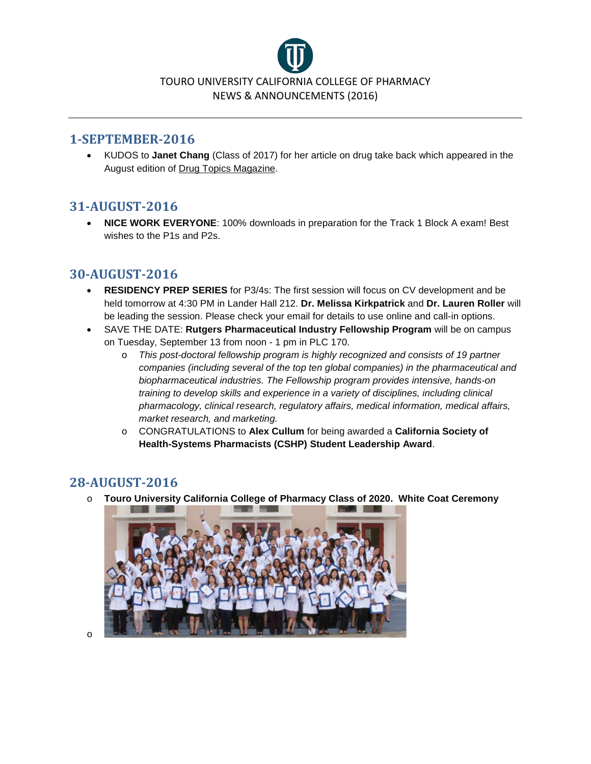TOURO UNIVERSITY CALIFORNIA COLLEGE OF PHARMACY
NEWS & ANNOUNCEMENTS (2016)

## 1-SEPTEMBER-2016

- KUDOS to **Janet Chang** (Class of 2017) for her article on drug take back which appeared in the August edition of Drug Topics Magazine.

## 31-AUGUST-2016

- **NICE WORK EVERYONE**: 100% downloads in preparation for the Track 1 Block A exam! Best wishes to the P1s and P2s.

## 30-AUGUST-2016

- **RESIDENCY PREP SERIES** for P3/4s: The first session will focus on CV development and be held tomorrow at 4:30 PM in Lander Hall 212. **Dr. Melissa Kirkpatrick** and **Dr. Lauren Roller** will be leading the session. Please check your email for details to use online and call-in options.
- SAVE THE DATE: **Rutgers Pharmaceutical Industry Fellowship Program** will be on campus on Tuesday, September 13 from noon - 1 pm in PLC 170.
  - *This post-doctoral fellowship program is highly recognized and consists of 19 partner companies (including several of the top ten global companies) in the pharmaceutical and biopharmaceutical industries. The Fellowship program provides intensive, hands-on training to develop skills and experience in a variety of disciplines, including clinical pharmacology, clinical research, regulatory affairs, medical information, medical affairs, market research, and marketing.*
  - CONGRATULATIONS to **Alex Cullum** for being awarded a **California Society of Health-Systems Pharmacists (CSHP) Student Leadership Award**.

## 28-AUGUST-2016

- **Touro University California College of Pharmacy Class of 2020. White Coat Ceremony**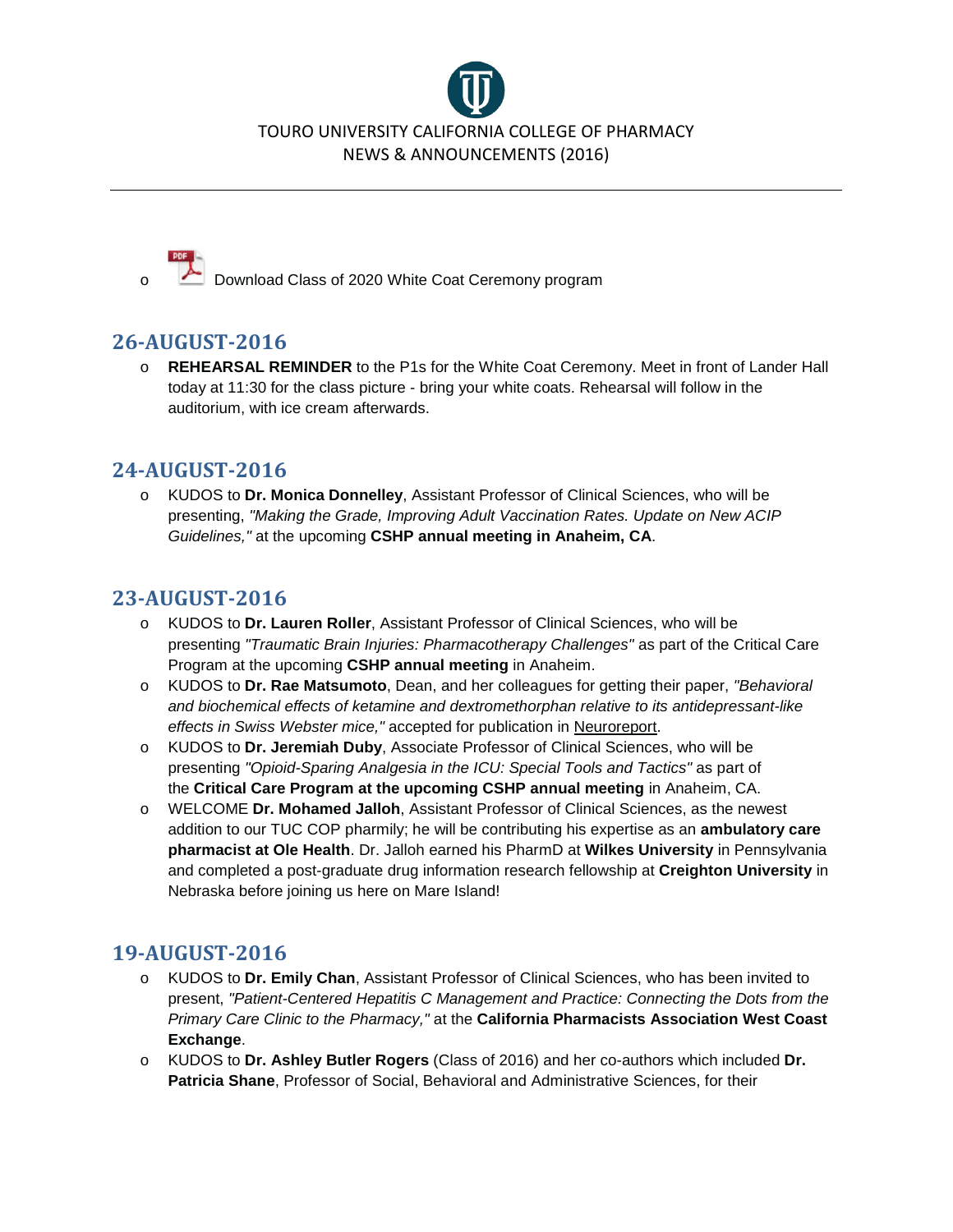- Download Class of 2020 White Coat Ceremony program

## 26-AUGUST-2016

- **REHEARSAL REMINDER** to the P1s for the White Coat Ceremony. Meet in front of Lander Hall today at 11:30 for the class picture - bring your white coats. Rehearsal will follow in the auditorium, with ice cream afterwards.

## 24-AUGUST-2016

- KUDOS to **Dr. Monica Donnelley**, Assistant Professor of Clinical Sciences, who will be presenting, *"Making the Grade, Improving Adult Vaccination Rates. Update on New ACIP Guidelines,"* at the upcoming **CSHP annual meeting in Anaheim, CA**.

## 23-AUGUST-2016

- KUDOS to **Dr. Lauren Roller**, Assistant Professor of Clinical Sciences, who will be presenting *"Traumatic Brain Injuries: Pharmacotherapy Challenges"* as part of the Critical Care Program at the upcoming **CSHP annual meeting** in Anaheim.
- KUDOS to **Dr. Rae Matsumoto**, Dean, and her colleagues for getting their paper, *"Behavioral and biochemical effects of ketamine and dextromethorphan relative to its antidepressant-like effects in Swiss Webster mice,"* accepted for publication in Neuroreport.
- KUDOS to **Dr. Jeremiah Duby**, Associate Professor of Clinical Sciences, who will be presenting *"Opioid-Sparing Analgesia in the ICU: Special Tools and Tactics"* as part of the **Critical Care Program at the upcoming CSHP annual meeting** in Anaheim, CA.
- WELCOME **Dr. Mohamed Jalloh**, Assistant Professor of Clinical Sciences, as the newest addition to our TUC COP pharmily; he will be contributing his expertise as an **ambulatory care pharmacist at Ole Health**. Dr. Jalloh earned his PharmD at **Wilkes University** in Pennsylvania and completed a post-graduate drug information research fellowship at **Creighton University** in Nebraska before joining us here on Mare Island!

## 19-AUGUST-2016

- KUDOS to **Dr. Emily Chan**, Assistant Professor of Clinical Sciences, who has been invited to present, *"Patient-Centered Hepatitis C Management and Practice: Connecting the Dots from the Primary Care Clinic to the Pharmacy,"* at the **California Pharmacists Association West Coast Exchange**.
- KUDOS to **Dr. Ashley Butler Rogers** (Class of 2016) and her co-authors which included **Dr. Patricia Shane**, Professor of Social, Behavioral and Administrative Sciences, for their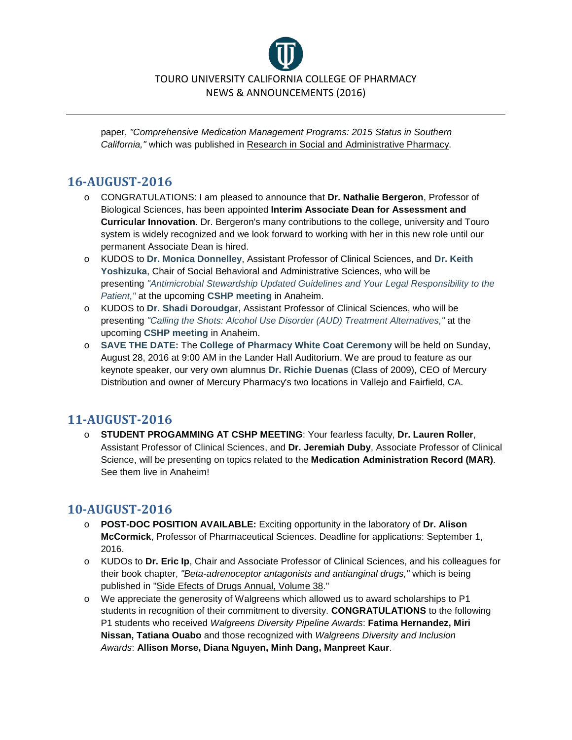paper, *"Comprehensive Medication Management Programs: 2015 Status in Southern California,"* which was published in Research in Social and Administrative Pharmacy.

## 16-AUGUST-2016

- CONGRATULATIONS: I am pleased to announce that **Dr. Nathalie Bergeron**, Professor of Biological Sciences, has been appointed **Interim Associate Dean for Assessment and Curricular Innovation**. Dr. Bergeron's many contributions to the college, university and Touro system is widely recognized and we look forward to working with her in this new role until our permanent Associate Dean is hired.
- KUDOS to **Dr. Monica Donnelley**, Assistant Professor of Clinical Sciences, and **Dr. Keith Yoshizuka**, Chair of Social Behavioral and Administrative Sciences, who will be presenting *"Antimicrobial Stewardship Updated Guidelines and Your Legal Responsibility to the Patient,"* at the upcoming **CSHP meeting** in Anaheim.
- KUDOS to **Dr. Shadi Doroudgar**, Assistant Professor of Clinical Sciences, who will be presenting *"Calling the Shots: Alcohol Use Disorder (AUD) Treatment Alternatives,"* at the upcoming **CSHP meeting** in Anaheim.
- **SAVE THE DATE:** The **College of Pharmacy White Coat Ceremony** will be held on Sunday, August 28, 2016 at 9:00 AM in the Lander Hall Auditorium. We are proud to feature as our keynote speaker, our very own alumnus **Dr. Richie Duenas** (Class of 2009), CEO of Mercury Distribution and owner of Mercury Pharmacy's two locations in Vallejo and Fairfield, CA.

## 11-AUGUST-2016

- **STUDENT PROGAMMING AT CSHP MEETING**: Your fearless faculty, **Dr. Lauren Roller**, Assistant Professor of Clinical Sciences, and **Dr. Jeremiah Duby**, Associate Professor of Clinical Science, will be presenting on topics related to the **Medication Administration Record (MAR)**. See them live in Anaheim!

## 10-AUGUST-2016

- **POST-DOC POSITION AVAILABLE:** Exciting opportunity in the laboratory of **Dr. Alison McCormick**, Professor of Pharmaceutical Sciences. Deadline for applications: September 1, 2016.
- KUDOs to **Dr. Eric Ip**, Chair and Associate Professor of Clinical Sciences, and his colleagues for their book chapter, *"Beta-adrenoceptor antagonists and antianginal drugs,"* which is being published in "Side Efects of Drugs Annual, Volume 38."
- We appreciate the generosity of Walgreens which allowed us to award scholarships to P1 students in recognition of their commitment to diversity. **CONGRATULATIONS** to the following P1 students who received *Walgreens Diversity Pipeline Awards*: **Fatima Hernandez, Miri Nissan, Tatiana Ouabo** and those recognized with *Walgreens Diversity and Inclusion Awards*: **Allison Morse, Diana Nguyen, Minh Dang, Manpreet Kaur**.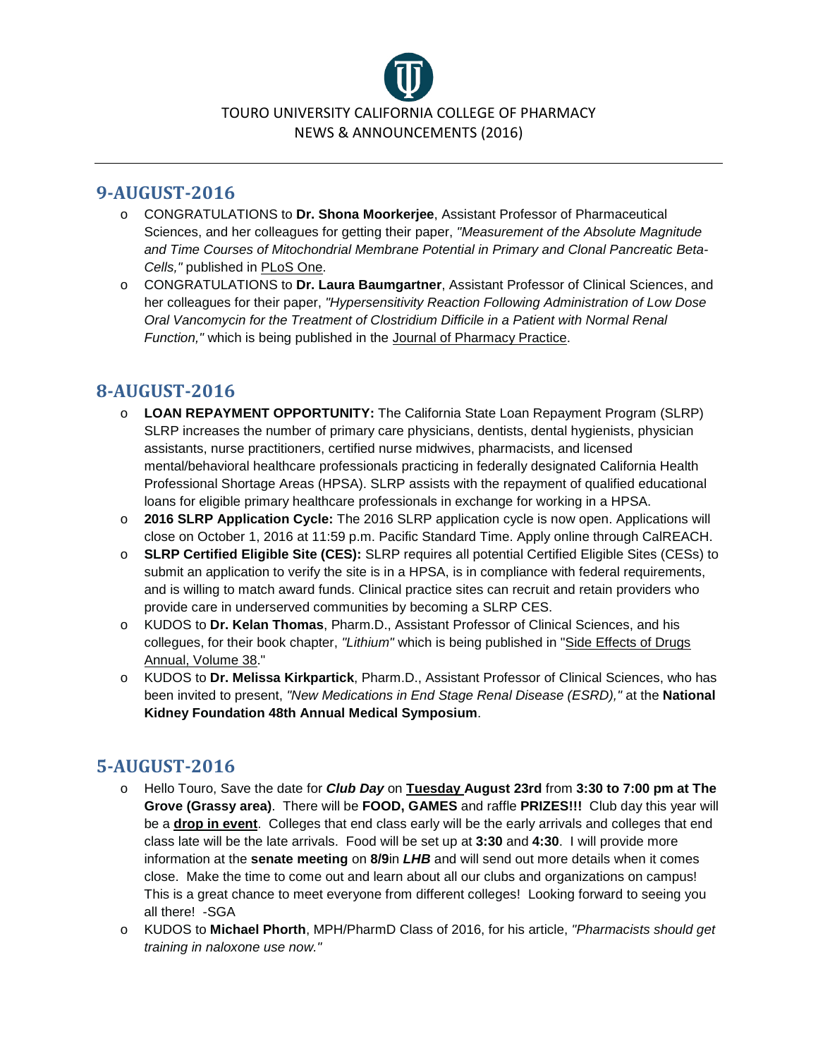## 9-AUGUST-2016

- CONGRATULATIONS to **Dr. Shona Moorkerjee**, Assistant Professor of Pharmaceutical Sciences, and her colleagues for getting their paper, *"Measurement of the Absolute Magnitude and Time Courses of Mitochondrial Membrane Potential in Primary and Clonal Pancreatic Beta-Cells,"* published in PLoS One.
- CONGRATULATIONS to **Dr. Laura Baumgartner**, Assistant Professor of Clinical Sciences, and her colleagues for their paper, *"Hypersensitivity Reaction Following Administration of Low Dose Oral Vancomycin for the Treatment of Clostridium Difficile in a Patient with Normal Renal Function,"* which is being published in the Journal of Pharmacy Practice.

## 8-AUGUST-2016

- **LOAN REPAYMENT OPPORTUNITY:** The California State Loan Repayment Program (SLRP) SLRP increases the number of primary care physicians, dentists, dental hygienists, physician assistants, nurse practitioners, certified nurse midwives, pharmacists, and licensed mental/behavioral healthcare professionals practicing in federally designated California Health Professional Shortage Areas (HPSA). SLRP assists with the repayment of qualified educational loans for eligible primary healthcare professionals in exchange for working in a HPSA.
- **2016 SLRP Application Cycle:** The 2016 SLRP application cycle is now open. Applications will close on October 1, 2016 at 11:59 p.m. Pacific Standard Time. Apply online through CalREACH.
- **SLRP Certified Eligible Site (CES):** SLRP requires all potential Certified Eligible Sites (CESs) to submit an application to verify the site is in a HPSA, is in compliance with federal requirements, and is willing to match award funds. Clinical practice sites can recruit and retain providers who provide care in underserved communities by becoming a SLRP CES.
- KUDOS to **Dr. Kelan Thomas**, Pharm.D., Assistant Professor of Clinical Sciences, and his collegues, for their book chapter, *"Lithium"* which is being published in "Side Effects of Drugs Annual, Volume 38."
- KUDOS to **Dr. Melissa Kirkpartick**, Pharm.D., Assistant Professor of Clinical Sciences, who has been invited to present, *"New Medications in End Stage Renal Disease (ESRD),"* at the **National Kidney Foundation 48th Annual Medical Symposium**.

## 5-AUGUST-2016

- Hello Touro, Save the date for ***Club Day*** on **Tuesday August 23rd** from **3:30 to 7:00 pm at The Grove (Grassy area)**. There will be **FOOD, GAMES** and raffle **PRIZES!!!** Club day this year will be a **drop in event**. Colleges that end class early will be the early arrivals and colleges that end class late will be the late arrivals. Food will be set up at **3:30** and **4:30**. I will provide more information at the **senate meeting** on **8/9**in ***LHB*** and will send out more details when it comes close. Make the time to come out and learn about all our clubs and organizations on campus! This is a great chance to meet everyone from different colleges! Looking forward to seeing you all there! -SGA
- KUDOS to **Michael Phorth**, MPH/PharmD Class of 2016, for his article, *"Pharmacists should get training in naloxone use now."*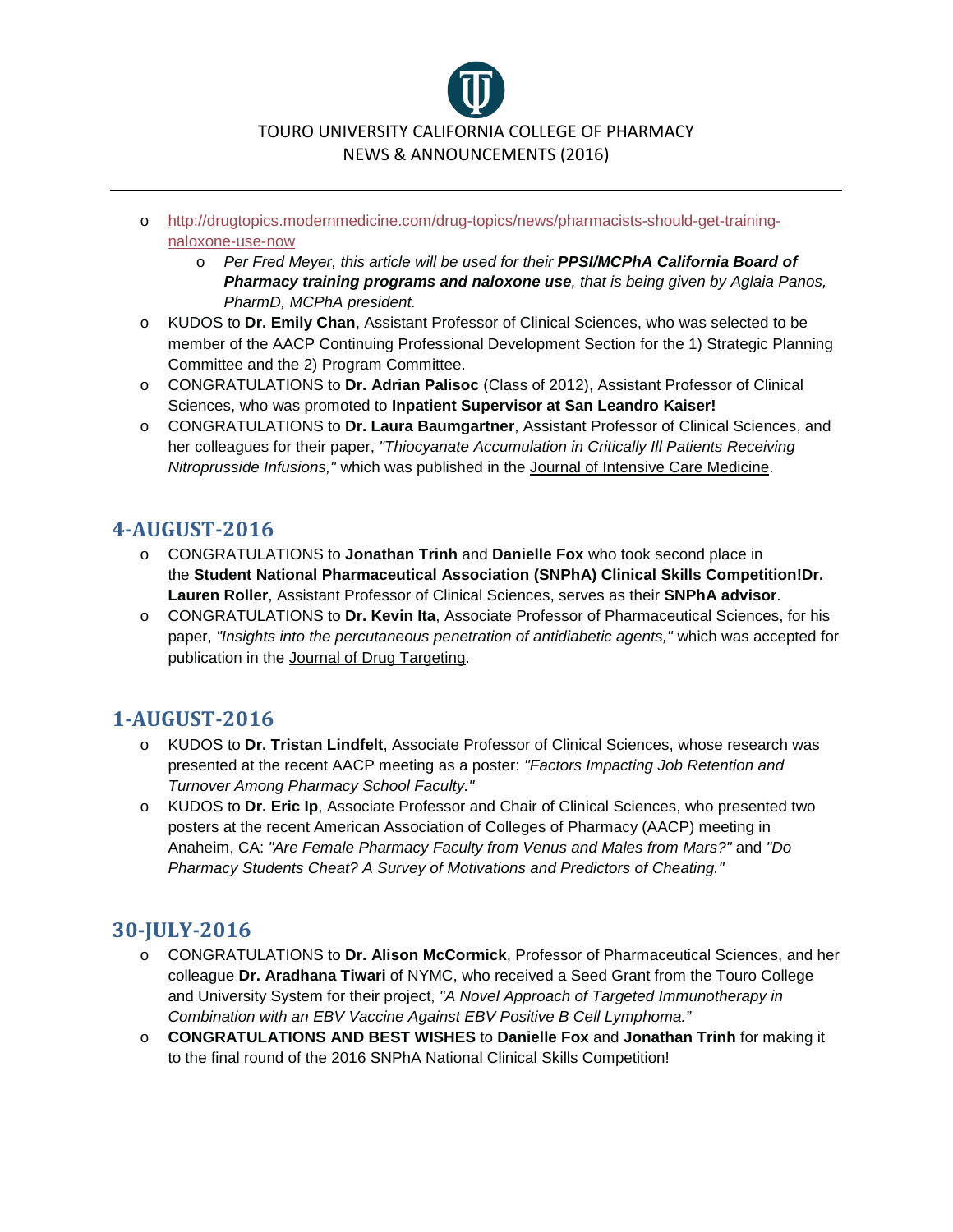- [http://drugtopics.modernmedicine.com/drug-topics/news/pharmacists-should-get-training-naloxone-use-now](http://drugtopics.modernmedicine.com/drug-topics/news/pharmacists-should-get-training-naloxone-use-now)
  - *Per Fred Meyer, this article will be used for their **PPSI/MCPhA California Board of Pharmacy training programs and naloxone use**, that is being given by Aglaia Panos, PharmD, MCPhA president.*
- KUDOS to **Dr. Emily Chan**, Assistant Professor of Clinical Sciences, who was selected to be member of the AACP Continuing Professional Development Section for the 1) Strategic Planning Committee and the 2) Program Committee.
- CONGRATULATIONS to **Dr. Adrian Palisoc** (Class of 2012), Assistant Professor of Clinical Sciences, who was promoted to **Inpatient Supervisor at San Leandro Kaiser!**
- CONGRATULATIONS to **Dr. Laura Baumgartner**, Assistant Professor of Clinical Sciences, and her colleagues for their paper, *"Thiocyanate Accumulation in Critically Ill Patients Receiving Nitroprusside Infusions,"* which was published in the Journal of Intensive Care Medicine.

## 4-AUGUST-2016

- CONGRATULATIONS to **Jonathan Trinh** and **Danielle Fox** who took second place in the **Student National Pharmaceutical Association (SNPhA) Clinical Skills Competition!Dr. Lauren Roller**, Assistant Professor of Clinical Sciences, serves as their **SNPhA advisor**.
- CONGRATULATIONS to **Dr. Kevin Ita**, Associate Professor of Pharmaceutical Sciences, for his paper, *"Insights into the percutaneous penetration of antidiabetic agents,"* which was accepted for publication in the Journal of Drug Targeting.

## 1-AUGUST-2016

- KUDOS to **Dr. Tristan Lindfelt**, Associate Professor of Clinical Sciences, whose research was presented at the recent AACP meeting as a poster: *"Factors Impacting Job Retention and Turnover Among Pharmacy School Faculty."*
- KUDOS to **Dr. Eric Ip**, Associate Professor and Chair of Clinical Sciences, who presented two posters at the recent American Association of Colleges of Pharmacy (AACP) meeting in Anaheim, CA: *"Are Female Pharmacy Faculty from Venus and Males from Mars?"* and *"Do Pharmacy Students Cheat? A Survey of Motivations and Predictors of Cheating."*

## 30-JULY-2016

- CONGRATULATIONS to **Dr. Alison McCormick**, Professor of Pharmaceutical Sciences, and her colleague **Dr. Aradhana Tiwari** of NYMC, who received a Seed Grant from the Touro College and University System for their project, *"A Novel Approach of Targeted Immunotherapy in Combination with an EBV Vaccine Against EBV Positive B Cell Lymphoma."*
- **CONGRATULATIONS AND BEST WISHES** to **Danielle Fox** and **Jonathan Trinh** for making it to the final round of the 2016 SNPhA National Clinical Skills Competition!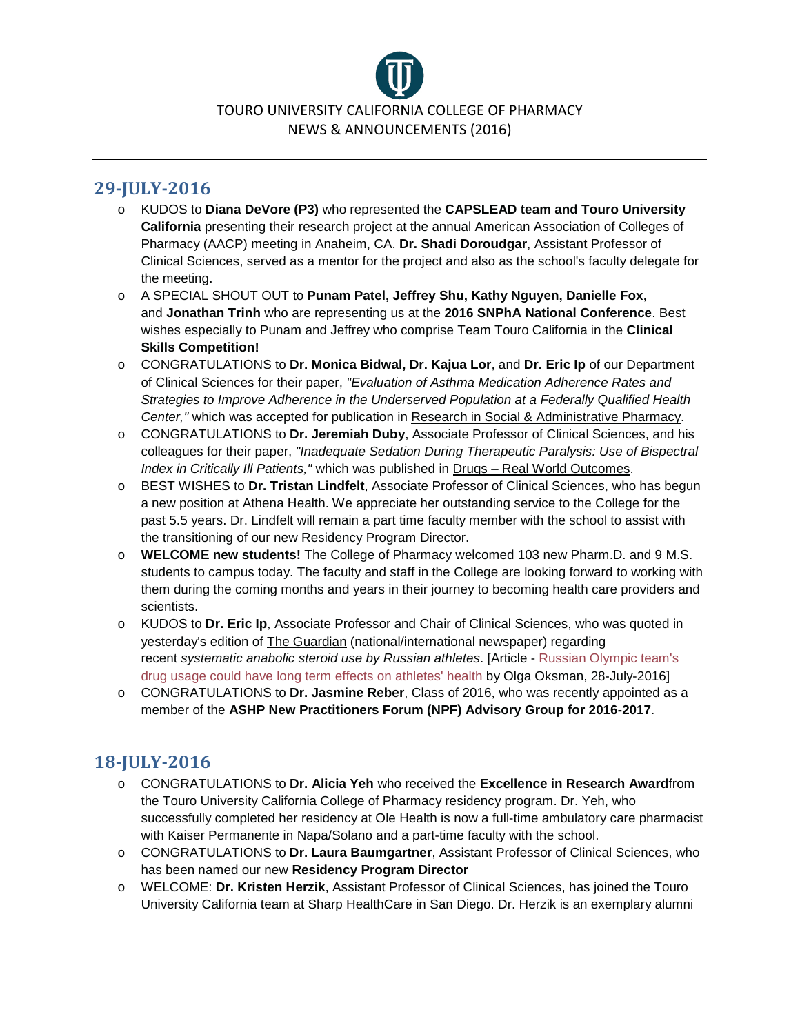TOURO UNIVERSITY CALIFORNIA COLLEGE OF PHARMACY
NEWS & ANNOUNCEMENTS (2016)

## 29-JULY-2016

- KUDOS to **Diana DeVore (P3)** who represented the **CAPSLEAD team and Touro University California** presenting their research project at the annual American Association of Colleges of Pharmacy (AACP) meeting in Anaheim, CA. **Dr. Shadi Doroudgar**, Assistant Professor of Clinical Sciences, served as a mentor for the project and also as the school's faculty delegate for the meeting.
- A SPECIAL SHOUT OUT to **Punam Patel, Jeffrey Shu, Kathy Nguyen, Danielle Fox**, and **Jonathan Trinh** who are representing us at the **2016 SNPhA National Conference**. Best wishes especially to Punam and Jeffrey who comprise Team Touro California in the **Clinical Skills Competition!**
- CONGRATULATIONS to **Dr. Monica Bidwal, Dr. Kajua Lor**, and **Dr. Eric Ip** of our Department of Clinical Sciences for their paper, *"Evaluation of Asthma Medication Adherence Rates and Strategies to Improve Adherence in the Underserved Population at a Federally Qualified Health Center,"* which was accepted for publication in Research in Social & Administrative Pharmacy.
- CONGRATULATIONS to **Dr. Jeremiah Duby**, Associate Professor of Clinical Sciences, and his colleagues for their paper, *"Inadequate Sedation During Therapeutic Paralysis: Use of Bispectral Index in Critically Ill Patients,"* which was published in Drugs – Real World Outcomes.
- BEST WISHES to **Dr. Tristan Lindfelt**, Associate Professor of Clinical Sciences, who has begun a new position at Athena Health. We appreciate her outstanding service to the College for the past 5.5 years. Dr. Lindfelt will remain a part time faculty member with the school to assist with the transitioning of our new Residency Program Director.
- **WELCOME new students!** The College of Pharmacy welcomed 103 new Pharm.D. and 9 M.S. students to campus today. The faculty and staff in the College are looking forward to working with them during the coming months and years in their journey to becoming health care providers and scientists.
- KUDOS to **Dr. Eric Ip**, Associate Professor and Chair of Clinical Sciences, who was quoted in yesterday's edition of The Guardian (national/international newspaper) regarding recent *systematic anabolic steroid use by Russian athletes*. [Article - Russian Olympic team's drug usage could have long term effects on athletes' health by Olga Oksman, 28-July-2016]
- CONGRATULATIONS to **Dr. Jasmine Reber**, Class of 2016, who was recently appointed as a member of the **ASHP New Practitioners Forum (NPF) Advisory Group for 2016-2017**.

## 18-JULY-2016

- CONGRATULATIONS to **Dr. Alicia Yeh** who received the **Excellence in Research Award**from the Touro University California College of Pharmacy residency program. Dr. Yeh, who successfully completed her residency at Ole Health is now a full-time ambulatory care pharmacist with Kaiser Permanente in Napa/Solano and a part-time faculty with the school.
- CONGRATULATIONS to **Dr. Laura Baumgartner**, Assistant Professor of Clinical Sciences, who has been named our new **Residency Program Director**
- WELCOME: **Dr. Kristen Herzik**, Assistant Professor of Clinical Sciences, has joined the Touro University California team at Sharp HealthCare in San Diego. Dr. Herzik is an exemplary alumni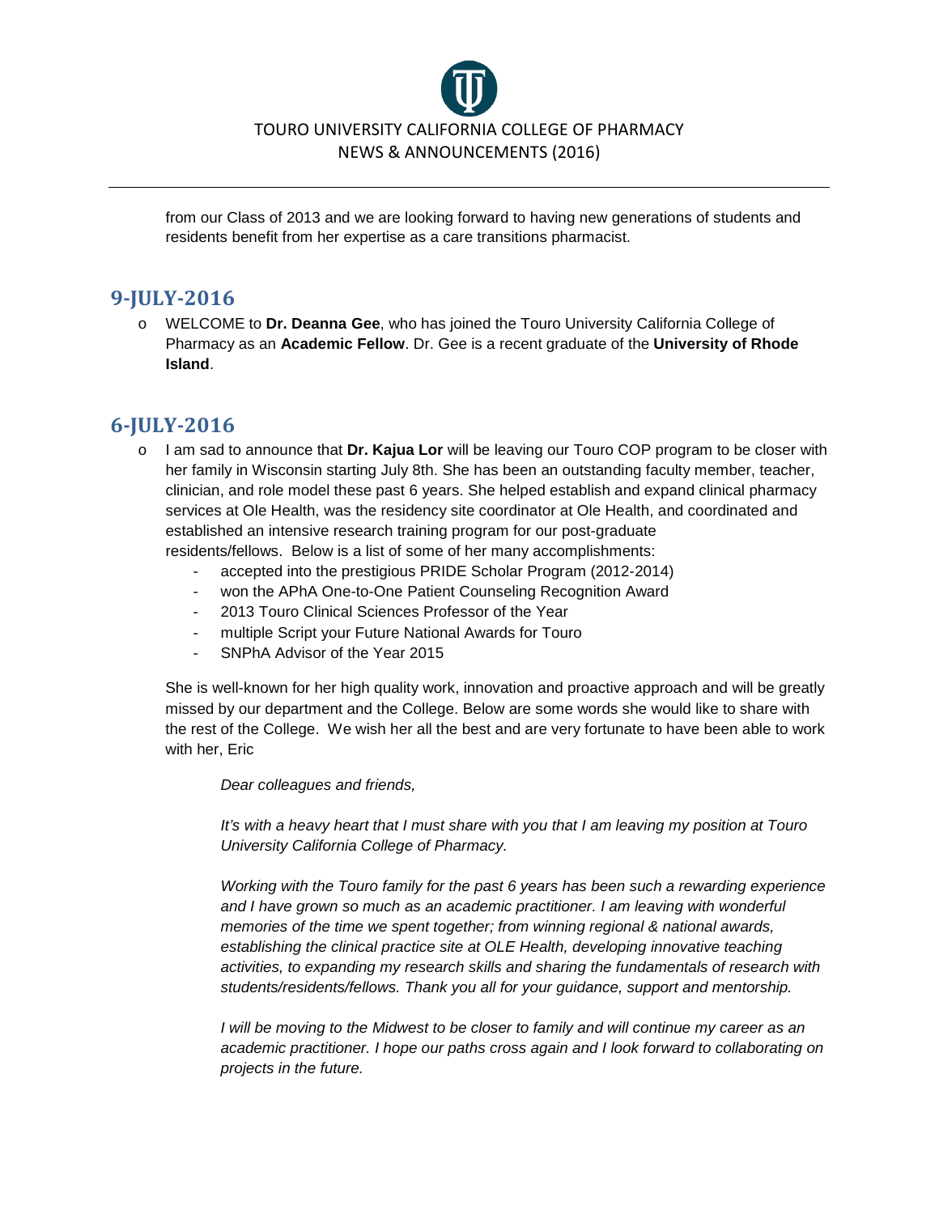from our Class of 2013 and we are looking forward to having new generations of students and residents benefit from her expertise as a care transitions pharmacist.

## 9-JULY-2016

- WELCOME to **Dr. Deanna Gee**, who has joined the Touro University California College of Pharmacy as an **Academic Fellow**. Dr. Gee is a recent graduate of the **University of Rhode Island**.

## 6-JULY-2016

- I am sad to announce that **Dr. Kajua Lor** will be leaving our Touro COP program to be closer with her family in Wisconsin starting July 8th. She has been an outstanding faculty member, teacher, clinician, and role model these past 6 years. She helped establish and expand clinical pharmacy services at Ole Health, was the residency site coordinator at Ole Health, and coordinated and established an intensive research training program for our post-graduate residents/fellows. Below is a list of some of her many accomplishments:
  - accepted into the prestigious PRIDE Scholar Program (2012-2014)
  - won the APhA One-to-One Patient Counseling Recognition Award
  - 2013 Touro Clinical Sciences Professor of the Year
  - multiple Script your Future National Awards for Touro
  - SNPhA Advisor of the Year 2015

  She is well-known for her high quality work, innovation and proactive approach and will be greatly missed by our department and the College. Below are some words she would like to share with the rest of the College. We wish her all the best and are very fortunate to have been able to work with her, Eric

  > *Dear colleagues and friends,*
  >
  > *It's with a heavy heart that I must share with you that I am leaving my position at Touro University California College of Pharmacy.*
  >
  > *Working with the Touro family for the past 6 years has been such a rewarding experience and I have grown so much as an academic practitioner. I am leaving with wonderful memories of the time we spent together; from winning regional & national awards, establishing the clinical practice site at OLE Health, developing innovative teaching activities, to expanding my research skills and sharing the fundamentals of research with students/residents/fellows. Thank you all for your guidance, support and mentorship.*
  >
  > *I will be moving to the Midwest to be closer to family and will continue my career as an academic practitioner. I hope our paths cross again and I look forward to collaborating on projects in the future.*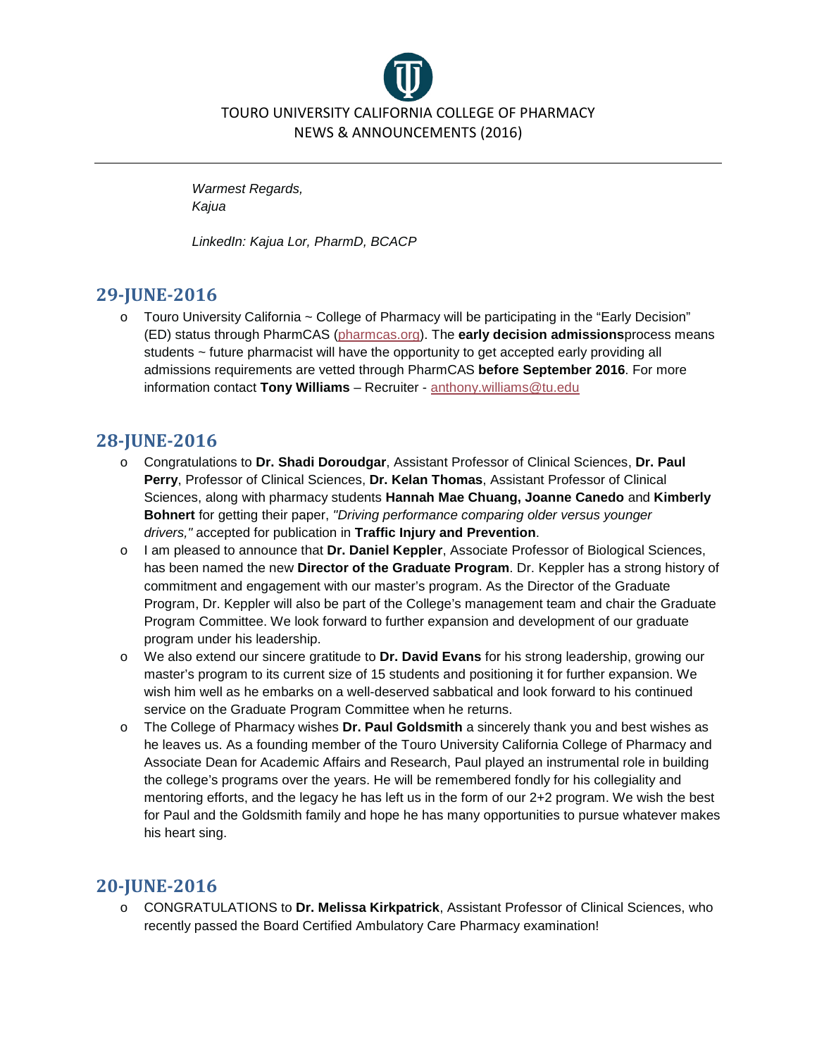*Warmest Regards,*
*Kajua*

*LinkedIn: Kajua Lor, PharmD, BCACP*

## 29-JUNE-2016

- Touro University California ~ College of Pharmacy will be participating in the "Early Decision" (ED) status through PharmCAS (pharmcas.org). The **early decision admissions**process means students ~ future pharmacist will have the opportunity to get accepted early providing all admissions requirements are vetted through PharmCAS **before September 2016**. For more information contact **Tony Williams** – Recruiter - anthony.williams@tu.edu

## 28-JUNE-2016

- Congratulations to **Dr. Shadi Doroudgar**, Assistant Professor of Clinical Sciences, **Dr. Paul Perry**, Professor of Clinical Sciences, **Dr. Kelan Thomas**, Assistant Professor of Clinical Sciences, along with pharmacy students **Hannah Mae Chuang, Joanne Canedo** and **Kimberly Bohnert** for getting their paper, *"Driving performance comparing older versus younger drivers,"* accepted for publication in **Traffic Injury and Prevention**.
- I am pleased to announce that **Dr. Daniel Keppler**, Associate Professor of Biological Sciences, has been named the new **Director of the Graduate Program**. Dr. Keppler has a strong history of commitment and engagement with our master's program. As the Director of the Graduate Program, Dr. Keppler will also be part of the College's management team and chair the Graduate Program Committee. We look forward to further expansion and development of our graduate program under his leadership.
- We also extend our sincere gratitude to **Dr. David Evans** for his strong leadership, growing our master's program to its current size of 15 students and positioning it for further expansion. We wish him well as he embarks on a well-deserved sabbatical and look forward to his continued service on the Graduate Program Committee when he returns.
- The College of Pharmacy wishes **Dr. Paul Goldsmith** a sincerely thank you and best wishes as he leaves us. As a founding member of the Touro University California College of Pharmacy and Associate Dean for Academic Affairs and Research, Paul played an instrumental role in building the college's programs over the years. He will be remembered fondly for his collegiality and mentoring efforts, and the legacy he has left us in the form of our 2+2 program. We wish the best for Paul and the Goldsmith family and hope he has many opportunities to pursue whatever makes his heart sing.

## 20-JUNE-2016

- CONGRATULATIONS to **Dr. Melissa Kirkpatrick**, Assistant Professor of Clinical Sciences, who recently passed the Board Certified Ambulatory Care Pharmacy examination!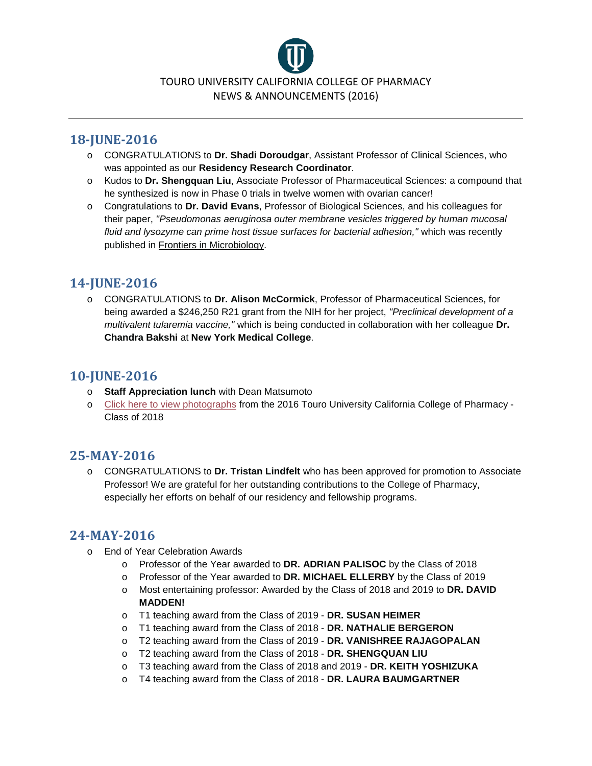TOURO UNIVERSITY CALIFORNIA COLLEGE OF PHARMACY
NEWS & ANNOUNCEMENTS (2016)

## 18-JUNE-2016

- CONGRATULATIONS to **Dr. Shadi Doroudgar**, Assistant Professor of Clinical Sciences, who was appointed as our **Residency Research Coordinator**.
- Kudos to **Dr. Shengquan Liu**, Associate Professor of Pharmaceutical Sciences: a compound that he synthesized is now in Phase 0 trials in twelve women with ovarian cancer!
- Congratulations to **Dr. David Evans**, Professor of Biological Sciences, and his colleagues for their paper, *"Pseudomonas aeruginosa outer membrane vesicles triggered by human mucosal fluid and lysozyme can prime host tissue surfaces for bacterial adhesion,"* which was recently published in Frontiers in Microbiology.

## 14-JUNE-2016

- CONGRATULATIONS to **Dr. Alison McCormick**, Professor of Pharmaceutical Sciences, for being awarded a $246,250 R21 grant from the NIH for her project, *"Preclinical development of a multivalent tularemia vaccine,"* which is being conducted in collaboration with her colleague **Dr. Chandra Bakshi** at **New York Medical College**.

## 10-JUNE-2016

- **Staff Appreciation lunch** with Dean Matsumoto
- Click here to view photographs from the 2016 Touro University California College of Pharmacy - Class of 2018

## 25-MAY-2016

- CONGRATULATIONS to **Dr. Tristan Lindfelt** who has been approved for promotion to Associate Professor! We are grateful for her outstanding contributions to the College of Pharmacy, especially her efforts on behalf of our residency and fellowship programs.

## 24-MAY-2016

- End of Year Celebration Awards
  - Professor of the Year awarded to **DR. ADRIAN PALISOC** by the Class of 2018
  - Professor of the Year awarded to **DR. MICHAEL ELLERBY** by the Class of 2019
  - Most entertaining professor: Awarded by the Class of 2018 and 2019 to **DR. DAVID MADDEN!**
  - T1 teaching award from the Class of 2019 - **DR. SUSAN HEIMER**
  - T1 teaching award from the Class of 2018 - **DR. NATHALIE BERGERON**
  - T2 teaching award from the Class of 2019 - **DR. VANISHREE RAJAGOPALAN**
  - T2 teaching award from the Class of 2018 - **DR. SHENGQUAN LIU**
  - T3 teaching award from the Class of 2018 and 2019 - **DR. KEITH YOSHIZUKA**
  - T4 teaching award from the Class of 2018 - **DR. LAURA BAUMGARTNER**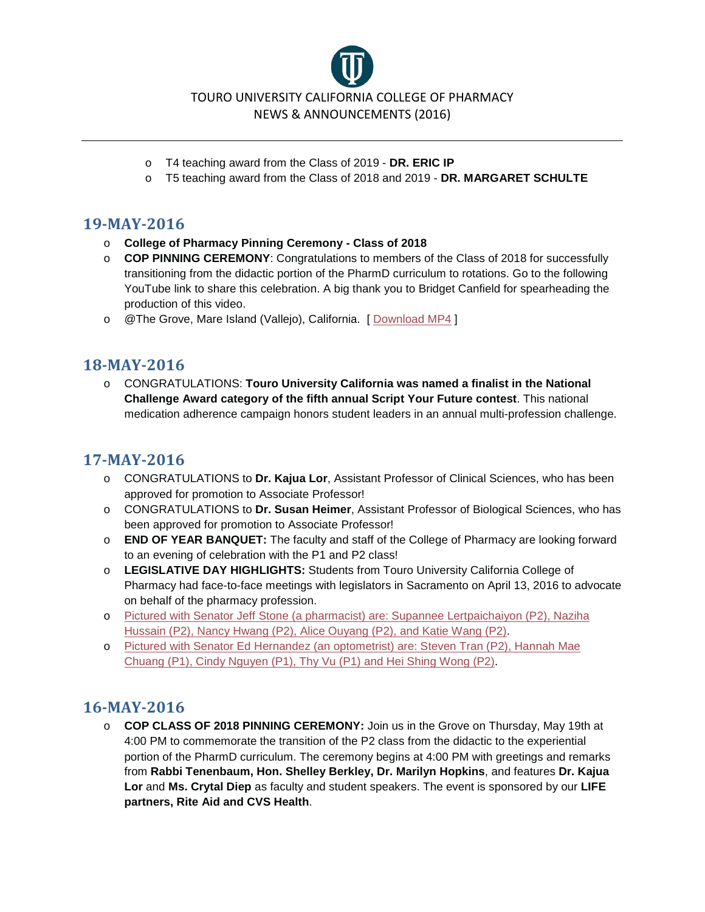- T4 teaching award from the Class of 2019 - **DR. ERIC IP**
- T5 teaching award from the Class of 2018 and 2019 - **DR. MARGARET SCHULTE**

## 19-MAY-2016

- **College of Pharmacy Pinning Ceremony - Class of 2018**
- **COP PINNING CEREMONY**: Congratulations to members of the Class of 2018 for successfully transitioning from the didactic portion of the PharmD curriculum to rotations. Go to the following YouTube link to share this celebration. A big thank you to Bridget Canfield for spearheading the production of this video.
- @The Grove, Mare Island (Vallejo), California. [ Download MP4 ]

## 18-MAY-2016

- CONGRATULATIONS: **Touro University California was named a finalist in the National Challenge Award category of the fifth annual Script Your Future contest**. This national medication adherence campaign honors student leaders in an annual multi-profession challenge.

## 17-MAY-2016

- CONGRATULATIONS to **Dr. Kajua Lor**, Assistant Professor of Clinical Sciences, who has been approved for promotion to Associate Professor!
- CONGRATULATIONS to **Dr. Susan Heimer**, Assistant Professor of Biological Sciences, who has been approved for promotion to Associate Professor!
- **END OF YEAR BANQUET:** The faculty and staff of the College of Pharmacy are looking forward to an evening of celebration with the P1 and P2 class!
- **LEGISLATIVE DAY HIGHLIGHTS:** Students from Touro University California College of Pharmacy had face-to-face meetings with legislators in Sacramento on April 13, 2016 to advocate on behalf of the pharmacy profession.
- Pictured with Senator Jeff Stone (a pharmacist) are: Supannee Lertpaichaiyon (P2), Naziha Hussain (P2), Nancy Hwang (P2), Alice Ouyang (P2), and Katie Wang (P2).
- Pictured with Senator Ed Hernandez (an optometrist) are: Steven Tran (P2), Hannah Mae Chuang (P1), Cindy Nguyen (P1), Thy Vu (P1) and Hei Shing Wong (P2).

## 16-MAY-2016

- **COP CLASS OF 2018 PINNING CEREMONY:** Join us in the Grove on Thursday, May 19th at 4:00 PM to commemorate the transition of the P2 class from the didactic to the experiential portion of the PharmD curriculum. The ceremony begins at 4:00 PM with greetings and remarks from **Rabbi Tenenbaum, Hon. Shelley Berkley, Dr. Marilyn Hopkins**, and features **Dr. Kajua Lor** and **Ms. Crytal Diep** as faculty and student speakers. The event is sponsored by our **LIFE partners, Rite Aid and CVS Health**.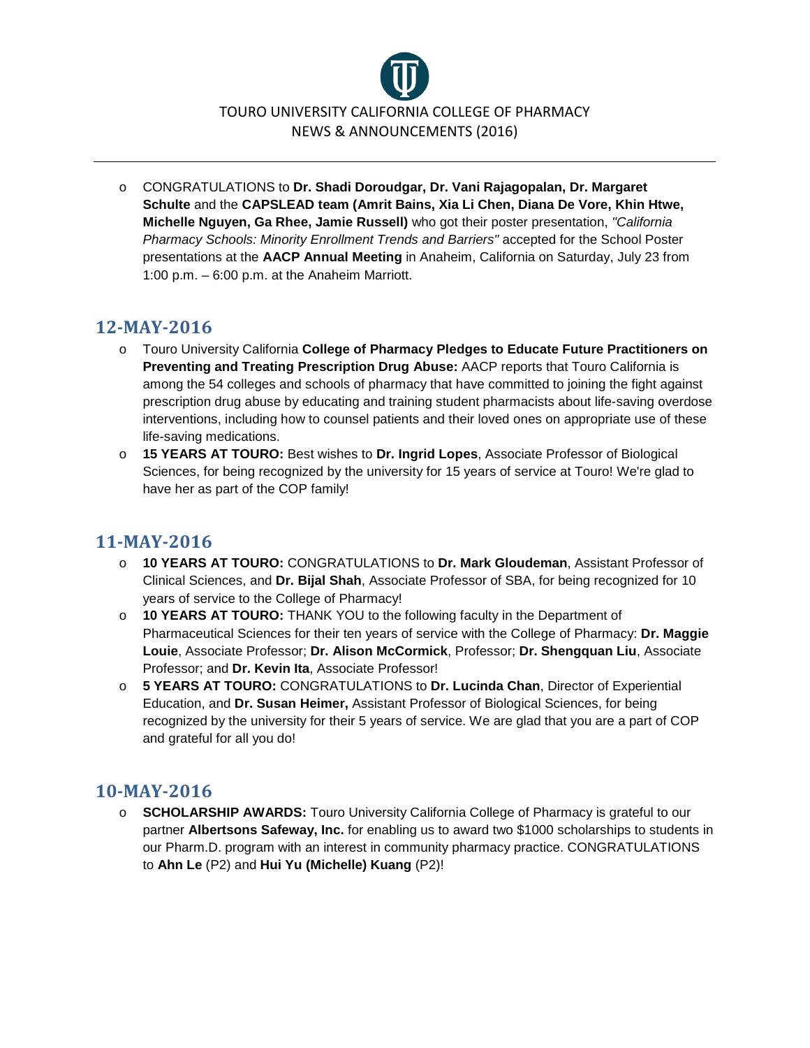- CONGRATULATIONS to **Dr. Shadi Doroudgar, Dr. Vani Rajagopalan, Dr. Margaret Schulte** and the **CAPSLEAD team (Amrit Bains, Xia Li Chen, Diana De Vore, Khin Htwe, Michelle Nguyen, Ga Rhee, Jamie Russell)** who got their poster presentation, *"California Pharmacy Schools: Minority Enrollment Trends and Barriers"* accepted for the School Poster presentations at the **AACP Annual Meeting** in Anaheim, California on Saturday, July 23 from 1:00 p.m. – 6:00 p.m. at the Anaheim Marriott.

## 12-MAY-2016

- Touro University California **College of Pharmacy Pledges to Educate Future Practitioners on Preventing and Treating Prescription Drug Abuse:** AACP reports that Touro California is among the 54 colleges and schools of pharmacy that have committed to joining the fight against prescription drug abuse by educating and training student pharmacists about life-saving overdose interventions, including how to counsel patients and their loved ones on appropriate use of these life-saving medications.
- **15 YEARS AT TOURO:** Best wishes to **Dr. Ingrid Lopes**, Associate Professor of Biological Sciences, for being recognized by the university for 15 years of service at Touro! We're glad to have her as part of the COP family!

## 11-MAY-2016

- **10 YEARS AT TOURO:** CONGRATULATIONS to **Dr. Mark Gloudeman**, Assistant Professor of Clinical Sciences, and **Dr. Bijal Shah**, Associate Professor of SBA, for being recognized for 10 years of service to the College of Pharmacy!
- **10 YEARS AT TOURO:** THANK YOU to the following faculty in the Department of Pharmaceutical Sciences for their ten years of service with the College of Pharmacy: **Dr. Maggie Louie**, Associate Professor; **Dr. Alison McCormick**, Professor; **Dr. Shengquan Liu**, Associate Professor; and **Dr. Kevin Ita**, Associate Professor!
- **5 YEARS AT TOURO:** CONGRATULATIONS to **Dr. Lucinda Chan**, Director of Experiential Education, and **Dr. Susan Heimer,** Assistant Professor of Biological Sciences, for being recognized by the university for their 5 years of service. We are glad that you are a part of COP and grateful for all you do!

## 10-MAY-2016

- **SCHOLARSHIP AWARDS:** Touro University California College of Pharmacy is grateful to our partner **Albertsons Safeway, Inc.** for enabling us to award two $1000 scholarships to students in our Pharm.D. program with an interest in community pharmacy practice. CONGRATULATIONS to **Ahn Le** (P2) and **Hui Yu (Michelle) Kuang** (P2)!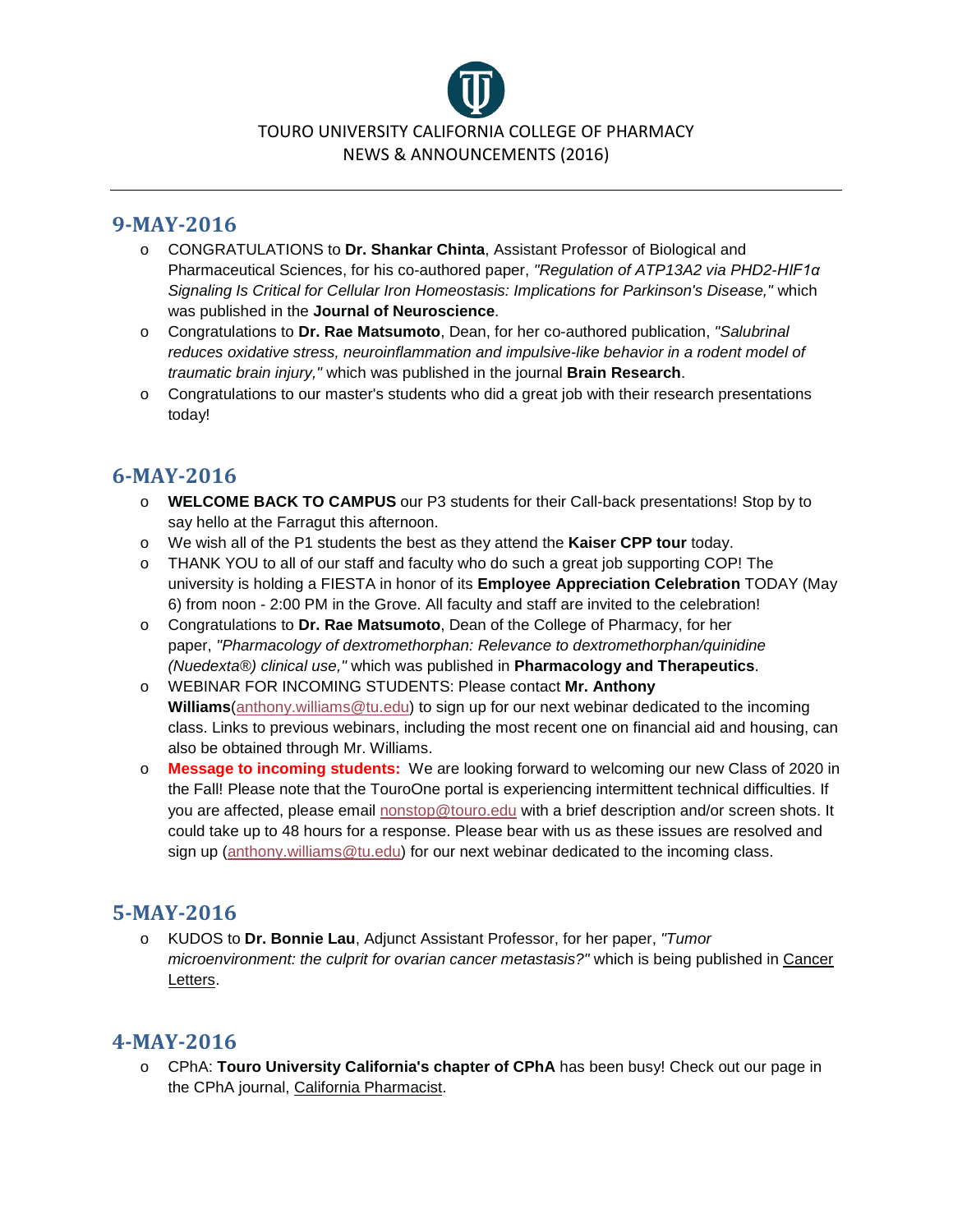TOURO UNIVERSITY CALIFORNIA COLLEGE OF PHARMACY
NEWS & ANNOUNCEMENTS (2016)

---

## 9-MAY-2016

- CONGRATULATIONS to **Dr. Shankar Chinta**, Assistant Professor of Biological and Pharmaceutical Sciences, for his co-authored paper, *"Regulation of ATP13A2 via PHD2-HIF1α Signaling Is Critical for Cellular Iron Homeostasis: Implications for Parkinson's Disease,"* which was published in the **Journal of Neuroscience**.
- Congratulations to **Dr. Rae Matsumoto**, Dean, for her co-authored publication, *"Salubrinal reduces oxidative stress, neuroinflammation and impulsive-like behavior in a rodent model of traumatic brain injury,"* which was published in the journal **Brain Research**.
- Congratulations to our master's students who did a great job with their research presentations today!

## 6-MAY-2016

- **WELCOME BACK TO CAMPUS** our P3 students for their Call-back presentations! Stop by to say hello at the Farragut this afternoon.
- We wish all of the P1 students the best as they attend the **Kaiser CPP tour** today.
- THANK YOU to all of our staff and faculty who do such a great job supporting COP! The university is holding a FIESTA in honor of its **Employee Appreciation Celebration** TODAY (May 6) from noon - 2:00 PM in the Grove. All faculty and staff are invited to the celebration!
- Congratulations to **Dr. Rae Matsumoto**, Dean of the College of Pharmacy, for her paper, *"Pharmacology of dextromethorphan: Relevance to dextromethorphan/quinidine (Nuedexta®) clinical use,"* which was published in **Pharmacology and Therapeutics**.
- WEBINAR FOR INCOMING STUDENTS: Please contact **Mr. Anthony Williams**(anthony.williams@tu.edu) to sign up for our next webinar dedicated to the incoming class. Links to previous webinars, including the most recent one on financial aid and housing, can also be obtained through Mr. Williams.
- **Message to incoming students:** We are looking forward to welcoming our new Class of 2020 in the Fall! Please note that the TouroOne portal is experiencing intermittent technical difficulties. If you are affected, please email nonstop@touro.edu with a brief description and/or screen shots. It could take up to 48 hours for a response. Please bear with us as these issues are resolved and sign up (anthony.williams@tu.edu) for our next webinar dedicated to the incoming class.

## 5-MAY-2016

- KUDOS to **Dr. Bonnie Lau**, Adjunct Assistant Professor, for her paper, *"Tumor microenvironment: the culprit for ovarian cancer metastasis?"* which is being published in Cancer Letters.

## 4-MAY-2016

- CPhA: **Touro University California's chapter of CPhA** has been busy! Check out our page in the CPhA journal, California Pharmacist.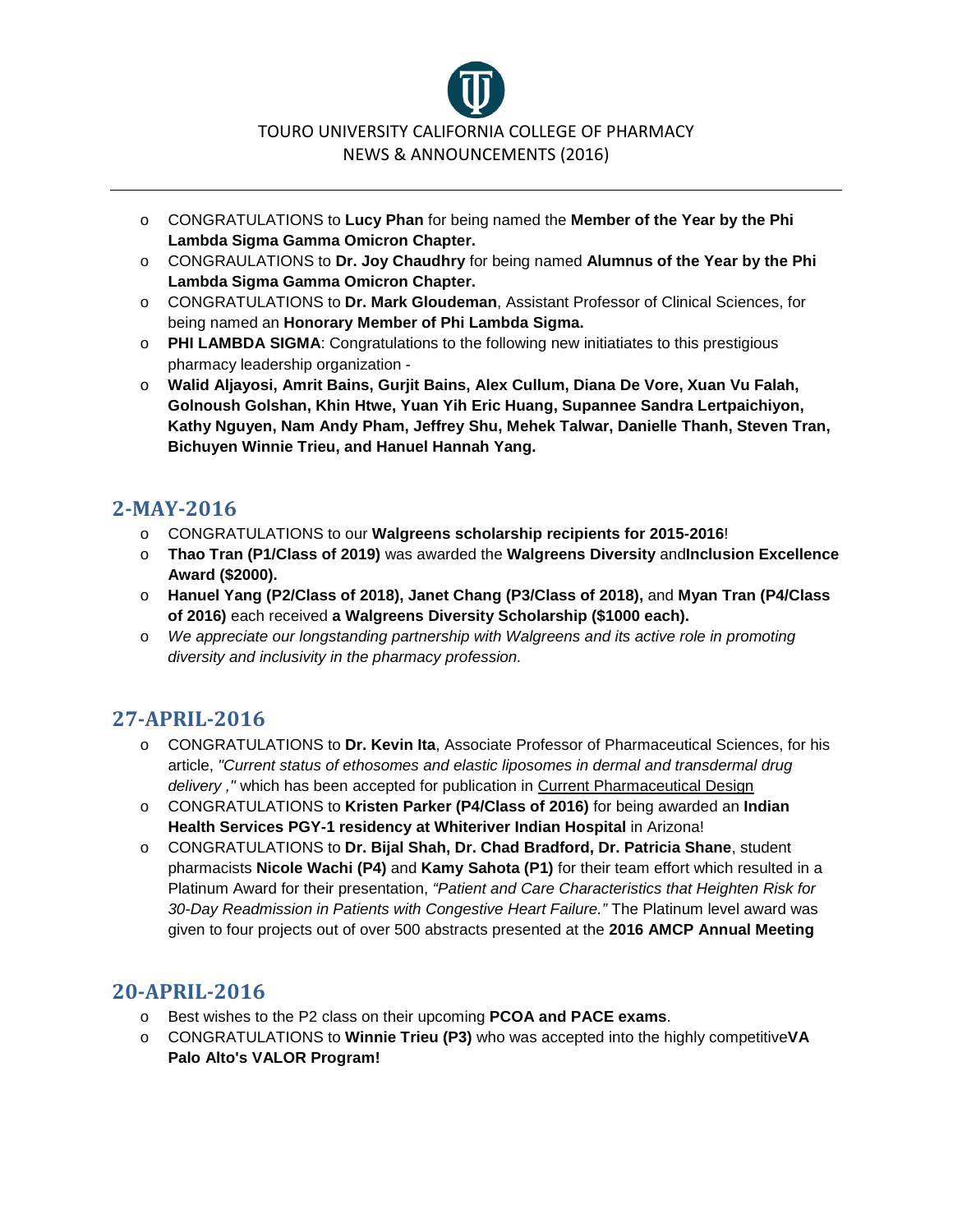- CONGRATULATIONS to **Lucy Phan** for being named the **Member of the Year by the Phi Lambda Sigma Gamma Omicron Chapter.**
- CONGRAULATIONS to **Dr. Joy Chaudhry** for being named **Alumnus of the Year by the Phi Lambda Sigma Gamma Omicron Chapter.**
- CONGRATULATIONS to **Dr. Mark Gloudeman**, Assistant Professor of Clinical Sciences, for being named an **Honorary Member of Phi Lambda Sigma.**
- **PHI LAMBDA SIGMA**: Congratulations to the following new initiatiates to this prestigious pharmacy leadership organization -
- **Walid Aljayosi, Amrit Bains, Gurjit Bains, Alex Cullum, Diana De Vore, Xuan Vu Falah, Golnoush Golshan, Khin Htwe, Yuan Yih Eric Huang, Supannee Sandra Lertpaichiyon, Kathy Nguyen, Nam Andy Pham, Jeffrey Shu, Mehek Talwar, Danielle Thanh, Steven Tran, Bichuyen Winnie Trieu, and Hanuel Hannah Yang.**

## 2-MAY-2016

- CONGRATULATIONS to our **Walgreens scholarship recipients for 2015-2016**!
- **Thao Tran (P1/Class of 2019)** was awarded the **Walgreens Diversity** and**Inclusion Excellence Award ($2000).**
- **Hanuel Yang (P2/Class of 2018), Janet Chang (P3/Class of 2018),** and **Myan Tran (P4/Class of 2016)** each received **a Walgreens Diversity Scholarship ($1000 each).**
- *We appreciate our longstanding partnership with Walgreens and its active role in promoting diversity and inclusivity in the pharmacy profession.*

## 27-APRIL-2016

- CONGRATULATIONS to **Dr. Kevin Ita**, Associate Professor of Pharmaceutical Sciences, for his article, *"Current status of ethosomes and elastic liposomes in dermal and transdermal drug delivery ,"* which has been accepted for publication in Current Pharmaceutical Design
- CONGRATULATIONS to **Kristen Parker (P4/Class of 2016)** for being awarded an **Indian Health Services PGY-1 residency at Whiteriver Indian Hospital** in Arizona!
- CONGRATULATIONS to **Dr. Bijal Shah, Dr. Chad Bradford, Dr. Patricia Shane**, student pharmacists **Nicole Wachi (P4)** and **Kamy Sahota (P1)** for their team effort which resulted in a Platinum Award for their presentation, *"Patient and Care Characteristics that Heighten Risk for 30-Day Readmission in Patients with Congestive Heart Failure."* The Platinum level award was given to four projects out of over 500 abstracts presented at the **2016 AMCP Annual Meeting**

## 20-APRIL-2016

- Best wishes to the P2 class on their upcoming **PCOA and PACE exams**.
- CONGRATULATIONS to **Winnie Trieu (P3)** who was accepted into the highly competitive**VA Palo Alto's VALOR Program!**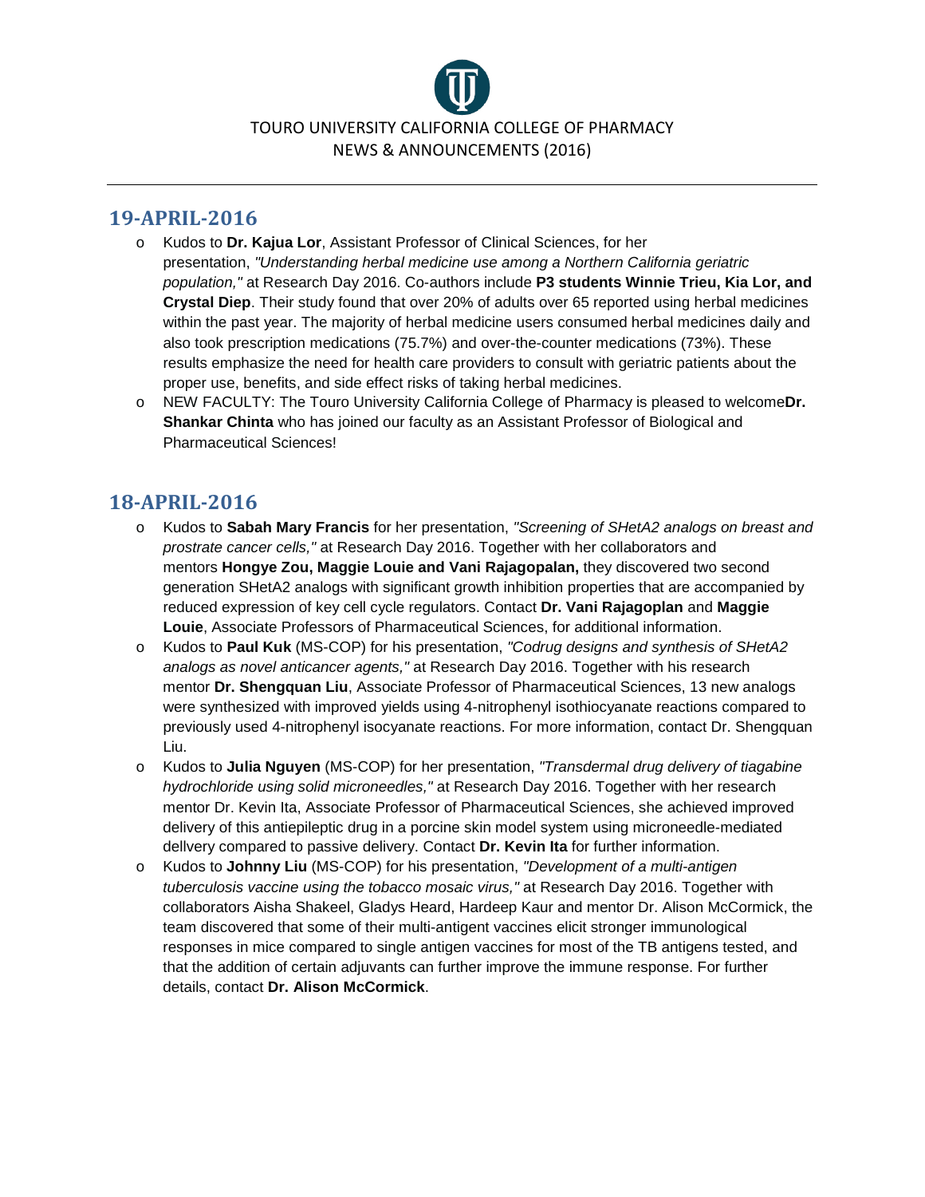TOURO UNIVERSITY CALIFORNIA COLLEGE OF PHARMACY
NEWS & ANNOUNCEMENTS (2016)

## 19-APRIL-2016

- Kudos to **Dr. Kajua Lor**, Assistant Professor of Clinical Sciences, for her presentation, *"Understanding herbal medicine use among a Northern California geriatric population,"* at Research Day 2016. Co-authors include **P3 students Winnie Trieu, Kia Lor, and Crystal Diep**. Their study found that over 20% of adults over 65 reported using herbal medicines within the past year. The majority of herbal medicine users consumed herbal medicines daily and also took prescription medications (75.7%) and over-the-counter medications (73%). These results emphasize the need for health care providers to consult with geriatric patients about the proper use, benefits, and side effect risks of taking herbal medicines.
- NEW FACULTY: The Touro University California College of Pharmacy is pleased to welcome**Dr. Shankar Chinta** who has joined our faculty as an Assistant Professor of Biological and Pharmaceutical Sciences!

## 18-APRIL-2016

- Kudos to **Sabah Mary Francis** for her presentation, *"Screening of SHetA2 analogs on breast and prostrate cancer cells,"* at Research Day 2016. Together with her collaborators and mentors **Hongye Zou, Maggie Louie and Vani Rajagopalan,** they discovered two second generation SHetA2 analogs with significant growth inhibition properties that are accompanied by reduced expression of key cell cycle regulators. Contact **Dr. Vani Rajagoplan** and **Maggie Louie**, Associate Professors of Pharmaceutical Sciences, for additional information.
- Kudos to **Paul Kuk** (MS-COP) for his presentation, *"Codrug designs and synthesis of SHetA2 analogs as novel anticancer agents,"* at Research Day 2016. Together with his research mentor **Dr. Shengquan Liu**, Associate Professor of Pharmaceutical Sciences, 13 new analogs were synthesized with improved yields using 4-nitrophenyl isothiocyanate reactions compared to previously used 4-nitrophenyl isocyanate reactions. For more information, contact Dr. Shengquan Liu.
- Kudos to **Julia Nguyen** (MS-COP) for her presentation, *"Transdermal drug delivery of tiagabine hydrochloride using solid microneedles,"* at Research Day 2016. Together with her research mentor Dr. Kevin Ita, Associate Professor of Pharmaceutical Sciences, she achieved improved delivery of this antiepileptic drug in a porcine skin model system using microneedle-mediated dellvery compared to passive delivery. Contact **Dr. Kevin Ita** for further information.
- Kudos to **Johnny Liu** (MS-COP) for his presentation, *"Development of a multi-antigen tuberculosis vaccine using the tobacco mosaic virus,"* at Research Day 2016. Together with collaborators Aisha Shakeel, Gladys Heard, Hardeep Kaur and mentor Dr. Alison McCormick, the team discovered that some of their multi-antigent vaccines elicit stronger immunological responses in mice compared to single antigen vaccines for most of the TB antigens tested, and that the addition of certain adjuvants can further improve the immune response. For further details, contact **Dr. Alison McCormick**.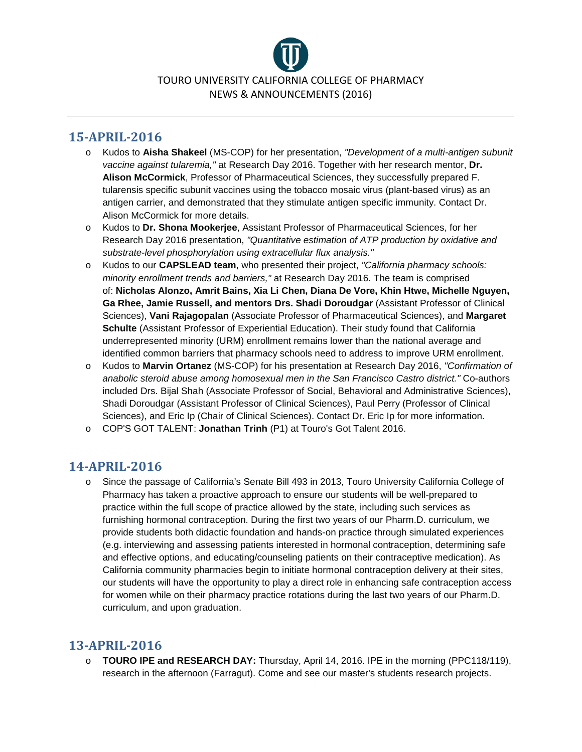TOURO UNIVERSITY CALIFORNIA COLLEGE OF PHARMACY
NEWS & ANNOUNCEMENTS (2016)

## 15-APRIL-2016

- Kudos to **Aisha Shakeel** (MS-COP) for her presentation, *"Development of a multi-antigen subunit vaccine against tularemia,"* at Research Day 2016. Together with her research mentor, **Dr. Alison McCormick**, Professor of Pharmaceutical Sciences, they successfully prepared F. tularensis specific subunit vaccines using the tobacco mosaic virus (plant-based virus) as an antigen carrier, and demonstrated that they stimulate antigen specific immunity. Contact Dr. Alison McCormick for more details.
- Kudos to **Dr. Shona Mookerjee**, Assistant Professor of Pharmaceutical Sciences, for her Research Day 2016 presentation, *"Quantitative estimation of ATP production by oxidative and substrate-level phosphorylation using extracellular flux analysis."*
- Kudos to our **CAPSLEAD team**, who presented their project, *"California pharmacy schools: minority enrollment trends and barriers,"* at Research Day 2016. The team is comprised of: **Nicholas Alonzo, Amrit Bains, Xia Li Chen, Diana De Vore, Khin Htwe, Michelle Nguyen, Ga Rhee, Jamie Russell, and mentors Drs. Shadi Doroudgar** (Assistant Professor of Clinical Sciences), **Vani Rajagopalan** (Associate Professor of Pharmaceutical Sciences), and **Margaret Schulte** (Assistant Professor of Experiential Education). Their study found that California underrepresented minority (URM) enrollment remains lower than the national average and identified common barriers that pharmacy schools need to address to improve URM enrollment.
- Kudos to **Marvin Ortanez** (MS-COP) for his presentation at Research Day 2016, *"Confirmation of anabolic steroid abuse among homosexual men in the San Francisco Castro district."* Co-authors included Drs. Bijal Shah (Associate Professor of Social, Behavioral and Administrative Sciences), Shadi Doroudgar (Assistant Professor of Clinical Sciences), Paul Perry (Professor of Clinical Sciences), and Eric Ip (Chair of Clinical Sciences). Contact Dr. Eric Ip for more information.
- COP'S GOT TALENT: **Jonathan Trinh** (P1) at Touro's Got Talent 2016.

## 14-APRIL-2016

- Since the passage of California's Senate Bill 493 in 2013, Touro University California College of Pharmacy has taken a proactive approach to ensure our students will be well-prepared to practice within the full scope of practice allowed by the state, including such services as furnishing hormonal contraception. During the first two years of our Pharm.D. curriculum, we provide students both didactic foundation and hands-on practice through simulated experiences (e.g. interviewing and assessing patients interested in hormonal contraception, determining safe and effective options, and educating/counseling patients on their contraceptive medication). As California community pharmacies begin to initiate hormonal contraception delivery at their sites, our students will have the opportunity to play a direct role in enhancing safe contraception access for women while on their pharmacy practice rotations during the last two years of our Pharm.D. curriculum, and upon graduation.

## 13-APRIL-2016

- **TOURO IPE and RESEARCH DAY:** Thursday, April 14, 2016. IPE in the morning (PPC118/119), research in the afternoon (Farragut). Come and see our master's students research projects.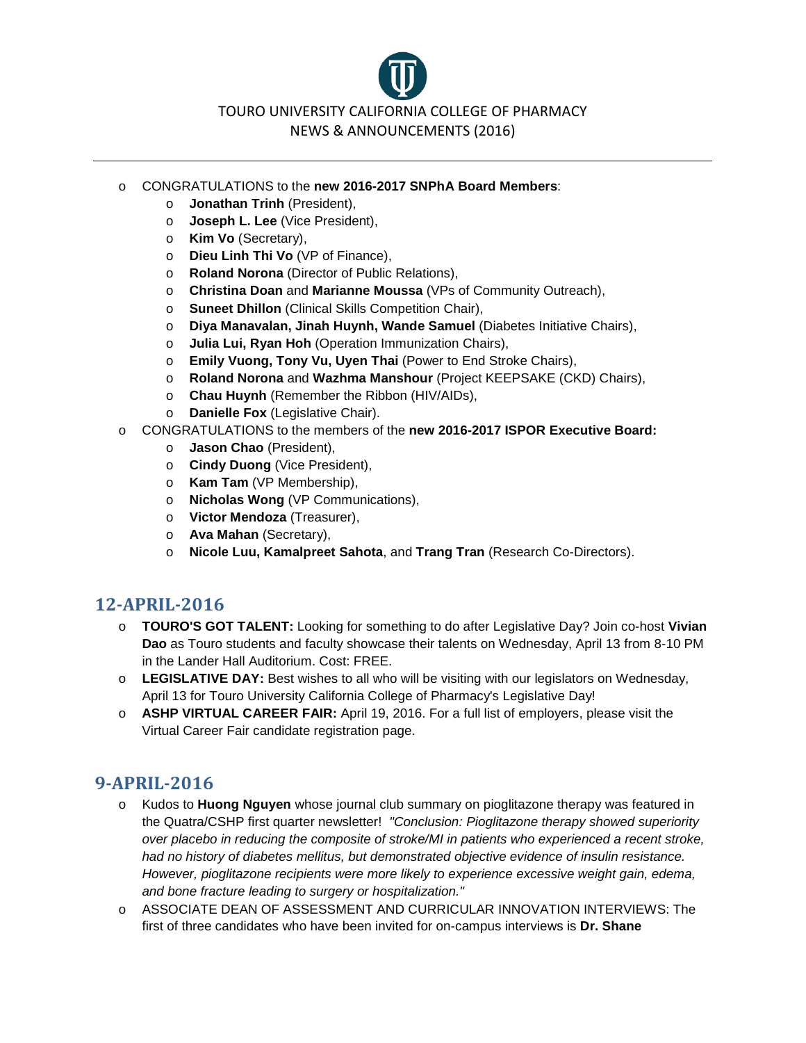- CONGRATULATIONS to the **new 2016-2017 SNPhA Board Members**:
  - **Jonathan Trinh** (President),
  - **Joseph L. Lee** (Vice President),
  - **Kim Vo** (Secretary),
  - **Dieu Linh Thi Vo** (VP of Finance),
  - **Roland Norona** (Director of Public Relations),
  - **Christina Doan** and **Marianne Moussa** (VPs of Community Outreach),
  - **Suneet Dhillon** (Clinical Skills Competition Chair),
  - **Diya Manavalan, Jinah Huynh, Wande Samuel** (Diabetes Initiative Chairs),
  - **Julia Lui, Ryan Hoh** (Operation Immunization Chairs),
  - **Emily Vuong, Tony Vu, Uyen Thai** (Power to End Stroke Chairs),
  - **Roland Norona** and **Wazhma Manshour** (Project KEEPSAKE (CKD) Chairs),
  - **Chau Huynh** (Remember the Ribbon (HIV/AIDs),
  - **Danielle Fox** (Legislative Chair).
- CONGRATULATIONS to the members of the **new 2016-2017 ISPOR Executive Board:**
  - **Jason Chao** (President),
  - **Cindy Duong** (Vice President),
  - **Kam Tam** (VP Membership),
  - **Nicholas Wong** (VP Communications),
  - **Victor Mendoza** (Treasurer),
  - **Ava Mahan** (Secretary),
  - **Nicole Luu, Kamalpreet Sahota**, and **Trang Tran** (Research Co-Directors).

## 12-APRIL-2016

- **TOURO'S GOT TALENT:** Looking for something to do after Legislative Day? Join co-host **Vivian Dao** as Touro students and faculty showcase their talents on Wednesday, April 13 from 8-10 PM in the Lander Hall Auditorium. Cost: FREE.
- **LEGISLATIVE DAY:** Best wishes to all who will be visiting with our legislators on Wednesday, April 13 for Touro University California College of Pharmacy's Legislative Day!
- **ASHP VIRTUAL CAREER FAIR:** April 19, 2016. For a full list of employers, please visit the Virtual Career Fair candidate registration page.

## 9-APRIL-2016

- Kudos to **Huong Nguyen** whose journal club summary on pioglitazone therapy was featured in the Quatra/CSHP first quarter newsletter! *"Conclusion: Pioglitazone therapy showed superiority over placebo in reducing the composite of stroke/MI in patients who experienced a recent stroke, had no history of diabetes mellitus, but demonstrated objective evidence of insulin resistance. However, pioglitazone recipients were more likely to experience excessive weight gain, edema, and bone fracture leading to surgery or hospitalization."*
- ASSOCIATE DEAN OF ASSESSMENT AND CURRICULAR INNOVATION INTERVIEWS: The first of three candidates who have been invited for on-campus interviews is **Dr. Shane**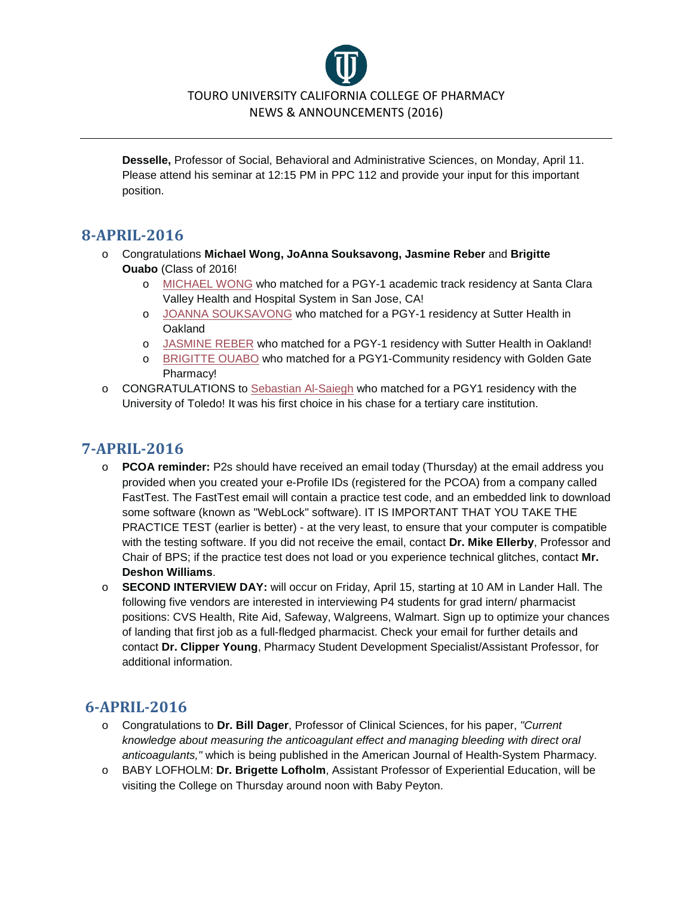**Desselle,** Professor of Social, Behavioral and Administrative Sciences, on Monday, April 11. Please attend his seminar at 12:15 PM in PPC 112 and provide your input for this important position.

## 8-APRIL-2016

- Congratulations **Michael Wong, JoAnna Souksavong, Jasmine Reber** and **Brigitte Ouabo** (Class of 2016!
    - MICHAEL WONG who matched for a PGY-1 academic track residency at Santa Clara Valley Health and Hospital System in San Jose, CA!
    - JOANNA SOUKSAVONG who matched for a PGY-1 residency at Sutter Health in Oakland
    - JASMINE REBER who matched for a PGY-1 residency with Sutter Health in Oakland!
    - BRIGITTE OUABO who matched for a PGY1-Community residency with Golden Gate Pharmacy!
- CONGRATULATIONS to Sebastian Al-Saiegh who matched for a PGY1 residency with the University of Toledo! It was his first choice in his chase for a tertiary care institution.

## 7-APRIL-2016

- **PCOA reminder:** P2s should have received an email today (Thursday) at the email address you provided when you created your e-Profile IDs (registered for the PCOA) from a company called FastTest. The FastTest email will contain a practice test code, and an embedded link to download some software (known as "WebLock" software). IT IS IMPORTANT THAT YOU TAKE THE PRACTICE TEST (earlier is better) - at the very least, to ensure that your computer is compatible with the testing software. If you did not receive the email, contact **Dr. Mike Ellerby**, Professor and Chair of BPS; if the practice test does not load or you experience technical glitches, contact **Mr. Deshon Williams**.
- **SECOND INTERVIEW DAY:** will occur on Friday, April 15, starting at 10 AM in Lander Hall. The following five vendors are interested in interviewing P4 students for grad intern/ pharmacist positions: CVS Health, Rite Aid, Safeway, Walgreens, Walmart. Sign up to optimize your chances of landing that first job as a full-fledged pharmacist. Check your email for further details and contact **Dr. Clipper Young**, Pharmacy Student Development Specialist/Assistant Professor, for additional information.

## 6-APRIL-2016

- Congratulations to **Dr. Bill Dager**, Professor of Clinical Sciences, for his paper, *"Current knowledge about measuring the anticoagulant effect and managing bleeding with direct oral anticoagulants,"* which is being published in the American Journal of Health-System Pharmacy.
- BABY LOFHOLM: **Dr. Brigette Lofholm**, Assistant Professor of Experiential Education, will be visiting the College on Thursday around noon with Baby Peyton.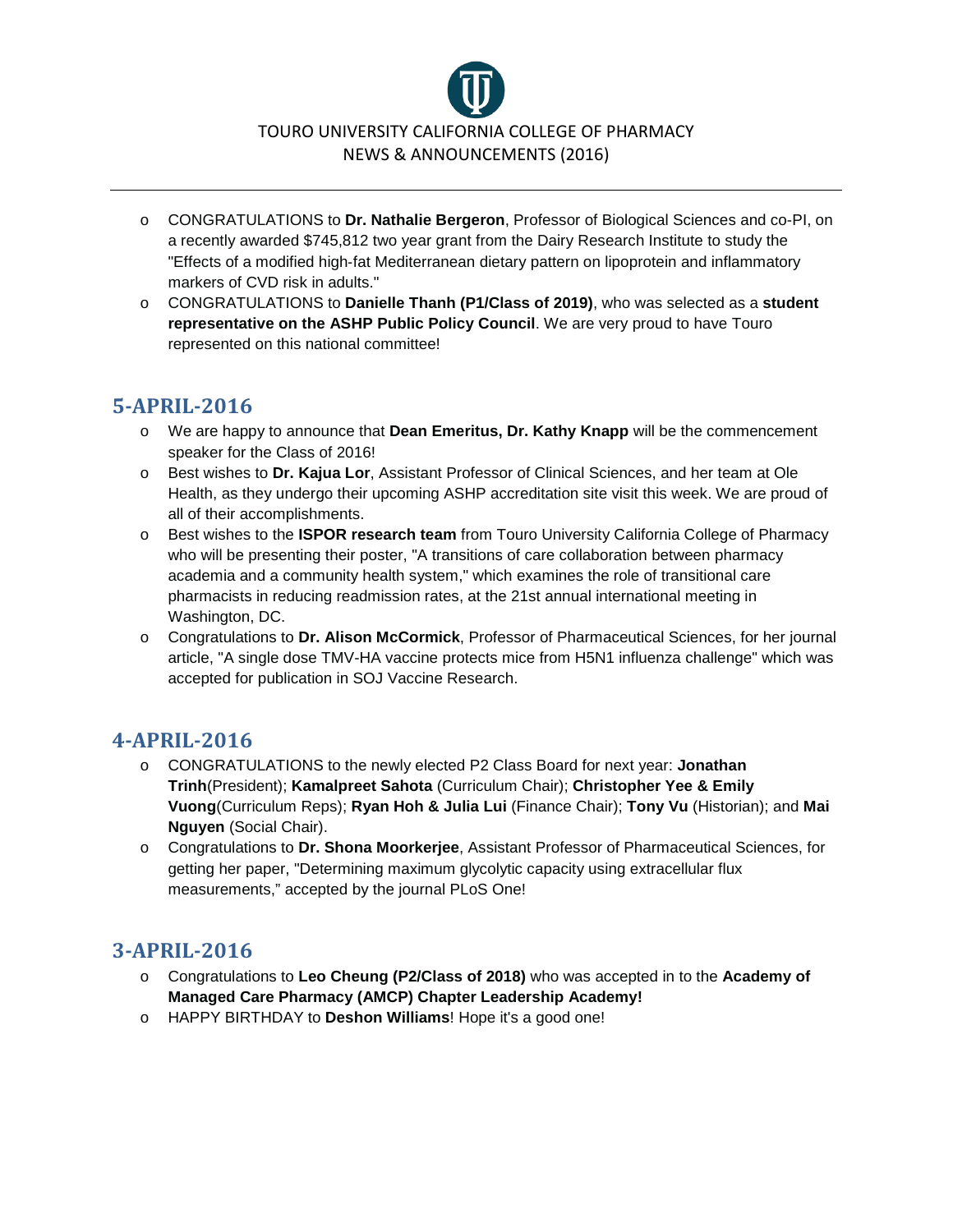- CONGRATULATIONS to **Dr. Nathalie Bergeron**, Professor of Biological Sciences and co-PI, on a recently awarded $745,812 two year grant from the Dairy Research Institute to study the "Effects of a modified high-fat Mediterranean dietary pattern on lipoprotein and inflammatory markers of CVD risk in adults."
- CONGRATULATIONS to **Danielle Thanh (P1/Class of 2019)**, who was selected as a **student representative on the ASHP Public Policy Council**. We are very proud to have Touro represented on this national committee!

## 5-APRIL-2016

- We are happy to announce that **Dean Emeritus, Dr. Kathy Knapp** will be the commencement speaker for the Class of 2016!
- Best wishes to **Dr. Kajua Lor**, Assistant Professor of Clinical Sciences, and her team at Ole Health, as they undergo their upcoming ASHP accreditation site visit this week. We are proud of all of their accomplishments.
- Best wishes to the **ISPOR research team** from Touro University California College of Pharmacy who will be presenting their poster, "A transitions of care collaboration between pharmacy academia and a community health system," which examines the role of transitional care pharmacists in reducing readmission rates, at the 21st annual international meeting in Washington, DC.
- Congratulations to **Dr. Alison McCormick**, Professor of Pharmaceutical Sciences, for her journal article, "A single dose TMV-HA vaccine protects mice from H5N1 influenza challenge" which was accepted for publication in SOJ Vaccine Research.

## 4-APRIL-2016

- CONGRATULATIONS to the newly elected P2 Class Board for next year: **Jonathan Trinh**(President); **Kamalpreet Sahota** (Curriculum Chair); **Christopher Yee & Emily Vuong**(Curriculum Reps); **Ryan Hoh & Julia Lui** (Finance Chair); **Tony Vu** (Historian); and **Mai Nguyen** (Social Chair).
- Congratulations to **Dr. Shona Moorkerjee**, Assistant Professor of Pharmaceutical Sciences, for getting her paper, "Determining maximum glycolytic capacity using extracellular flux measurements," accepted by the journal PLoS One!

## 3-APRIL-2016

- Congratulations to **Leo Cheung (P2/Class of 2018)** who was accepted in to the **Academy of Managed Care Pharmacy (AMCP) Chapter Leadership Academy!**
- HAPPY BIRTHDAY to **Deshon Williams**! Hope it's a good one!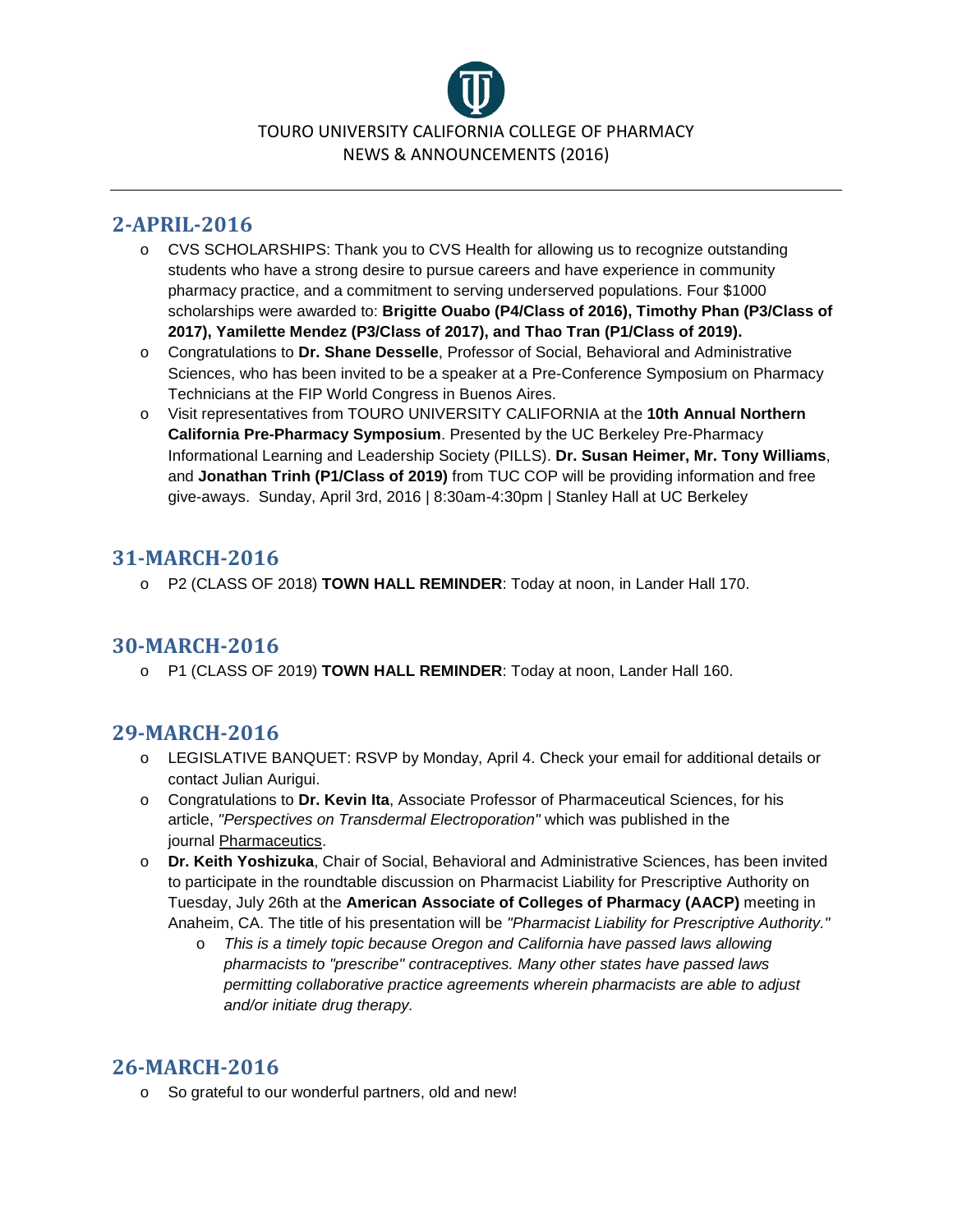TOURO UNIVERSITY CALIFORNIA COLLEGE OF PHARMACY
NEWS & ANNOUNCEMENTS (2016)

---

## 2-APRIL-2016

- CVS SCHOLARSHIPS: Thank you to CVS Health for allowing us to recognize outstanding students who have a strong desire to pursue careers and have experience in community pharmacy practice, and a commitment to serving underserved populations. Four $1000 scholarships were awarded to: **Brigitte Ouabo (P4/Class of 2016), Timothy Phan (P3/Class of 2017), Yamilette Mendez (P3/Class of 2017), and Thao Tran (P1/Class of 2019).**
- Congratulations to **Dr. Shane Desselle**, Professor of Social, Behavioral and Administrative Sciences, who has been invited to be a speaker at a Pre-Conference Symposium on Pharmacy Technicians at the FIP World Congress in Buenos Aires.
- Visit representatives from TOURO UNIVERSITY CALIFORNIA at the **10th Annual Northern California Pre-Pharmacy Symposium**. Presented by the UC Berkeley Pre-Pharmacy Informational Learning and Leadership Society (PILLS). **Dr. Susan Heimer, Mr. Tony Williams**, and **Jonathan Trinh (P1/Class of 2019)** from TUC COP will be providing information and free give-aways. Sunday, April 3rd, 2016 | 8:30am-4:30pm | Stanley Hall at UC Berkeley

## 31-MARCH-2016

- P2 (CLASS OF 2018) **TOWN HALL REMINDER**: Today at noon, in Lander Hall 170.

## 30-MARCH-2016

- P1 (CLASS OF 2019) **TOWN HALL REMINDER**: Today at noon, Lander Hall 160.

## 29-MARCH-2016

- LEGISLATIVE BANQUET: RSVP by Monday, April 4. Check your email for additional details or contact Julian Aurigui.
- Congratulations to **Dr. Kevin Ita**, Associate Professor of Pharmaceutical Sciences, for his article, *"Perspectives on Transdermal Electroporation"* which was published in the journal Pharmaceutics.
- **Dr. Keith Yoshizuka**, Chair of Social, Behavioral and Administrative Sciences, has been invited to participate in the roundtable discussion on Pharmacist Liability for Prescriptive Authority on Tuesday, July 26th at the **American Association of Colleges of Pharmacy (AACP)** meeting in Anaheim, CA. The title of his presentation will be *"Pharmacist Liability for Prescriptive Authority."*
  - *This is a timely topic because Oregon and California have passed laws allowing pharmacists to "prescribe" contraceptives. Many other states have passed laws permitting collaborative practice agreements wherein pharmacists are able to adjust and/or initiate drug therapy.*

## 26-MARCH-2016

- So grateful to our wonderful partners, old and new!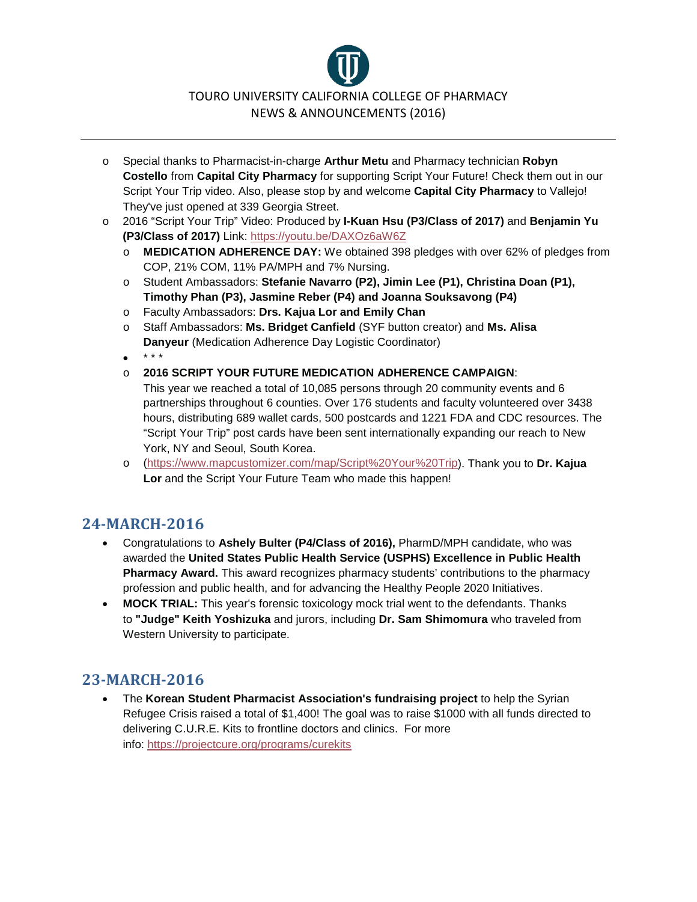- Special thanks to Pharmacist-in-charge **Arthur Metu** and Pharmacy technician **Robyn Costello** from **Capital City Pharmacy** for supporting Script Your Future! Check them out in our Script Your Trip video. Also, please stop by and welcome **Capital City Pharmacy** to Vallejo! They've just opened at 339 Georgia Street.
- 2016 "Script Your Trip" Video: Produced by **I-Kuan Hsu (P3/Class of 2017)** and **Benjamin Yu (P3/Class of 2017)** Link: https://youtu.be/DAXOz6aW6Z
  - **MEDICATION ADHERENCE DAY:** We obtained 398 pledges with over 62% of pledges from COP, 21% COM, 11% PA/MPH and 7% Nursing.
  - Student Ambassadors: **Stefanie Navarro (P2), Jimin Lee (P1), Christina Doan (P1), Timothy Phan (P3), Jasmine Reber (P4) and Joanna Souksavong (P4)**
  - Faculty Ambassadors: **Drs. Kajua Lor and Emily Chan**
  - Staff Ambassadors: **Ms. Bridget Canfield** (SYF button creator) and **Ms. Alisa Danyeur** (Medication Adherence Day Logistic Coordinator)
  - * * *
  - **2016 SCRIPT YOUR FUTURE MEDICATION ADHERENCE CAMPAIGN**:
    This year we reached a total of 10,085 persons through 20 community events and 6 partnerships throughout 6 counties. Over 176 students and faculty volunteered over 3438 hours, distributing 689 wallet cards, 500 postcards and 1221 FDA and CDC resources. The "Script Your Trip" post cards have been sent internationally expanding our reach to New York, NY and Seoul, South Korea.
  - (https://www.mapcustomizer.com/map/Script%20Your%20Trip). Thank you to **Dr. Kajua Lor** and the Script Your Future Team who made this happen!

## 24-MARCH-2016

- Congratulations to **Ashely Bulter (P4/Class of 2016),** PharmD/MPH candidate, who was awarded the **United States Public Health Service (USPHS) Excellence in Public Health Pharmacy Award.** This award recognizes pharmacy students' contributions to the pharmacy profession and public health, and for advancing the Healthy People 2020 Initiatives.
- **MOCK TRIAL:** This year's forensic toxicology mock trial went to the defendants. Thanks to **"Judge" Keith Yoshizuka** and jurors, including **Dr. Sam Shimomura** who traveled from Western University to participate.

## 23-MARCH-2016

- The **Korean Student Pharmacist Association's fundraising project** to help the Syrian Refugee Crisis raised a total of $1,400! The goal was to raise $1000 with all funds directed to delivering C.U.R.E. Kits to frontline doctors and clinics. For more info: https://projectcure.org/programs/curekits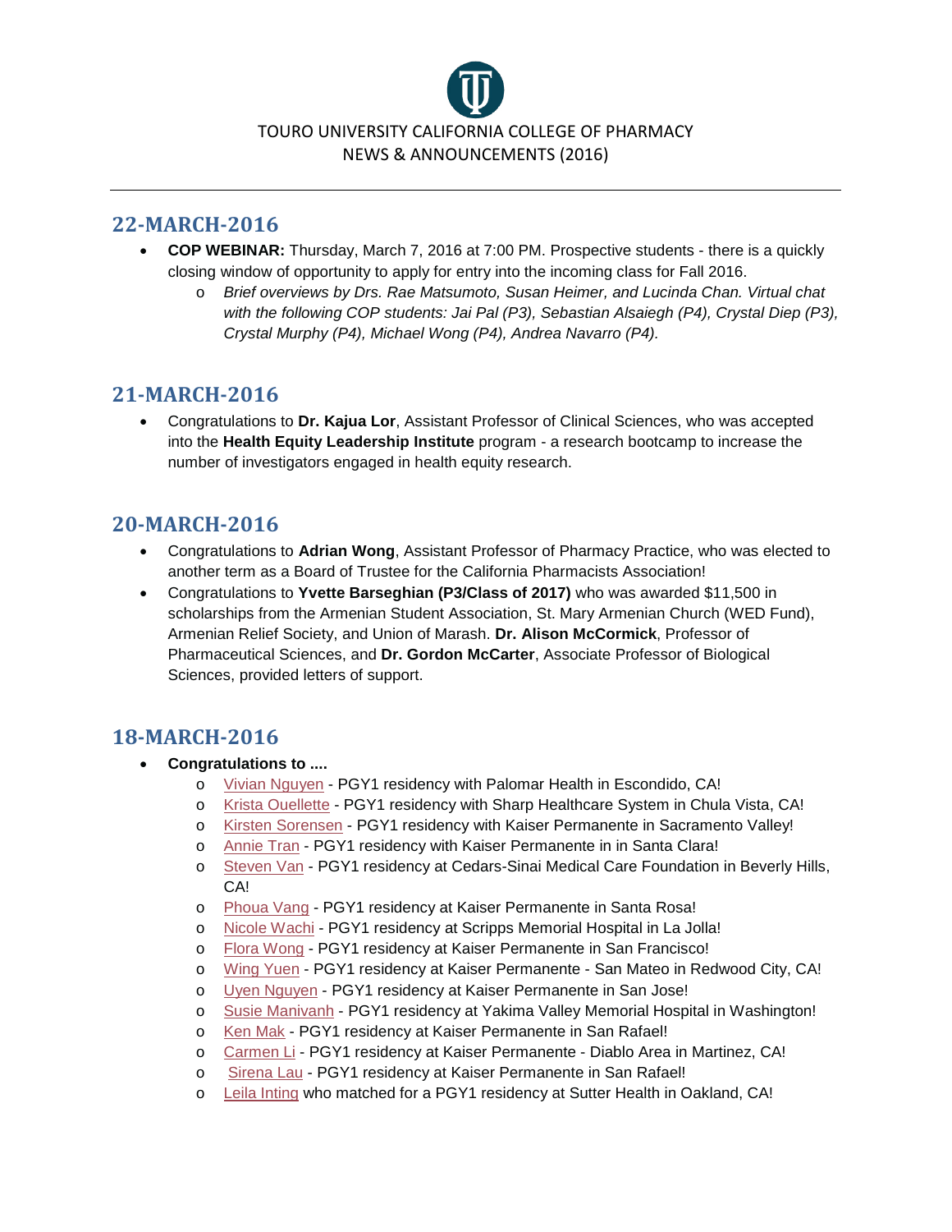TOURO UNIVERSITY CALIFORNIA COLLEGE OF PHARMACY
NEWS & ANNOUNCEMENTS (2016)

---

## 22-MARCH-2016

- **COP WEBINAR:** Thursday, March 7, 2016 at 7:00 PM. Prospective students - there is a quickly closing window of opportunity to apply for entry into the incoming class for Fall 2016.
  - *Brief overviews by Drs. Rae Matsumoto, Susan Heimer, and Lucinda Chan. Virtual chat with the following COP students: Jai Pal (P3), Sebastian Alsaiegh (P4), Crystal Diep (P3), Crystal Murphy (P4), Michael Wong (P4), Andrea Navarro (P4).*

## 21-MARCH-2016

- Congratulations to **Dr. Kajua Lor**, Assistant Professor of Clinical Sciences, who was accepted into the **Health Equity Leadership Institute** program - a research bootcamp to increase the number of investigators engaged in health equity research.

## 20-MARCH-2016

- Congratulations to **Adrian Wong**, Assistant Professor of Pharmacy Practice, who was elected to another term as a Board of Trustee for the California Pharmacists Association!
- Congratulations to **Yvette Barseghian (P3/Class of 2017)** who was awarded $11,500 in scholarships from the Armenian Student Association, St. Mary Armenian Church (WED Fund), Armenian Relief Society, and Union of Marash. **Dr. Alison McCormick**, Professor of Pharmaceutical Sciences, and **Dr. Gordon McCarter**, Associate Professor of Biological Sciences, provided letters of support.

## 18-MARCH-2016

- **Congratulations to ....**
  - Vivian Nguyen - PGY1 residency with Palomar Health in Escondido, CA!
  - Krista Ouellette - PGY1 residency with Sharp Healthcare System in Chula Vista, CA!
  - Kirsten Sorensen - PGY1 residency with Kaiser Permanente in Sacramento Valley!
  - Annie Tran - PGY1 residency with Kaiser Permanente in in Santa Clara!
  - Steven Van - PGY1 residency at Cedars-Sinai Medical Care Foundation in Beverly Hills, CA!
  - Phoua Vang - PGY1 residency at Kaiser Permanente in Santa Rosa!
  - Nicole Wachi - PGY1 residency at Scripps Memorial Hospital in La Jolla!
  - Flora Wong - PGY1 residency at Kaiser Permanente in San Francisco!
  - Wing Yuen - PGY1 residency at Kaiser Permanente - San Mateo in Redwood City, CA!
  - Uyen Nguyen - PGY1 residency at Kaiser Permanente in San Jose!
  - Susie Manivanh - PGY1 residency at Yakima Valley Memorial Hospital in Washington!
  - Ken Mak - PGY1 residency at Kaiser Permanente in San Rafael!
  - Carmen Li - PGY1 residency at Kaiser Permanente - Diablo Area in Martinez, CA!
  - Sirena Lau - PGY1 residency at Kaiser Permanente in San Rafael!
  - Leila Inting who matched for a PGY1 residency at Sutter Health in Oakland, CA!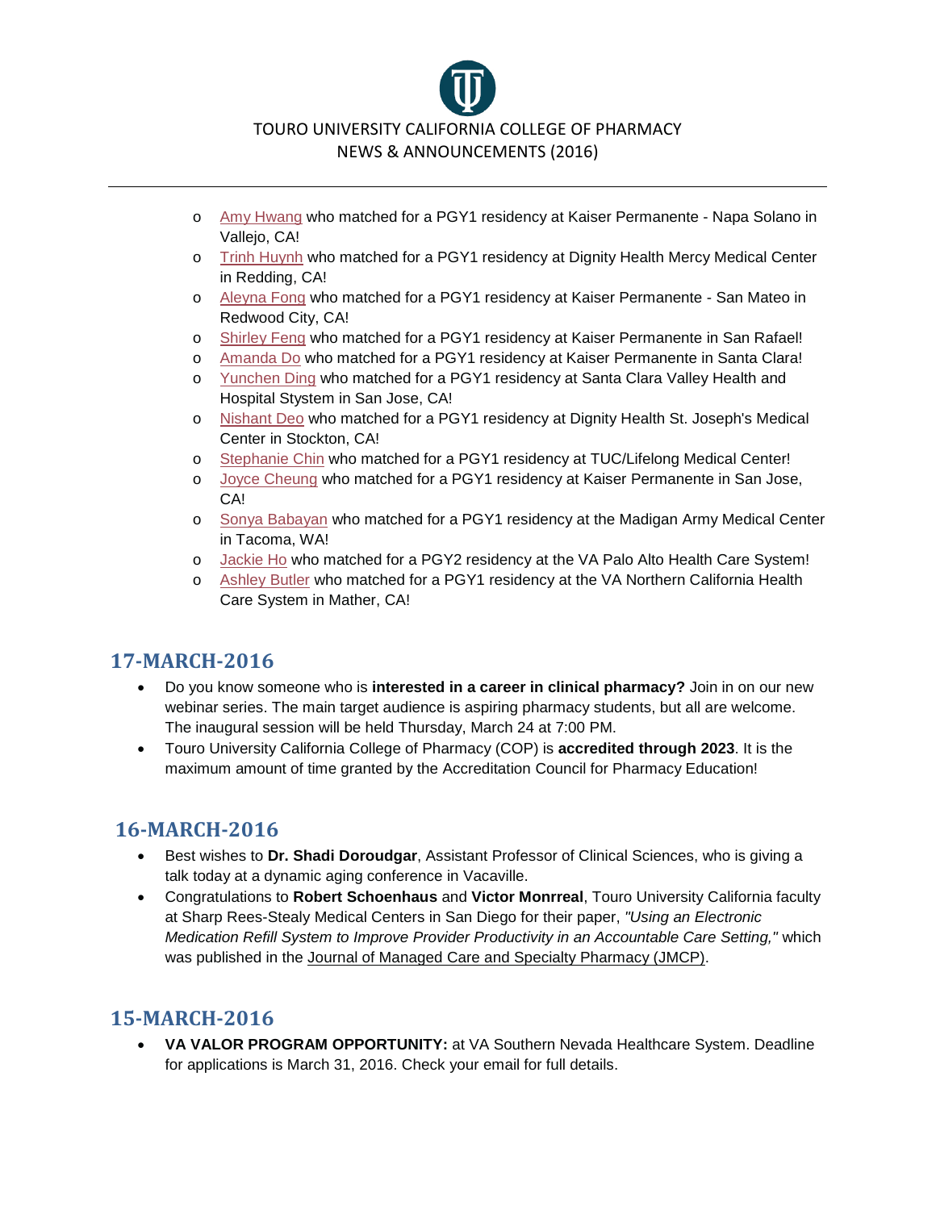- Amy Hwang who matched for a PGY1 residency at Kaiser Permanente - Napa Solano in Vallejo, CA!
- Trinh Huynh who matched for a PGY1 residency at Dignity Health Mercy Medical Center in Redding, CA!
- Aleyna Fong who matched for a PGY1 residency at Kaiser Permanente - San Mateo in Redwood City, CA!
- Shirley Feng who matched for a PGY1 residency at Kaiser Permanente in San Rafael!
- Amanda Do who matched for a PGY1 residency at Kaiser Permanente in Santa Clara!
- Yunchen Ding who matched for a PGY1 residency at Santa Clara Valley Health and Hospital Stystem in San Jose, CA!
- Nishant Deo who matched for a PGY1 residency at Dignity Health St. Joseph's Medical Center in Stockton, CA!
- Stephanie Chin who matched for a PGY1 residency at TUC/Lifelong Medical Center!
- Joyce Cheung who matched for a PGY1 residency at Kaiser Permanente in San Jose, CA!
- Sonya Babayan who matched for a PGY1 residency at the Madigan Army Medical Center in Tacoma, WA!
- Jackie Ho who matched for a PGY2 residency at the VA Palo Alto Health Care System!
- Ashley Butler who matched for a PGY1 residency at the VA Northern California Health Care System in Mather, CA!

## 17-MARCH-2016

- Do you know someone who is **interested in a career in clinical pharmacy?** Join in on our new webinar series. The main target audience is aspiring pharmacy students, but all are welcome. The inaugural session will be held Thursday, March 24 at 7:00 PM.
- Touro University California College of Pharmacy (COP) is **accredited through 2023**. It is the maximum amount of time granted by the Accreditation Council for Pharmacy Education!

## 16-MARCH-2016

- Best wishes to **Dr. Shadi Doroudgar**, Assistant Professor of Clinical Sciences, who is giving a talk today at a dynamic aging conference in Vacaville.
- Congratulations to **Robert Schoenhaus** and **Victor Monrreal**, Touro University California faculty at Sharp Rees-Stealy Medical Centers in San Diego for their paper, *"Using an Electronic Medication Refill System to Improve Provider Productivity in an Accountable Care Setting,"* which was published in the Journal of Managed Care and Specialty Pharmacy (JMCP).

## 15-MARCH-2016

- **VA VALOR PROGRAM OPPORTUNITY:** at VA Southern Nevada Healthcare System. Deadline for applications is March 31, 2016. Check your email for full details.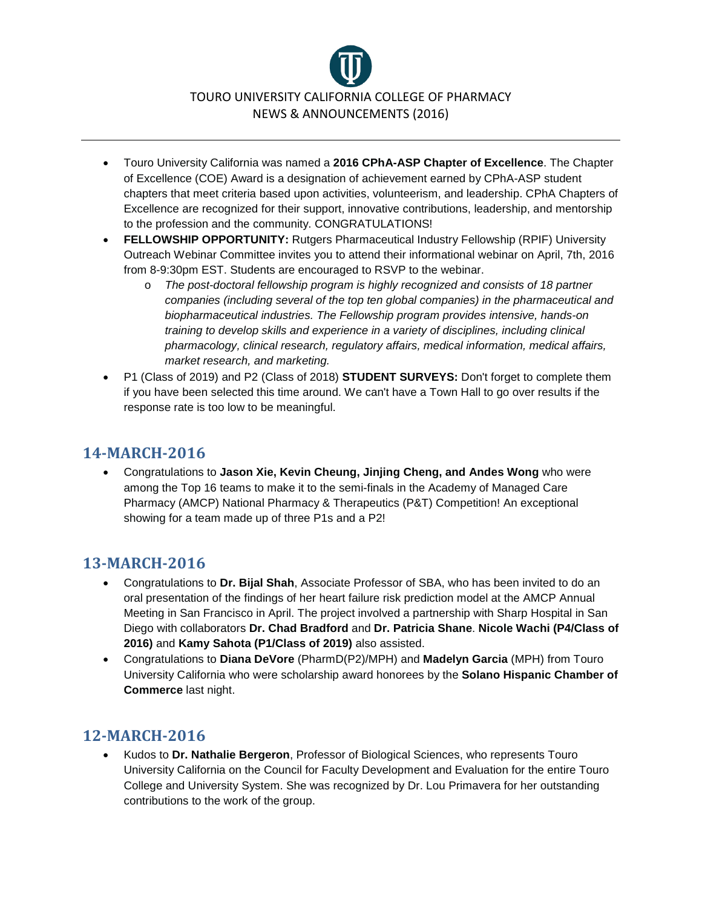TOURO UNIVERSITY CALIFORNIA COLLEGE OF PHARMACY
NEWS & ANNOUNCEMENTS (2016)

- Touro University California was named a **2016 CPhA-ASP Chapter of Excellence**. The Chapter of Excellence (COE) Award is a designation of achievement earned by CPhA-ASP student chapters that meet criteria based upon activities, volunteerism, and leadership. CPhA Chapters of Excellence are recognized for their support, innovative contributions, leadership, and mentorship to the profession and the community. CONGRATULATIONS!
- **FELLOWSHIP OPPORTUNITY:** Rutgers Pharmaceutical Industry Fellowship (RPIF) University Outreach Webinar Committee invites you to attend their informational webinar on April, 7th, 2016 from 8-9:30pm EST. Students are encouraged to RSVP to the webinar.
  - *The post-doctoral fellowship program is highly recognized and consists of 18 partner companies (including several of the top ten global companies) in the pharmaceutical and biopharmaceutical industries. The Fellowship program provides intensive, hands-on training to develop skills and experience in a variety of disciplines, including clinical pharmacology, clinical research, regulatory affairs, medical information, medical affairs, market research, and marketing.*
- P1 (Class of 2019) and P2 (Class of 2018) **STUDENT SURVEYS:** Don't forget to complete them if you have been selected this time around. We can't have a Town Hall to go over results if the response rate is too low to be meaningful.

## 14-MARCH-2016

- Congratulations to **Jason Xie, Kevin Cheung, Jinjing Cheng, and Andes Wong** who were among the Top 16 teams to make it to the semi-finals in the Academy of Managed Care Pharmacy (AMCP) National Pharmacy & Therapeutics (P&T) Competition! An exceptional showing for a team made up of three P1s and a P2!

## 13-MARCH-2016

- Congratulations to **Dr. Bijal Shah**, Associate Professor of SBA, who has been invited to do an oral presentation of the findings of her heart failure risk prediction model at the AMCP Annual Meeting in San Francisco in April. The project involved a partnership with Sharp Hospital in San Diego with collaborators **Dr. Chad Bradford** and **Dr. Patricia Shane**. **Nicole Wachi (P4/Class of 2016)** and **Kamy Sahota (P1/Class of 2019)** also assisted.
- Congratulations to **Diana DeVore** (PharmD(P2)/MPH) and **Madelyn Garcia** (MPH) from Touro University California who were scholarship award honorees by the **Solano Hispanic Chamber of Commerce** last night.

## 12-MARCH-2016

- Kudos to **Dr. Nathalie Bergeron**, Professor of Biological Sciences, who represents Touro University California on the Council for Faculty Development and Evaluation for the entire Touro College and University System. She was recognized by Dr. Lou Primavera for her outstanding contributions to the work of the group.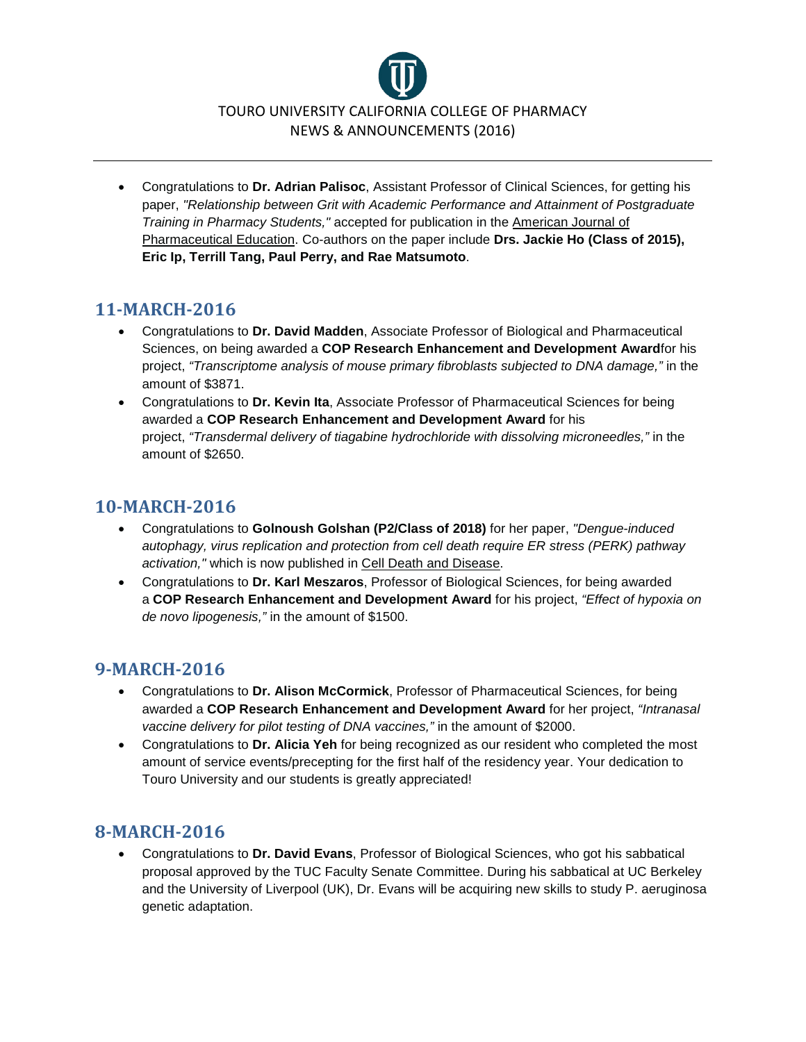- Congratulations to **Dr. Adrian Palisoc**, Assistant Professor of Clinical Sciences, for getting his paper, *"Relationship between Grit with Academic Performance and Attainment of Postgraduate Training in Pharmacy Students,"* accepted for publication in the American Journal of Pharmaceutical Education. Co-authors on the paper include **Drs. Jackie Ho (Class of 2015), Eric Ip, Terrill Tang, Paul Perry, and Rae Matsumoto**.

## 11-MARCH-2016

- Congratulations to **Dr. David Madden**, Associate Professor of Biological and Pharmaceutical Sciences, on being awarded a **COP Research Enhancement and Development Award**for his project, *"Transcriptome analysis of mouse primary fibroblasts subjected to DNA damage,"* in the amount of $3871.
- Congratulations to **Dr. Kevin Ita**, Associate Professor of Pharmaceutical Sciences for being awarded a **COP Research Enhancement and Development Award** for his project, *"Transdermal delivery of tiagabine hydrochloride with dissolving microneedles,"* in the amount of $2650.

## 10-MARCH-2016

- Congratulations to **Golnoush Golshan (P2/Class of 2018)** for her paper, *"Dengue-induced autophagy, virus replication and protection from cell death require ER stress (PERK) pathway activation,"* which is now published in Cell Death and Disease.
- Congratulations to **Dr. Karl Meszaros**, Professor of Biological Sciences, for being awarded a **COP Research Enhancement and Development Award** for his project, *"Effect of hypoxia on de novo lipogenesis,"* in the amount of $1500.

## 9-MARCH-2016

- Congratulations to **Dr. Alison McCormick**, Professor of Pharmaceutical Sciences, for being awarded a **COP Research Enhancement and Development Award** for her project, *"Intranasal vaccine delivery for pilot testing of DNA vaccines,"* in the amount of $2000.
- Congratulations to **Dr. Alicia Yeh** for being recognized as our resident who completed the most amount of service events/precepting for the first half of the residency year. Your dedication to Touro University and our students is greatly appreciated!

## 8-MARCH-2016

- Congratulations to **Dr. David Evans**, Professor of Biological Sciences, who got his sabbatical proposal approved by the TUC Faculty Senate Committee. During his sabbatical at UC Berkeley and the University of Liverpool (UK), Dr. Evans will be acquiring new skills to study P. aeruginosa genetic adaptation.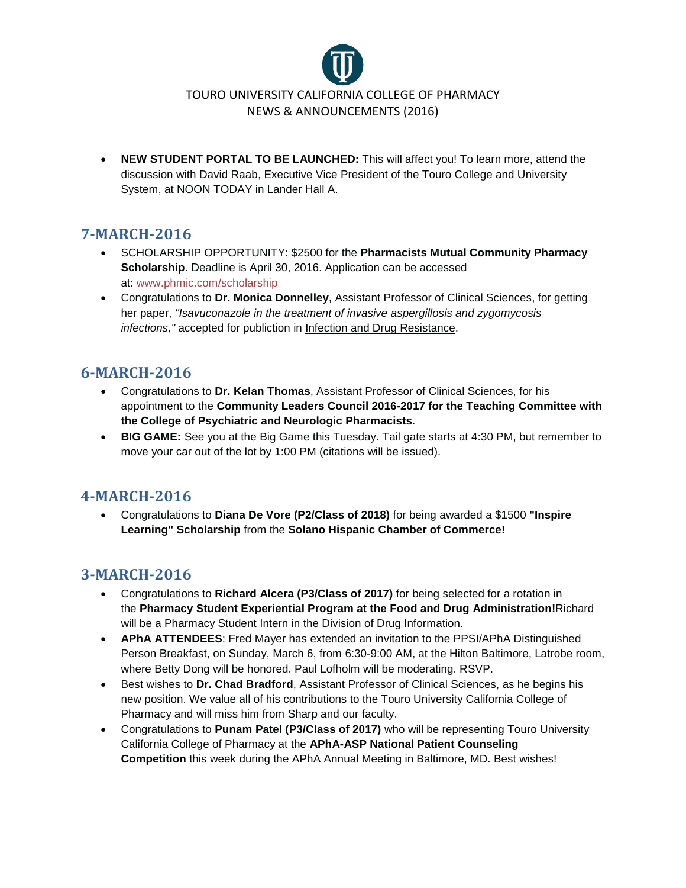TOURO UNIVERSITY CALIFORNIA COLLEGE OF PHARMACY
NEWS & ANNOUNCEMENTS (2016)

---

- **NEW STUDENT PORTAL TO BE LAUNCHED:** This will affect you! To learn more, attend the discussion with David Raab, Executive Vice President of the Touro College and University System, at NOON TODAY in Lander Hall A.

## 7-MARCH-2016

- SCHOLARSHIP OPPORTUNITY: $2500 for the **Pharmacists Mutual Community Pharmacy Scholarship**. Deadline is April 30, 2016. Application can be accessed at: www.phmic.com/scholarship
- Congratulations to **Dr. Monica Donnelley**, Assistant Professor of Clinical Sciences, for getting her paper, *"Isavuconazole in the treatment of invasive aspergillosis and zygomycosis infections,"* accepted for publiction in Infection and Drug Resistance.

## 6-MARCH-2016

- Congratulations to **Dr. Kelan Thomas**, Assistant Professor of Clinical Sciences, for his appointment to the **Community Leaders Council 2016-2017 for the Teaching Committee with the College of Psychiatric and Neurologic Pharmacists**.
- **BIG GAME:** See you at the Big Game this Tuesday. Tail gate starts at 4:30 PM, but remember to move your car out of the lot by 1:00 PM (citations will be issued).

## 4-MARCH-2016

- Congratulations to **Diana De Vore (P2/Class of 2018)** for being awarded a $1500 **"Inspire Learning" Scholarship** from the **Solano Hispanic Chamber of Commerce!**

## 3-MARCH-2016

- Congratulations to **Richard Alcera (P3/Class of 2017)** for being selected for a rotation in the **Pharmacy Student Experiential Program at the Food and Drug Administration!**Richard will be a Pharmacy Student Intern in the Division of Drug Information.
- **APhA ATTENDEES**: Fred Mayer has extended an invitation to the PPSI/APhA Distinguished Person Breakfast, on Sunday, March 6, from 6:30-9:00 AM, at the Hilton Baltimore, Latrobe room, where Betty Dong will be honored. Paul Lofholm will be moderating. RSVP.
- Best wishes to **Dr. Chad Bradford**, Assistant Professor of Clinical Sciences, as he begins his new position. We value all of his contributions to the Touro University California College of Pharmacy and will miss him from Sharp and our faculty.
- Congratulations to **Punam Patel (P3/Class of 2017)** who will be representing Touro University California College of Pharmacy at the **APhA-ASP National Patient Counseling Competition** this week during the APhA Annual Meeting in Baltimore, MD. Best wishes!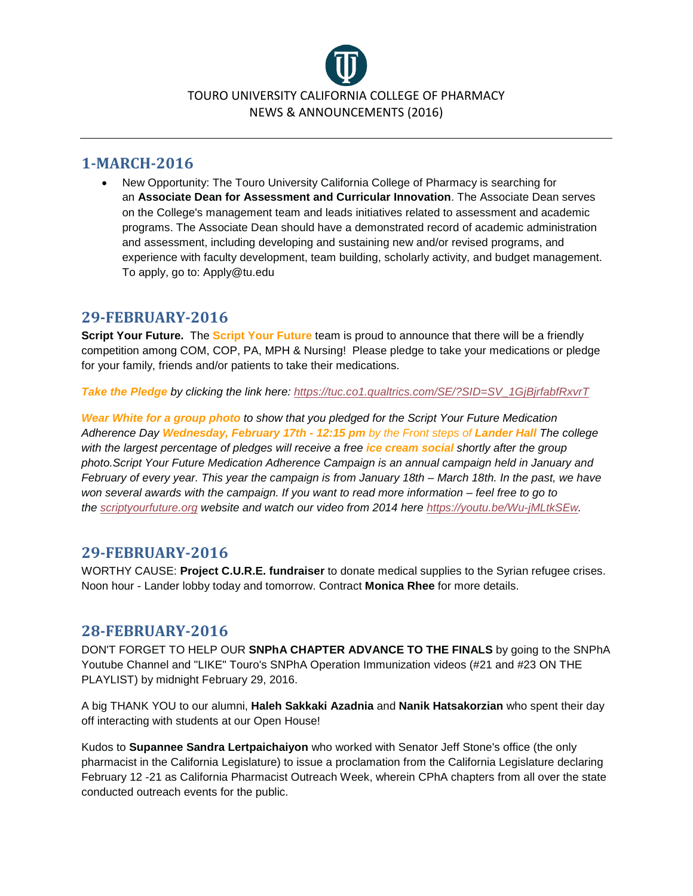TOURO UNIVERSITY CALIFORNIA COLLEGE OF PHARMACY
NEWS & ANNOUNCEMENTS (2016)

## 1-MARCH-2016

- New Opportunity: The Touro University California College of Pharmacy is searching for an **Associate Dean for Assessment and Curricular Innovation**. The Associate Dean serves on the College's management team and leads initiatives related to assessment and academic programs. The Associate Dean should have a demonstrated record of academic administration and assessment, including developing and sustaining new and/or revised programs, and experience with faculty development, team building, scholarly activity, and budget management. To apply, go to: Apply@tu.edu

## 29-FEBRUARY-2016

**Script Your Future.** The **Script Your Future** team is proud to announce that there will be a friendly competition among COM, COP, PA, MPH & Nursing! Please pledge to take your medications or pledge for your family, friends and/or patients to take their medications.

***Take the Pledge*** *by clicking the link here: https://tuc.co1.qualtrics.com/SE/?SID=SV_1GjBjrfabfRxvrT*

***Wear White for a group photo*** *to show that you pledged for the Script Your Future Medication Adherence Day* ***Wednesday, February 17th - 12:15 pm*** *by the Front steps of* ***Lander Hall*** *The college with the largest percentage of pledges will receive a free* ***ice cream social*** *shortly after the group photo.Script Your Future Medication Adherence Campaign is an annual campaign held in January and February of every year. This year the campaign is from January 18th – March 18th. In the past, we have won several awards with the campaign. If you want to read more information – feel free to go to the scriptyourfuture.org website and watch our video from 2014 here https://youtu.be/Wu-jMLtkSEw.*

## 29-FEBRUARY-2016

WORTHY CAUSE: **Project C.U.R.E. fundraiser** to donate medical supplies to the Syrian refugee crises. Noon hour - Lander lobby today and tomorrow. Contract **Monica Rhee** for more details.

## 28-FEBRUARY-2016

DON'T FORGET TO HELP OUR **SNPhA CHAPTER ADVANCE TO THE FINALS** by going to the SNPhA Youtube Channel and "LIKE" Touro's SNPhA Operation Immunization videos (#21 and #23 ON THE PLAYLIST) by midnight February 29, 2016.

A big THANK YOU to our alumni, **Haleh Sakkaki Azadnia** and **Nanik Hatsakorzian** who spent their day off interacting with students at our Open House!

Kudos to **Supannee Sandra Lertpaichaiyon** who worked with Senator Jeff Stone's office (the only pharmacist in the California Legislature) to issue a proclamation from the California Legislature declaring February 12 -21 as California Pharmacist Outreach Week, wherein CPhA chapters from all over the state conducted outreach events for the public.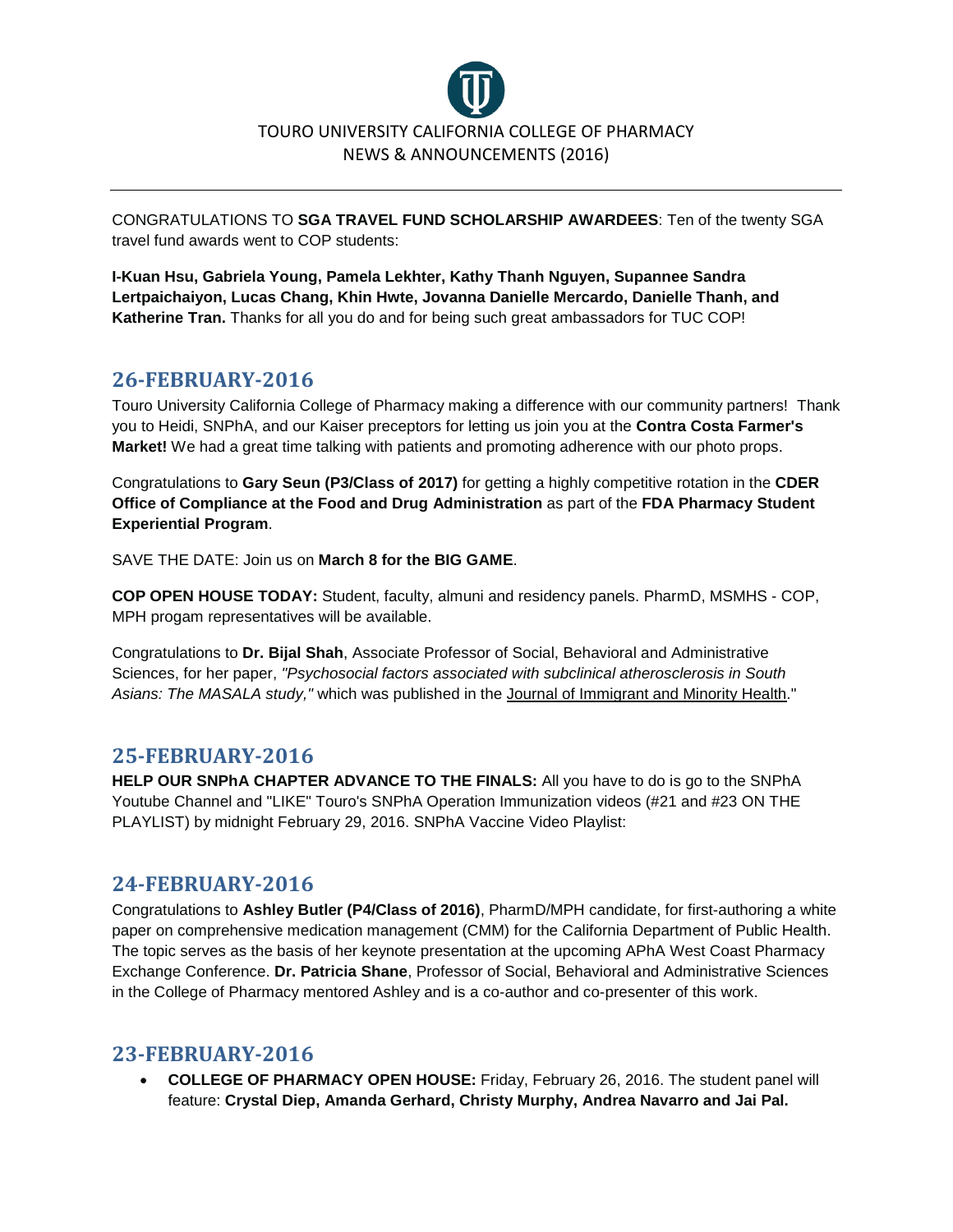CONGRATULATIONS TO **SGA TRAVEL FUND SCHOLARSHIP AWARDEES**: Ten of the twenty SGA travel fund awards went to COP students:

**I-Kuan Hsu, Gabriela Young, Pamela Lekhter, Kathy Thanh Nguyen, Supannee Sandra Lertpaichaiyon, Lucas Chang, Khin Hwte, Jovanna Danielle Mercardo, Danielle Thanh, and Katherine Tran.** Thanks for all you do and for being such great ambassadors for TUC COP!

## 26-FEBRUARY-2016

Touro University California College of Pharmacy making a difference with our community partners! Thank you to Heidi, SNPhA, and our Kaiser preceptors for letting us join you at the **Contra Costa Farmer's Market!** We had a great time talking with patients and promoting adherence with our photo props.

Congratulations to **Gary Seun (P3/Class of 2017)** for getting a highly competitive rotation in the **CDER Office of Compliance at the Food and Drug Administration** as part of the **FDA Pharmacy Student Experiential Program**.

SAVE THE DATE: Join us on **March 8 for the BIG GAME**.

**COP OPEN HOUSE TODAY:** Student, faculty, almuni and residency panels. PharmD, MSMHS - COP, MPH progam representatives will be available.

Congratulations to **Dr. Bijal Shah**, Associate Professor of Social, Behavioral and Administrative Sciences, for her paper, *"Psychosocial factors associated with subclinical atherosclerosis in South Asians: The MASALA study,"* which was published in the Journal of Immigrant and Minority Health."

## 25-FEBRUARY-2016

**HELP OUR SNPhA CHAPTER ADVANCE TO THE FINALS:** All you have to do is go to the SNPhA Youtube Channel and "LIKE" Touro's SNPhA Operation Immunization videos (#21 and #23 ON THE PLAYLIST) by midnight February 29, 2016. SNPhA Vaccine Video Playlist:

## 24-FEBRUARY-2016

Congratulations to **Ashley Butler (P4/Class of 2016)**, PharmD/MPH candidate, for first-authoring a white paper on comprehensive medication management (CMM) for the California Department of Public Health. The topic serves as the basis of her keynote presentation at the upcoming APhA West Coast Pharmacy Exchange Conference. **Dr. Patricia Shane**, Professor of Social, Behavioral and Administrative Sciences in the College of Pharmacy mentored Ashley and is a co-author and co-presenter of this work.

## 23-FEBRUARY-2016

- **COLLEGE OF PHARMACY OPEN HOUSE:** Friday, February 26, 2016. The student panel will feature: **Crystal Diep, Amanda Gerhard, Christy Murphy, Andrea Navarro and Jai Pal.**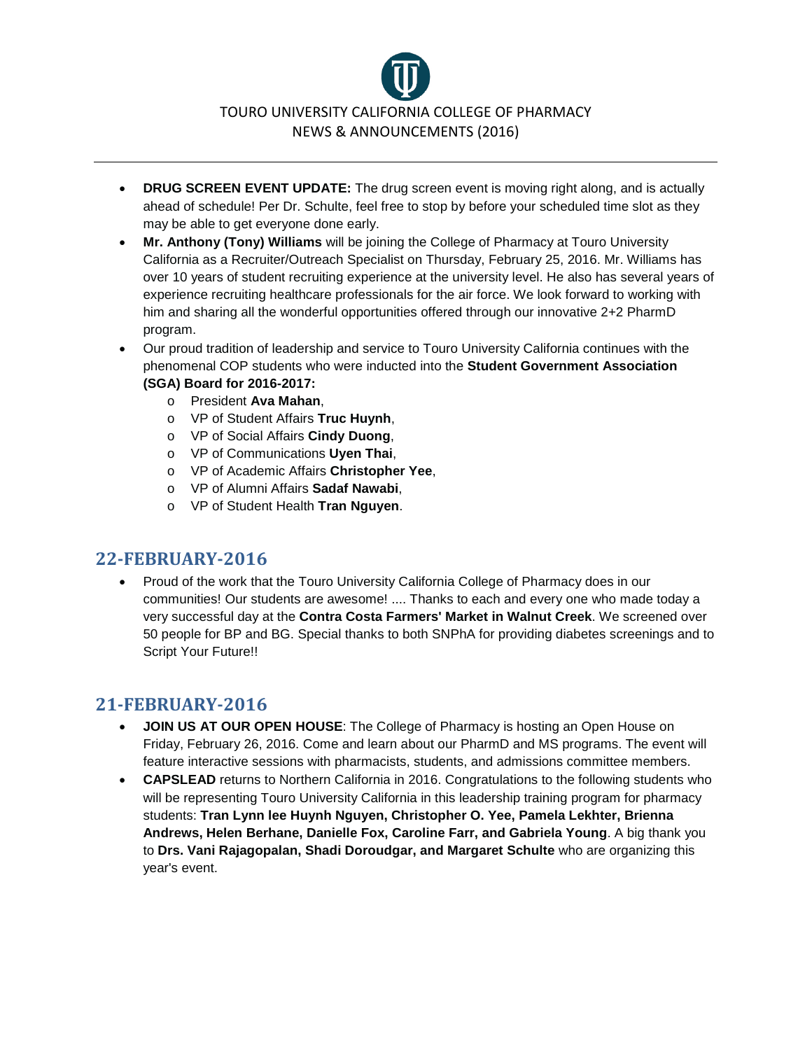- **DRUG SCREEN EVENT UPDATE:** The drug screen event is moving right along, and is actually ahead of schedule! Per Dr. Schulte, feel free to stop by before your scheduled time slot as they may be able to get everyone done early.
- **Mr. Anthony (Tony) Williams** will be joining the College of Pharmacy at Touro University California as a Recruiter/Outreach Specialist on Thursday, February 25, 2016. Mr. Williams has over 10 years of student recruiting experience at the university level. He also has several years of experience recruiting healthcare professionals for the air force. We look forward to working with him and sharing all the wonderful opportunities offered through our innovative 2+2 PharmD program.
- Our proud tradition of leadership and service to Touro University California continues with the phenomenal COP students who were inducted into the **Student Government Association (SGA) Board for 2016-2017:**
  - President **Ava Mahan**,
  - VP of Student Affairs **Truc Huynh**,
  - VP of Social Affairs **Cindy Duong**,
  - VP of Communications **Uyen Thai**,
  - VP of Academic Affairs **Christopher Yee**,
  - VP of Alumni Affairs **Sadaf Nawabi**,
  - VP of Student Health **Tran Nguyen**.

## 22-FEBRUARY-2016

- Proud of the work that the Touro University California College of Pharmacy does in our communities! Our students are awesome! .... Thanks to each and every one who made today a very successful day at the **Contra Costa Farmers' Market in Walnut Creek**. We screened over 50 people for BP and BG. Special thanks to both SNPhA for providing diabetes screenings and to Script Your Future!!

## 21-FEBRUARY-2016

- **JOIN US AT OUR OPEN HOUSE**: The College of Pharmacy is hosting an Open House on Friday, February 26, 2016. Come and learn about our PharmD and MS programs. The event will feature interactive sessions with pharmacists, students, and admissions committee members.
- **CAPSLEAD** returns to Northern California in 2016. Congratulations to the following students who will be representing Touro University California in this leadership training program for pharmacy students: **Tran Lynn lee Huynh Nguyen, Christopher O. Yee, Pamela Lekhter, Brienna Andrews, Helen Berhane, Danielle Fox, Caroline Farr, and Gabriela Young**. A big thank you to **Drs. Vani Rajagopalan, Shadi Doroudgar, and Margaret Schulte** who are organizing this year's event.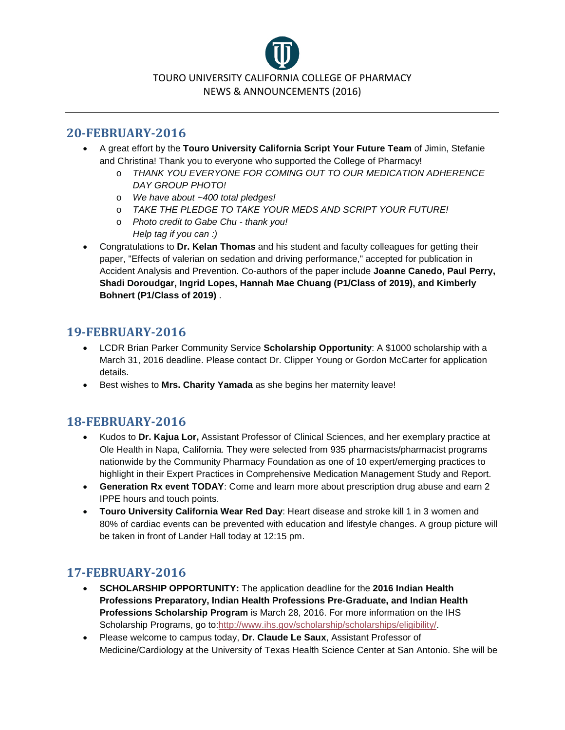## 20-FEBRUARY-2016

- A great effort by the **Touro University California Script Your Future Team** of Jimin, Stefanie and Christina! Thank you to everyone who supported the College of Pharmacy!
    - *THANK YOU EVERYONE FOR COMING OUT TO OUR MEDICATION ADHERENCE DAY GROUP PHOTO!*
    - *We have about ~400 total pledges!*
    - *TAKE THE PLEDGE TO TAKE YOUR MEDS AND SCRIPT YOUR FUTURE!*
    - *Photo credit to Gabe Chu - thank you!*
      *Help tag if you can :)*
- Congratulations to **Dr. Kelan Thomas** and his student and faculty colleagues for getting their paper, "Effects of valerian on sedation and driving performance," accepted for publication in Accident Analysis and Prevention. Co-authors of the paper include **Joanne Canedo, Paul Perry, Shadi Doroudgar, Ingrid Lopes, Hannah Mae Chuang (P1/Class of 2019), and Kimberly Bohnert (P1/Class of 2019)** .

## 19-FEBRUARY-2016

- LCDR Brian Parker Community Service **Scholarship Opportunity**: A $1000 scholarship with a March 31, 2016 deadline. Please contact Dr. Clipper Young or Gordon McCarter for application details.
- Best wishes to **Mrs. Charity Yamada** as she begins her maternity leave!

## 18-FEBRUARY-2016

- Kudos to **Dr. Kajua Lor,** Assistant Professor of Clinical Sciences, and her exemplary practice at Ole Health in Napa, California. They were selected from 935 pharmacists/pharmacist programs nationwide by the Community Pharmacy Foundation as one of 10 expert/emerging practices to highlight in their Expert Practices in Comprehensive Medication Management Study and Report.
- **Generation Rx event TODAY**: Come and learn more about prescription drug abuse and earn 2 IPPE hours and touch points.
- **Touro University California Wear Red Day**: Heart disease and stroke kill 1 in 3 women and 80% of cardiac events can be prevented with education and lifestyle changes. A group picture will be taken in front of Lander Hall today at 12:15 pm.

## 17-FEBRUARY-2016

- **SCHOLARSHIP OPPORTUNITY:** The application deadline for the **2016 Indian Health Professions Preparatory, Indian Health Professions Pre-Graduate, and Indian Health Professions Scholarship Program** is March 28, 2016. For more information on the IHS Scholarship Programs, go to:http://www.ihs.gov/scholarship/scholarships/eligibility/.
- Please welcome to campus today, **Dr. Claude Le Saux**, Assistant Professor of Medicine/Cardiology at the University of Texas Health Science Center at San Antonio. She will be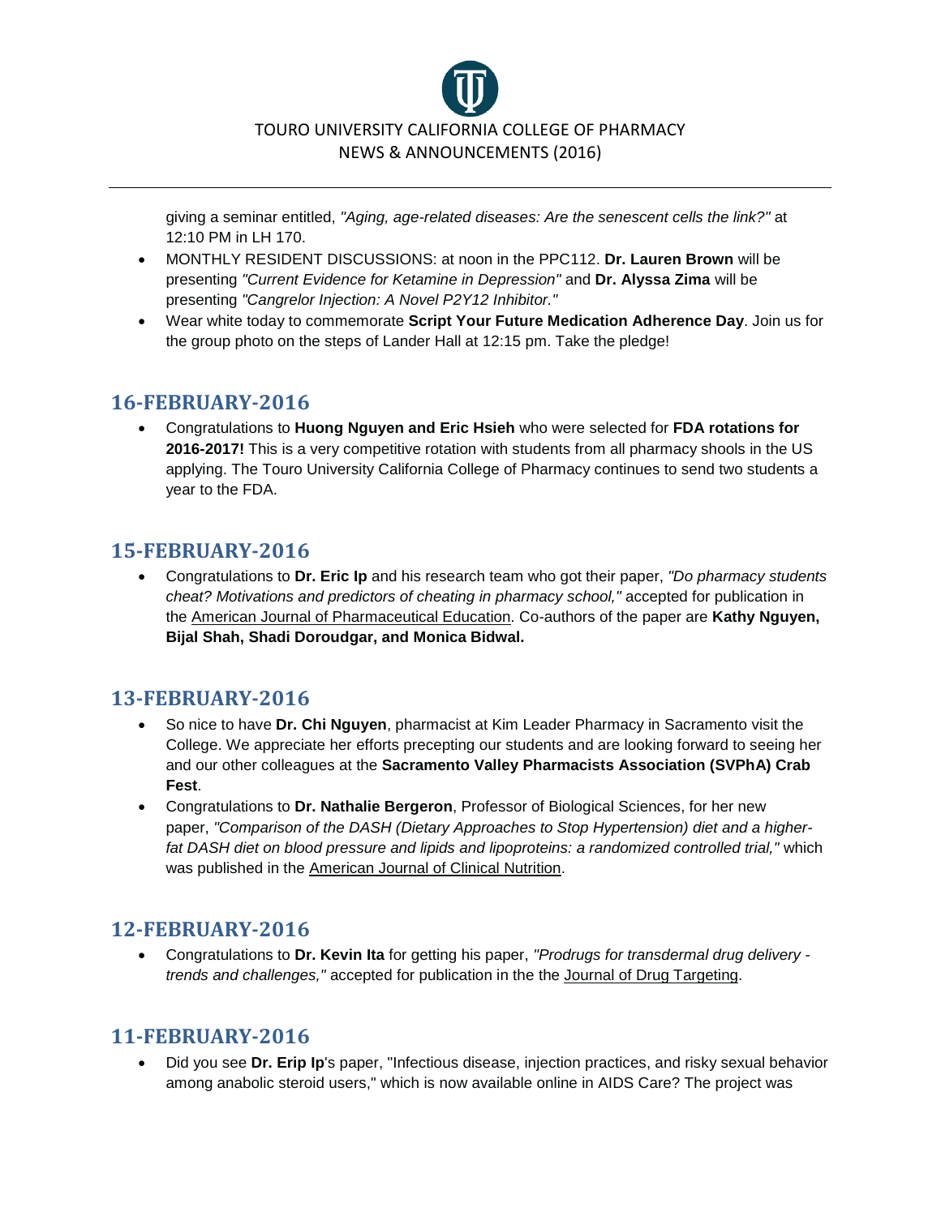giving a seminar entitled, *"Aging, age-related diseases: Are the senescent cells the link?"* at 12:10 PM in LH 170.
- MONTHLY RESIDENT DISCUSSIONS: at noon in the PPC112. **Dr. Lauren Brown** will be presenting *"Current Evidence for Ketamine in Depression"* and **Dr. Alyssa Zima** will be presenting *"Cangrelor Injection: A Novel P2Y12 Inhibitor."*
- Wear white today to commemorate **Script Your Future Medication Adherence Day**. Join us for the group photo on the steps of Lander Hall at 12:15 pm. Take the pledge!

## 16-FEBRUARY-2016

- Congratulations to **Huong Nguyen and Eric Hsieh** who were selected for **FDA rotations for 2016-2017!** This is a very competitive rotation with students from all pharmacy shools in the US applying. The Touro University California College of Pharmacy continues to send two students a year to the FDA.

## 15-FEBRUARY-2016

- Congratulations to **Dr. Eric Ip** and his research team who got their paper, *"Do pharmacy students cheat? Motivations and predictors of cheating in pharmacy school,"* accepted for publication in the American Journal of Pharmaceutical Education. Co-authors of the paper are **Kathy Nguyen, Bijal Shah, Shadi Doroudgar, and Monica Bidwal.**

## 13-FEBRUARY-2016

- So nice to have **Dr. Chi Nguyen**, pharmacist at Kim Leader Pharmacy in Sacramento visit the College. We appreciate her efforts precepting our students and are looking forward to seeing her and our other colleagues at the **Sacramento Valley Pharmacists Association (SVPhA) Crab Fest**.
- Congratulations to **Dr. Nathalie Bergeron**, Professor of Biological Sciences, for her new paper, *"Comparison of the DASH (Dietary Approaches to Stop Hypertension) diet and a higher-fat DASH diet on blood pressure and lipids and lipoproteins: a randomized controlled trial,"* which was published in the American Journal of Clinical Nutrition.

## 12-FEBRUARY-2016

- Congratulations to **Dr. Kevin Ita** for getting his paper, *"Prodrugs for transdermal drug delivery - trends and challenges,"* accepted for publication in the the Journal of Drug Targeting.

## 11-FEBRUARY-2016

- Did you see **Dr. Erip Ip**'s paper, "Infectious disease, injection practices, and risky sexual behavior among anabolic steroid users," which is now available online in AIDS Care? The project was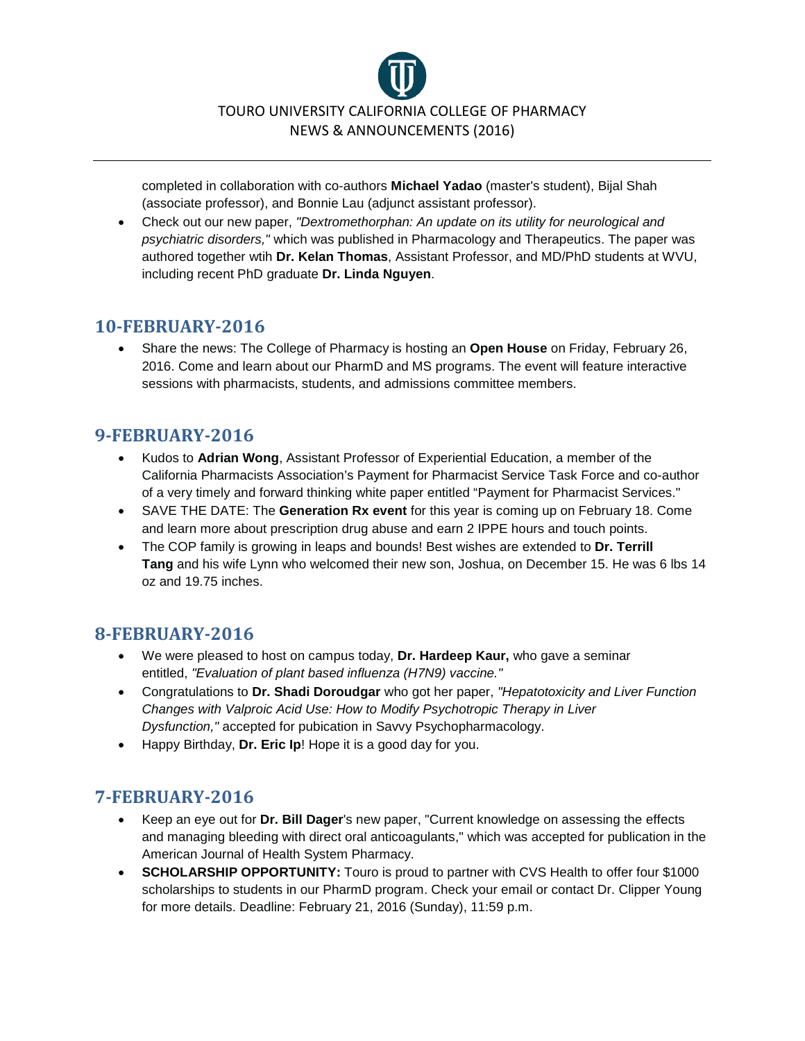completed in collaboration with co-authors **Michael Yadao** (master's student), Bijal Shah (associate professor), and Bonnie Lau (adjunct assistant professor).

- Check out our new paper, *"Dextromethorphan: An update on its utility for neurological and psychiatric disorders,"* which was published in Pharmacology and Therapeutics. The paper was authored together wtih **Dr. Kelan Thomas**, Assistant Professor, and MD/PhD students at WVU, including recent PhD graduate **Dr. Linda Nguyen**.

## 10-FEBRUARY-2016

- Share the news: The College of Pharmacy is hosting an **Open House** on Friday, February 26, 2016. Come and learn about our PharmD and MS programs. The event will feature interactive sessions with pharmacists, students, and admissions committee members.

## 9-FEBRUARY-2016

- Kudos to **Adrian Wong**, Assistant Professor of Experiential Education, a member of the California Pharmacists Association's Payment for Pharmacist Service Task Force and co-author of a very timely and forward thinking white paper entitled "Payment for Pharmacist Services."
- SAVE THE DATE: The **Generation Rx event** for this year is coming up on February 18. Come and learn more about prescription drug abuse and earn 2 IPPE hours and touch points.
- The COP family is growing in leaps and bounds! Best wishes are extended to **Dr. Terrill Tang** and his wife Lynn who welcomed their new son, Joshua, on December 15. He was 6 lbs 14 oz and 19.75 inches.

## 8-FEBRUARY-2016

- We were pleased to host on campus today, **Dr. Hardeep Kaur,** who gave a seminar entitled, *"Evaluation of plant based influenza (H7N9) vaccine."*
- Congratulations to **Dr. Shadi Doroudgar** who got her paper, *"Hepatotoxicity and Liver Function Changes with Valproic Acid Use: How to Modify Psychotropic Therapy in Liver Dysfunction,"* accepted for pubication in Savvy Psychopharmacology.
- Happy Birthday, **Dr. Eric Ip**! Hope it is a good day for you.

## 7-FEBRUARY-2016

- Keep an eye out for **Dr. Bill Dager**'s new paper, "Current knowledge on assessing the effects and managing bleeding with direct oral anticoagulants," which was accepted for publication in the American Journal of Health System Pharmacy.
- **SCHOLARSHIP OPPORTUNITY:** Touro is proud to partner with CVS Health to offer four $1000 scholarships to students in our PharmD program. Check your email or contact Dr. Clipper Young for more details. Deadline: February 21, 2016 (Sunday), 11:59 p.m.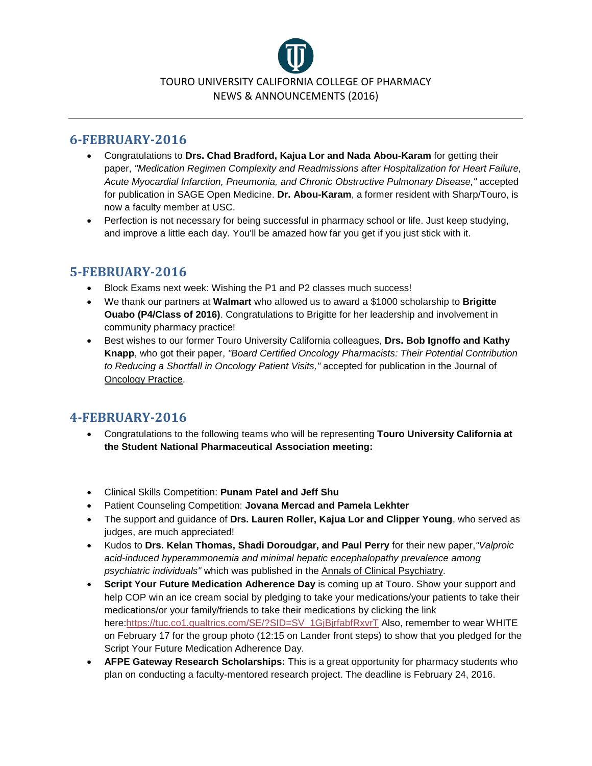TOURO UNIVERSITY CALIFORNIA COLLEGE OF PHARMACY
NEWS & ANNOUNCEMENTS (2016)

## 6-FEBRUARY-2016

- Congratulations to **Drs. Chad Bradford, Kajua Lor and Nada Abou-Karam** for getting their paper, *"Medication Regimen Complexity and Readmissions after Hospitalization for Heart Failure, Acute Myocardial Infarction, Pneumonia, and Chronic Obstructive Pulmonary Disease,"* accepted for publication in SAGE Open Medicine. **Dr. Abou-Karam**, a former resident with Sharp/Touro, is now a faculty member at USC.
- Perfection is not necessary for being successful in pharmacy school or life. Just keep studying, and improve a little each day. You'll be amazed how far you get if you just stick with it.

## 5-FEBRUARY-2016

- Block Exams next week: Wishing the P1 and P2 classes much success!
- We thank our partners at **Walmart** who allowed us to award a $1000 scholarship to **Brigitte Ouabo (P4/Class of 2016)**. Congratulations to Brigitte for her leadership and involvement in community pharmacy practice!
- Best wishes to our former Touro University California colleagues, **Drs. Bob Ignoffo and Kathy Knapp**, who got their paper, *"Board Certified Oncology Pharmacists: Their Potential Contribution to Reducing a Shortfall in Oncology Patient Visits,"* accepted for publication in the Journal of Oncology Practice.

## 4-FEBRUARY-2016

- Congratulations to the following teams who will be representing **Touro University California at the Student National Pharmaceutical Association meeting:**

- Clinical Skills Competition: **Punam Patel and Jeff Shu**
- Patient Counseling Competition: **Jovana Mercad and Pamela Lekhter**
- The support and guidance of **Drs. Lauren Roller, Kajua Lor and Clipper Young**, who served as judges, are much appreciated!
- Kudos to **Drs. Kelan Thomas, Shadi Doroudgar, and Paul Perry** for their new paper,*"Valproic acid-induced hyperammonemia and minimal hepatic encephalopathy prevalence among psychiatric individuals"* which was published in the Annals of Clinical Psychiatry.
- **Script Your Future Medication Adherence Day** is coming up at Touro. Show your support and help COP win an ice cream social by pledging to take your medications/your patients to take their medications/or your family/friends to take their medications by clicking the link here:https://tuc.co1.qualtrics.com/SE/?SID=SV_1GjBjrfabfRxvrT Also, remember to wear WHITE on February 17 for the group photo (12:15 on Lander front steps) to show that you pledged for the Script Your Future Medication Adherence Day.
- **AFPE Gateway Research Scholarships:** This is a great opportunity for pharmacy students who plan on conducting a faculty-mentored research project. The deadline is February 24, 2016.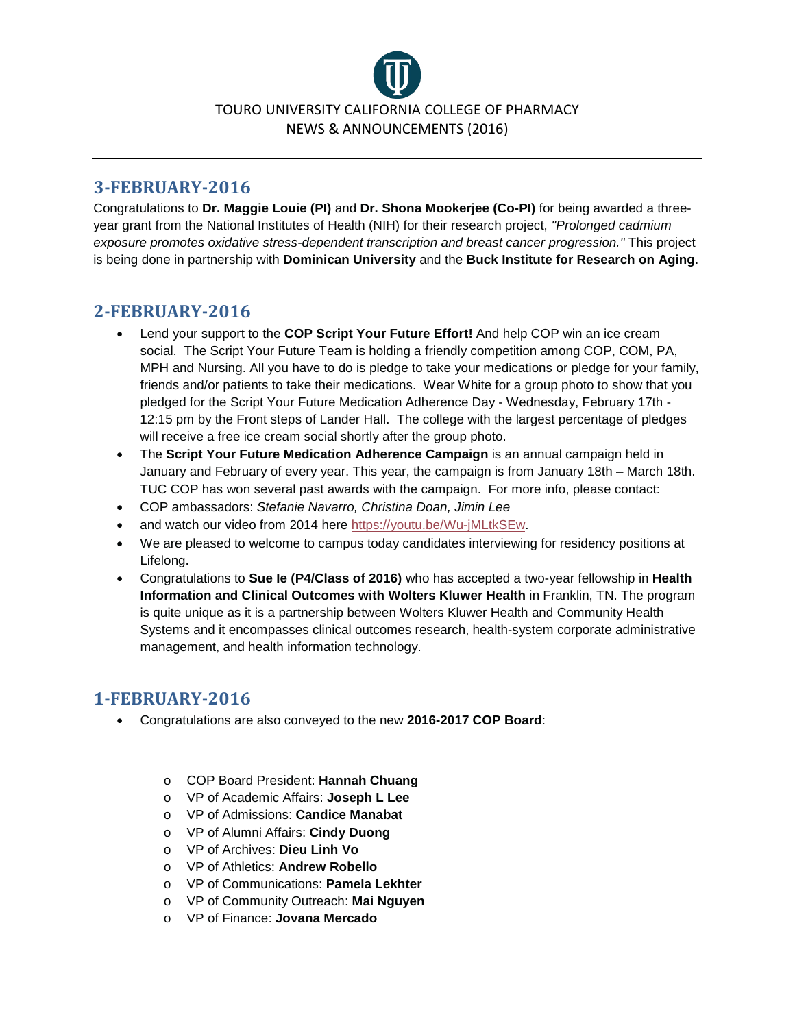TOURO UNIVERSITY CALIFORNIA COLLEGE OF PHARMACY
NEWS & ANNOUNCEMENTS (2016)

---

## 3-FEBRUARY-2016

Congratulations to **Dr. Maggie Louie (PI)** and **Dr. Shona Mookerjee (Co-PI)** for being awarded a three-year grant from the National Institutes of Health (NIH) for their research project, *"Prolonged cadmium exposure promotes oxidative stress-dependent transcription and breast cancer progression."* This project is being done in partnership with **Dominican University** and the **Buck Institute for Research on Aging**.

## 2-FEBRUARY-2016

- Lend your support to the **COP Script Your Future Effort!** And help COP win an ice cream social. The Script Your Future Team is holding a friendly competition among COP, COM, PA, MPH and Nursing. All you have to do is pledge to take your medications or pledge for your family, friends and/or patients to take their medications. Wear White for a group photo to show that you pledged for the Script Your Future Medication Adherence Day - Wednesday, February 17th - 12:15 pm by the Front steps of Lander Hall. The college with the largest percentage of pledges will receive a free ice cream social shortly after the group photo.
- The **Script Your Future Medication Adherence Campaign** is an annual campaign held in January and February of every year. This year, the campaign is from January 18th – March 18th. TUC COP has won several past awards with the campaign. For more info, please contact:
- COP ambassadors: *Stefanie Navarro, Christina Doan, Jimin Lee*
- and watch our video from 2014 here https://youtu.be/Wu-jMLtkSEw.
- We are pleased to welcome to campus today candidates interviewing for residency positions at Lifelong.
- Congratulations to **Sue Ie (P4/Class of 2016)** who has accepted a two-year fellowship in **Health Information and Clinical Outcomes with Wolters Kluwer Health** in Franklin, TN. The program is quite unique as it is a partnership between Wolters Kluwer Health and Community Health Systems and it encompasses clinical outcomes research, health-system corporate administrative management, and health information technology.

## 1-FEBRUARY-2016

- Congratulations are also conveyed to the new **2016-2017 COP Board**:
  - COP Board President: **Hannah Chuang**
  - VP of Academic Affairs: **Joseph L Lee**
  - VP of Admissions: **Candice Manabat**
  - VP of Alumni Affairs: **Cindy Duong**
  - VP of Archives: **Dieu Linh Vo**
  - VP of Athletics: **Andrew Robello**
  - VP of Communications: **Pamela Lekhter**
  - VP of Community Outreach: **Mai Nguyen**
  - VP of Finance: **Jovana Mercado**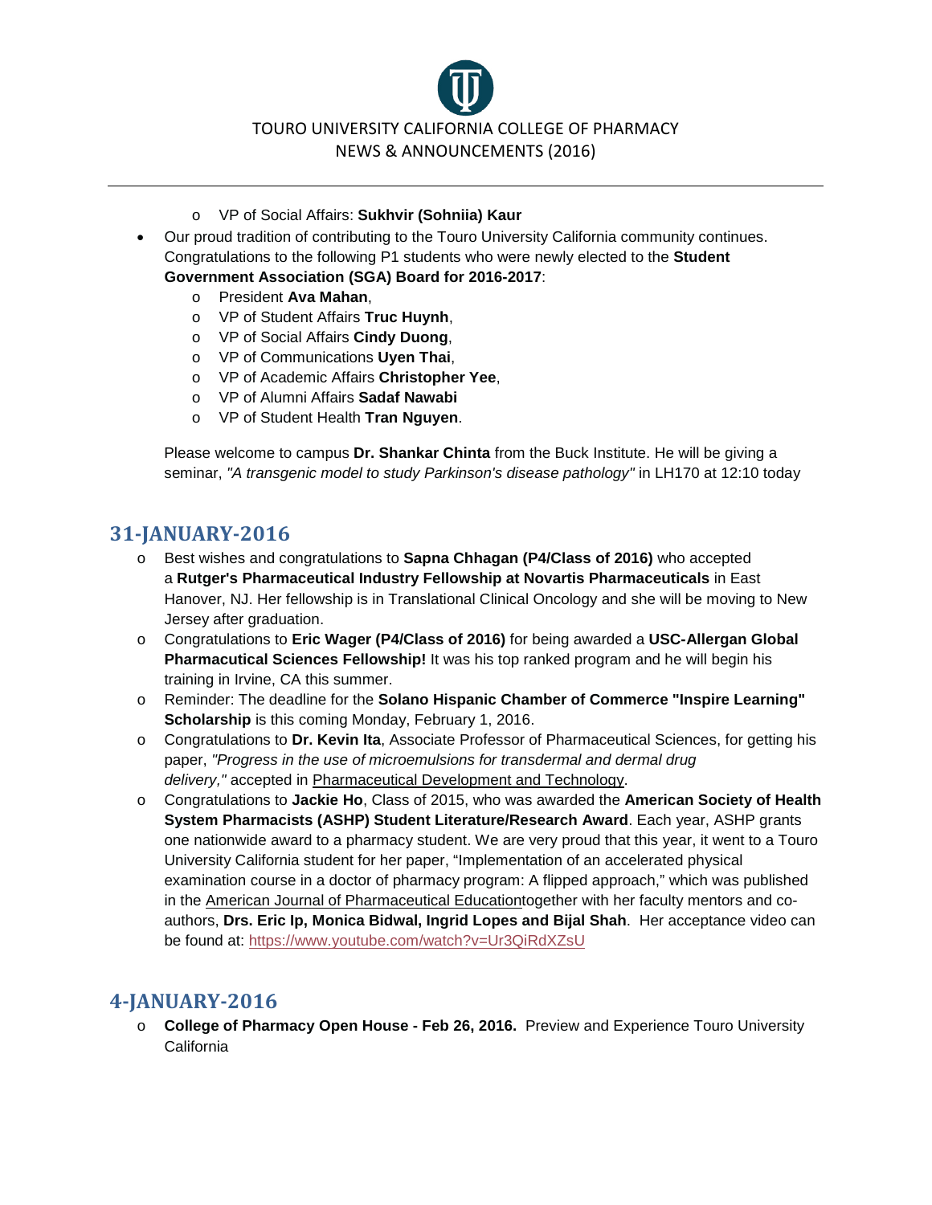- VP of Social Affairs: **Sukhvir (Sohniia) Kaur**

- Our proud tradition of contributing to the Touro University California community continues. Congratulations to the following P1 students who were newly elected to the **Student Government Association (SGA) Board for 2016-2017**:
  - President **Ava Mahan**,
  - VP of Student Affairs **Truc Huynh**,
  - VP of Social Affairs **Cindy Duong**,
  - VP of Communications **Uyen Thai**,
  - VP of Academic Affairs **Christopher Yee**,
  - VP of Alumni Affairs **Sadaf Nawabi**
  - VP of Student Health **Tran Nguyen**.

  Please welcome to campus **Dr. Shankar Chinta** from the Buck Institute. He will be giving a seminar, *"A transgenic model to study Parkinson's disease pathology"* in LH170 at 12:10 today

## 31-JANUARY-2016

- Best wishes and congratulations to **Sapna Chhagan (P4/Class of 2016)** who accepted a **Rutger's Pharmaceutical Industry Fellowship at Novartis Pharmaceuticals** in East Hanover, NJ. Her fellowship is in Translational Clinical Oncology and she will be moving to New Jersey after graduation.
- Congratulations to **Eric Wager (P4/Class of 2016)** for being awarded a **USC-Allergan Global Pharmaceutical Sciences Fellowship!** It was his top ranked program and he will begin his training in Irvine, CA this summer.
- Reminder: The deadline for the **Solano Hispanic Chamber of Commerce "Inspire Learning" Scholarship** is this coming Monday, February 1, 2016.
- Congratulations to **Dr. Kevin Ita**, Associate Professor of Pharmaceutical Sciences, for getting his paper, *"Progress in the use of microemulsions for transdermal and dermal drug delivery,"* accepted in Pharmaceutical Development and Technology.
- Congratulations to **Jackie Ho**, Class of 2015, who was awarded the **American Society of Health System Pharmacists (ASHP) Student Literature/Research Award**. Each year, ASHP grants one nationwide award to a pharmacy student. We are very proud that this year, it went to a Touro University California student for her paper, "Implementation of an accelerated physical examination course in a doctor of pharmacy program: A flipped approach," which was published in the American Journal of Pharmaceutical Educationtogether with her faculty mentors and co-authors, **Drs. Eric Ip, Monica Bidwal, Ingrid Lopes and Bijal Shah**. Her acceptance video can be found at: https://www.youtube.com/watch?v=Ur3QiRdXZsU

## 4-JANUARY-2016

- **College of Pharmacy Open House - Feb 26, 2016.** Preview and Experience Touro University California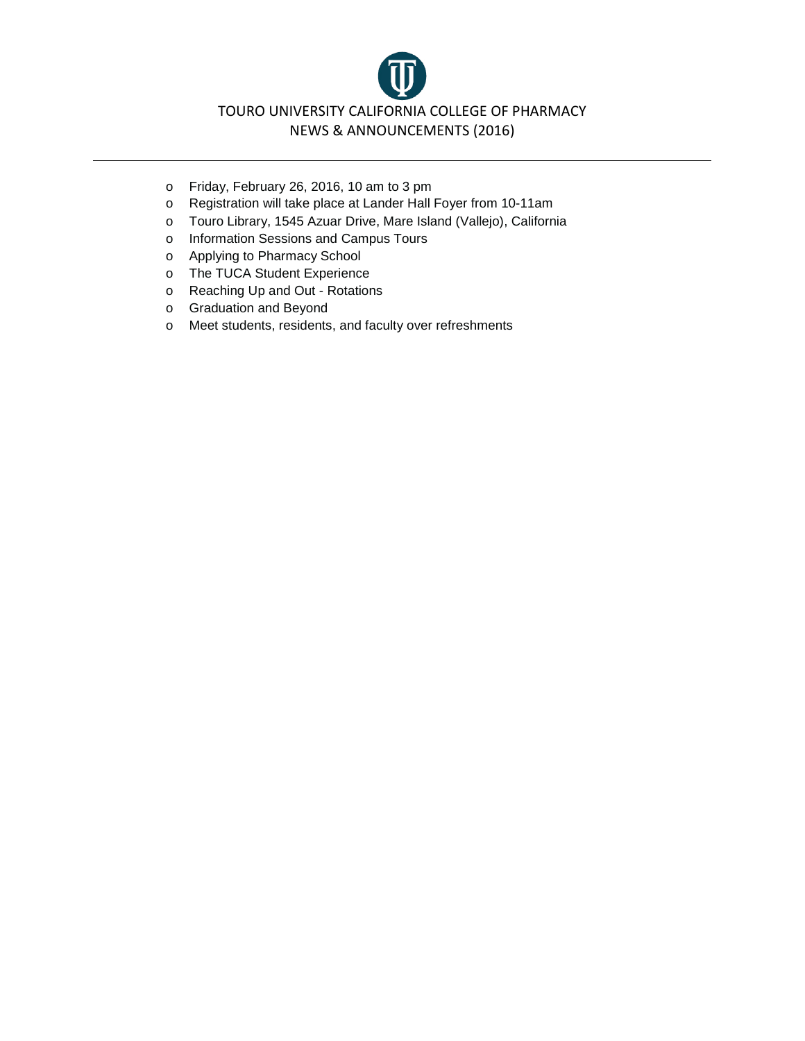- Friday, February 26, 2016, 10 am to 3 pm
- Registration will take place at Lander Hall Foyer from 10-11am
- Touro Library, 1545 Azuar Drive, Mare Island (Vallejo), California
- Information Sessions and Campus Tours
- Applying to Pharmacy School
- The TUCA Student Experience
- Reaching Up and Out - Rotations
- Graduation and Beyond
- Meet students, residents, and faculty over refreshments